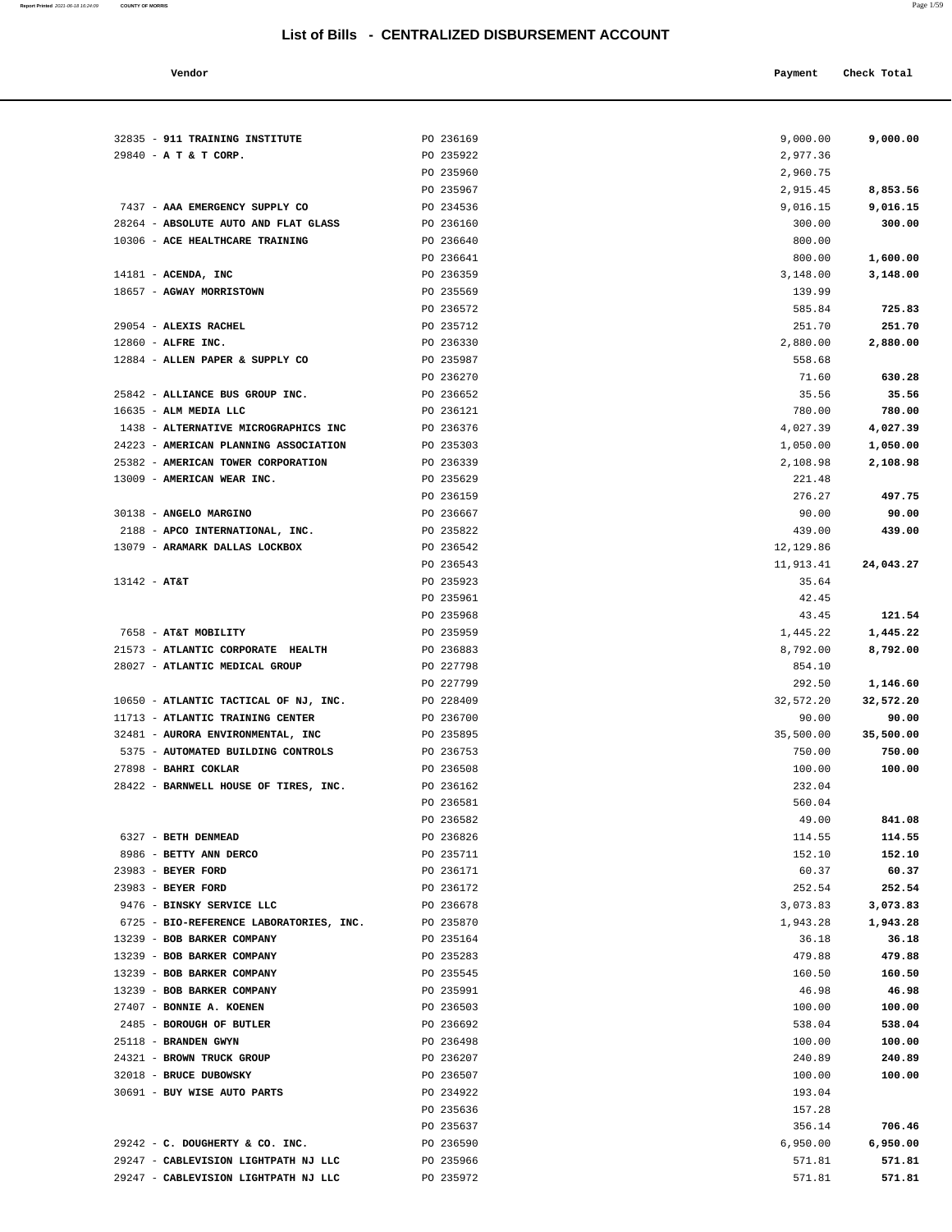# List of Bills - CENTRALIZED DISBURSEMENT ACCOUNT

| Vendor | | Payment | Check Total |
|---|---|---|---|
| 32835 - **911 TRAINING INSTITUTE** | PO 236169 | 9,000.00 | **9,000.00** |
| 29840 - **A T & T CORP.** | PO 235922 | 2,977.36 | |
| | PO 235960 | 2,960.75 | |
| | PO 235967 | 2,915.45 | **8,853.56** |
| 7437 - **AAA EMERGENCY SUPPLY CO** | PO 234536 | 9,016.15 | **9,016.15** |
| 28264 - **ABSOLUTE AUTO AND FLAT GLASS** | PO 236160 | 300.00 | **300.00** |
| 10306 - **ACE HEALTHCARE TRAINING** | PO 236640 | 800.00 | |
| | PO 236641 | 800.00 | **1,600.00** |
| 14181 - **ACENDA, INC** | PO 236359 | 3,148.00 | **3,148.00** |
| 18657 - **AGWAY MORRISTOWN** | PO 235569 | 139.99 | |
| | PO 236572 | 585.84 | **725.83** |
| 29054 - **ALEXIS RACHEL** | PO 235712 | 251.70 | **251.70** |
| 12860 - **ALFRE INC.** | PO 236330 | 2,880.00 | **2,880.00** |
| 12884 - **ALLEN PAPER & SUPPLY CO** | PO 235987 | 558.68 | |
| | PO 236270 | 71.60 | **630.28** |
| 25842 - **ALLIANCE BUS GROUP INC.** | PO 236652 | 35.56 | **35.56** |
| 16635 - **ALM MEDIA LLC** | PO 236121 | 780.00 | **780.00** |
| 1438 - **ALTERNATIVE MICROGRAPHICS INC** | PO 236376 | 4,027.39 | **4,027.39** |
| 24223 - **AMERICAN PLANNING ASSOCIATION** | PO 235303 | 1,050.00 | **1,050.00** |
| 25382 - **AMERICAN TOWER CORPORATION** | PO 236339 | 2,108.98 | **2,108.98** |
| 13009 - **AMERICAN WEAR INC.** | PO 235629 | 221.48 | |
| | PO 236159 | 276.27 | **497.75** |
| 30138 - **ANGELO MARGINO** | PO 236667 | 90.00 | **90.00** |
| 2188 - **APCO INTERNATIONAL, INC.** | PO 235822 | 439.00 | **439.00** |
| 13079 - **ARAMARK DALLAS LOCKBOX** | PO 236542 | 12,129.86 | |
| | PO 236543 | 11,913.41 | **24,043.27** |
| 13142 - **AT&T** | PO 235923 | 35.64 | |
| | PO 235961 | 42.45 | |
| | PO 235968 | 43.45 | **121.54** |
| 7658 - **AT&T MOBILITY** | PO 235959 | 1,445.22 | **1,445.22** |
| 21573 - **ATLANTIC CORPORATE HEALTH** | PO 236883 | 8,792.00 | **8,792.00** |
| 28027 - **ATLANTIC MEDICAL GROUP** | PO 227798 | 854.10 | |
| | PO 227799 | 292.50 | **1,146.60** |
| 10650 - **ATLANTIC TACTICAL OF NJ, INC.** | PO 228409 | 32,572.20 | **32,572.20** |
| 11713 - **ATLANTIC TRAINING CENTER** | PO 236700 | 90.00 | **90.00** |
| 32481 - **AURORA ENVIRONMENTAL, INC** | PO 235895 | 35,500.00 | **35,500.00** |
| 5375 - **AUTOMATED BUILDING CONTROLS** | PO 236753 | 750.00 | **750.00** |
| 27898 - **BAHRI COKLAR** | PO 236508 | 100.00 | **100.00** |
| 28422 - **BARNWELL HOUSE OF TIRES, INC.** | PO 236162 | 232.04 | |
| | PO 236581 | 560.04 | |
| | PO 236582 | 49.00 | **841.08** |
| 6327 - **BETH DENMEAD** | PO 236826 | 114.55 | **114.55** |
| 8986 - **BETTY ANN DERCO** | PO 235711 | 152.10 | **152.10** |
| 23983 - **BEYER FORD** | PO 236171 | 60.37 | **60.37** |
| 23983 - **BEYER FORD** | PO 236172 | 252.54 | **252.54** |
| 9476 - **BINSKY SERVICE LLC** | PO 236678 | 3,073.83 | **3,073.83** |
| 6725 - **BIO-REFERENCE LABORATORIES, INC.** | PO 235870 | 1,943.28 | **1,943.28** |
| 13239 - **BOB BARKER COMPANY** | PO 235164 | 36.18 | **36.18** |
| 13239 - **BOB BARKER COMPANY** | PO 235283 | 479.88 | **479.88** |
| 13239 - **BOB BARKER COMPANY** | PO 235545 | 160.50 | **160.50** |
| 13239 - **BOB BARKER COMPANY** | PO 235991 | 46.98 | **46.98** |
| 27407 - **BONNIE A. KOENEN** | PO 236503 | 100.00 | **100.00** |
| 2485 - **BOROUGH OF BUTLER** | PO 236692 | 538.04 | **538.04** |
| 25118 - **BRANDEN GWYN** | PO 236498 | 100.00 | **100.00** |
| 24321 - **BROWN TRUCK GROUP** | PO 236207 | 240.89 | **240.89** |
| 32018 - **BRUCE DUBOWSKY** | PO 236507 | 100.00 | **100.00** |
| 30691 - **BUY WISE AUTO PARTS** | PO 234922 | 193.04 | |
| | PO 235636 | 157.28 | |
| | PO 235637 | 356.14 | **706.46** |
| 29242 - **C. DOUGHERTY & CO. INC.** | PO 236590 | 6,950.00 | **6,950.00** |
| 29247 - **CABLEVISION LIGHTPATH NJ LLC** | PO 235966 | 571.81 | **571.81** |
| 29247 - **CABLEVISION LIGHTPATH NJ LLC** | PO 235972 | 571.81 | **571.81** |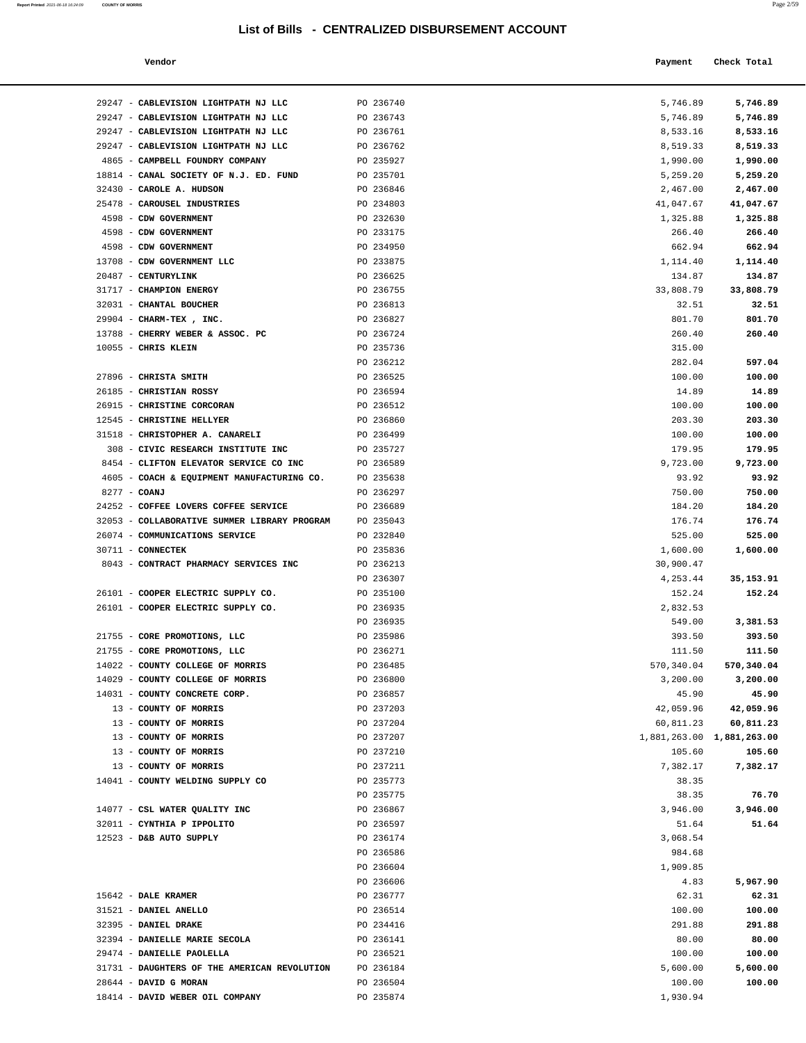# List of Bills - CENTRALIZED DISBURSEMENT ACCOUNT

| Vendor | | Payment | Check Total |
|---|---|---|---|
| 29247 - **CABLEVISION LIGHTPATH NJ LLC** | PO 236740 | 5,746.89 | **5,746.89** |
| 29247 - **CABLEVISION LIGHTPATH NJ LLC** | PO 236743 | 5,746.89 | **5,746.89** |
| 29247 - **CABLEVISION LIGHTPATH NJ LLC** | PO 236761 | 8,533.16 | **8,533.16** |
| 29247 - **CABLEVISION LIGHTPATH NJ LLC** | PO 236762 | 8,519.33 | **8,519.33** |
| 4865 - **CAMPBELL FOUNDRY COMPANY** | PO 235927 | 1,990.00 | **1,990.00** |
| 18814 - **CANAL SOCIETY OF N.J. ED. FUND** | PO 235701 | 5,259.20 | **5,259.20** |
| 32430 - **CAROLE A. HUDSON** | PO 236846 | 2,467.00 | **2,467.00** |
| 25478 - **CAROUSEL INDUSTRIES** | PO 234803 | 41,047.67 | **41,047.67** |
| 4598 - **CDW GOVERNMENT** | PO 232630 | 1,325.88 | **1,325.88** |
| 4598 - **CDW GOVERNMENT** | PO 233175 | 266.40 | **266.40** |
| 4598 - **CDW GOVERNMENT** | PO 234950 | 662.94 | **662.94** |
| 13708 - **CDW GOVERNMENT LLC** | PO 233875 | 1,114.40 | **1,114.40** |
| 20487 - **CENTURYLINK** | PO 236625 | 134.87 | **134.87** |
| 31717 - **CHAMPION ENERGY** | PO 236755 | 33,808.79 | **33,808.79** |
| 32031 - **CHANTAL BOUCHER** | PO 236813 | 32.51 | **32.51** |
| 29904 - **CHARM-TEX , INC.** | PO 236827 | 801.70 | **801.70** |
| 13788 - **CHERRY WEBER & ASSOC. PC** | PO 236724 | 260.40 | **260.40** |
| 10055 - **CHRIS KLEIN** | PO 235736 | 315.00 | |
| | PO 236212 | 282.04 | **597.04** |
| 27896 - **CHRISTA SMITH** | PO 236525 | 100.00 | **100.00** |
| 26185 - **CHRISTIAN ROSSY** | PO 236594 | 14.89 | **14.89** |
| 26915 - **CHRISTINE CORCORAN** | PO 236512 | 100.00 | **100.00** |
| 12545 - **CHRISTINE HELLYER** | PO 236860 | 203.30 | **203.30** |
| 31518 - **CHRISTOPHER A. CANARELI** | PO 236499 | 100.00 | **100.00** |
| 308 - **CIVIC RESEARCH INSTITUTE INC** | PO 235727 | 179.95 | **179.95** |
| 8454 - **CLIFTON ELEVATOR SERVICE CO INC** | PO 236589 | 9,723.00 | **9,723.00** |
| 4605 - **COACH & EQUIPMENT MANUFACTURING CO.** | PO 235638 | 93.92 | **93.92** |
| 8277 - **COANJ** | PO 236297 | 750.00 | **750.00** |
| 24252 - **COFFEE LOVERS COFFEE SERVICE** | PO 236689 | 184.20 | **184.20** |
| 32053 - **COLLABORATIVE SUMMER LIBRARY PROGRAM** | PO 235043 | 176.74 | **176.74** |
| 26074 - **COMMUNICATIONS SERVICE** | PO 232840 | 525.00 | **525.00** |
| 30711 - **CONNECTEK** | PO 235836 | 1,600.00 | **1,600.00** |
| 8043 - **CONTRACT PHARMACY SERVICES INC** | PO 236213 | 30,900.47 | |
| | PO 236307 | 4,253.44 | **35,153.91** |
| 26101 - **COOPER ELECTRIC SUPPLY CO.** | PO 235100 | 152.24 | **152.24** |
| 26101 - **COOPER ELECTRIC SUPPLY CO.** | PO 236935 | 2,832.53 | |
| | PO 236935 | 549.00 | **3,381.53** |
| 21755 - **CORE PROMOTIONS, LLC** | PO 235986 | 393.50 | **393.50** |
| 21755 - **CORE PROMOTIONS, LLC** | PO 236271 | 111.50 | **111.50** |
| 14022 - **COUNTY COLLEGE OF MORRIS** | PO 236485 | 570,340.04 | **570,340.04** |
| 14029 - **COUNTY COLLEGE OF MORRIS** | PO 236800 | 3,200.00 | **3,200.00** |
| 14031 - **COUNTY CONCRETE CORP.** | PO 236857 | 45.90 | **45.90** |
| 13 - **COUNTY OF MORRIS** | PO 237203 | 42,059.96 | **42,059.96** |
| 13 - **COUNTY OF MORRIS** | PO 237204 | 60,811.23 | **60,811.23** |
| 13 - **COUNTY OF MORRIS** | PO 237207 | 1,881,263.00 | **1,881,263.00** |
| 13 - **COUNTY OF MORRIS** | PO 237210 | 105.60 | **105.60** |
| 13 - **COUNTY OF MORRIS** | PO 237211 | 7,382.17 | **7,382.17** |
| 14041 - **COUNTY WELDING SUPPLY CO** | PO 235773 | 38.35 | |
| | PO 235775 | 38.35 | **76.70** |
| 14077 - **CSL WATER QUALITY INC** | PO 236867 | 3,946.00 | **3,946.00** |
| 32011 - **CYNTHIA P IPPOLITO** | PO 236597 | 51.64 | **51.64** |
| 12523 - **D&B AUTO SUPPLY** | PO 236174 | 3,068.54 | |
| | PO 236586 | 984.68 | |
| | PO 236604 | 1,909.85 | |
| | PO 236606 | 4.83 | **5,967.90** |
| 15642 - **DALE KRAMER** | PO 236777 | 62.31 | **62.31** |
| 31521 - **DANIEL ANELLO** | PO 236514 | 100.00 | **100.00** |
| 32395 - **DANIEL DRAKE** | PO 234416 | 291.88 | **291.88** |
| 32394 - **DANIELLE MARIE SECOLA** | PO 236141 | 80.00 | **80.00** |
| 29474 - **DANIELLE PAOLELLA** | PO 236521 | 100.00 | **100.00** |
| 31731 - **DAUGHTERS OF THE AMERICAN REVOLUTION** | PO 236184 | 5,600.00 | **5,600.00** |
| 28644 - **DAVID G MORAN** | PO 236504 | 100.00 | **100.00** |
| 18414 - **DAVID WEBER OIL COMPANY** | PO 235874 | 1,930.94 | |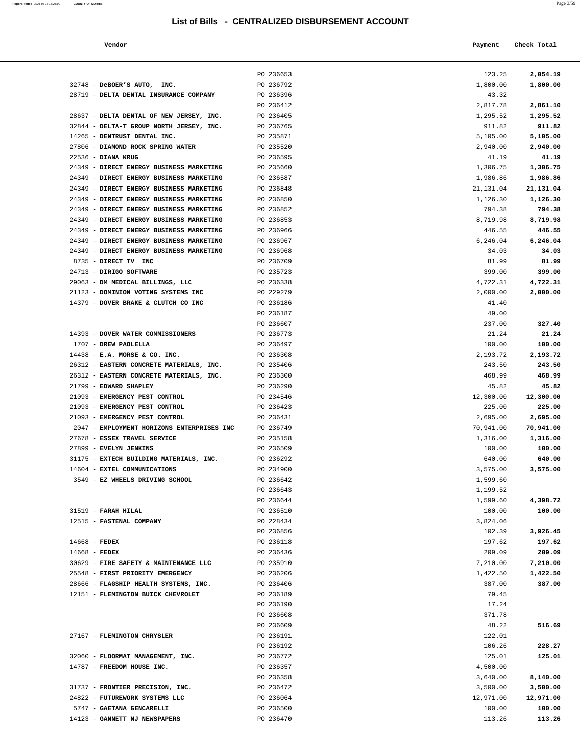## List of Bills - CENTRALIZED DISBURSEMENT ACCOUNT

| Vendor | | Payment | Check Total |
|---|---|---|---|
| | PO 236653 | 123.25 | **2,054.19** |
| 32748 - **DeBOER'S AUTO, INC.** | PO 236792 | 1,800.00 | **1,800.00** |
| 28719 - **DELTA DENTAL INSURANCE COMPANY** | PO 236396 | 43.32 | |
| | PO 236412 | 2,817.78 | **2,861.10** |
| 28637 - **DELTA DENTAL OF NEW JERSEY, INC.** | PO 236405 | 1,295.52 | **1,295.52** |
| 32844 - **DELTA-T GROUP NORTH JERSEY, INC.** | PO 236765 | 911.82 | **911.82** |
| 14265 - **DENTRUST DENTAL INC.** | PO 235871 | 5,105.00 | **5,105.00** |
| 27806 - **DIAMOND ROCK SPRING WATER** | PO 235520 | 2,940.00 | **2,940.00** |
| 22536 - **DIANA KRUG** | PO 236595 | 41.19 | **41.19** |
| 24349 - **DIRECT ENERGY BUSINESS MARKETING** | PO 235660 | 1,306.75 | **1,306.75** |
| 24349 - **DIRECT ENERGY BUSINESS MARKETING** | PO 236587 | 1,986.86 | **1,986.86** |
| 24349 - **DIRECT ENERGY BUSINESS MARKETING** | PO 236848 | 21,131.04 | **21,131.04** |
| 24349 - **DIRECT ENERGY BUSINESS MARKETING** | PO 236850 | 1,126.30 | **1,126.30** |
| 24349 - **DIRECT ENERGY BUSINESS MARKETING** | PO 236852 | 794.38 | **794.38** |
| 24349 - **DIRECT ENERGY BUSINESS MARKETING** | PO 236853 | 8,719.98 | **8,719.98** |
| 24349 - **DIRECT ENERGY BUSINESS MARKETING** | PO 236966 | 446.55 | **446.55** |
| 24349 - **DIRECT ENERGY BUSINESS MARKETING** | PO 236967 | 6,246.04 | **6,246.04** |
| 24349 - **DIRECT ENERGY BUSINESS MARKETING** | PO 236968 | 34.03 | **34.03** |
| 8735 - **DIRECT TV INC** | PO 236709 | 81.99 | **81.99** |
| 24713 - **DIRIGO SOFTWARE** | PO 235723 | 399.00 | **399.00** |
| 29063 - **DM MEDICAL BILLINGS, LLC** | PO 236338 | 4,722.31 | **4,722.31** |
| 21123 - **DOMINION VOTING SYSTEMS INC** | PO 229279 | 2,000.00 | **2,000.00** |
| 14379 - **DOVER BRAKE & CLUTCH CO INC** | PO 236186 | 41.40 | |
| | PO 236187 | 49.00 | |
| | PO 236607 | 237.00 | **327.40** |
| 14393 - **DOVER WATER COMMISSIONERS** | PO 236773 | 21.24 | **21.24** |
| 1707 - **DREW PAOLELLA** | PO 236497 | 100.00 | **100.00** |
| 14438 - **E.A. MORSE & CO. INC.** | PO 236308 | 2,193.72 | **2,193.72** |
| 26312 - **EASTERN CONCRETE MATERIALS, INC.** | PO 235406 | 243.50 | **243.50** |
| 26312 - **EASTERN CONCRETE MATERIALS, INC.** | PO 236300 | 468.99 | **468.99** |
| 21799 - **EDWARD SHAPLEY** | PO 236290 | 45.82 | **45.82** |
| 21093 - **EMERGENCY PEST CONTROL** | PO 234546 | 12,300.00 | **12,300.00** |
| 21093 - **EMERGENCY PEST CONTROL** | PO 236423 | 225.00 | **225.00** |
| 21093 - **EMERGENCY PEST CONTROL** | PO 236431 | 2,695.00 | **2,695.00** |
| 2047 - **EMPLOYMENT HORIZONS ENTERPRISES INC** | PO 236749 | 70,941.00 | **70,941.00** |
| 27678 - **ESSEX TRAVEL SERVICE** | PO 235158 | 1,316.00 | **1,316.00** |
| 27899 - **EVELYN JENKINS** | PO 236509 | 100.00 | **100.00** |
| 31175 - **EXTECH BUILDING MATERIALS, INC.** | PO 236292 | 640.00 | **640.00** |
| 14604 - **EXTEL COMMUNICATIONS** | PO 234900 | 3,575.00 | **3,575.00** |
| 3549 - **EZ WHEELS DRIVING SCHOOL** | PO 236642 | 1,599.60 | |
| | PO 236643 | 1,199.52 | |
| | PO 236644 | 1,599.60 | **4,398.72** |
| 31519 - **FARAH HILAL** | PO 236510 | 100.00 | **100.00** |
| 12515 - **FASTENAL COMPANY** | PO 228434 | 3,824.06 | |
| | PO 236856 | 102.39 | **3,926.45** |
| 14668 - **FEDEX** | PO 236118 | 197.62 | **197.62** |
| 14668 - **FEDEX** | PO 236436 | 209.09 | **209.09** |
| 30629 - **FIRE SAFETY & MAINTENANCE LLC** | PO 235910 | 7,210.00 | **7,210.00** |
| 25548 - **FIRST PRIORITY EMERGENCY** | PO 236206 | 1,422.50 | **1,422.50** |
| 28666 - **FLAGSHIP HEALTH SYSTEMS, INC.** | PO 236406 | 387.00 | **387.00** |
| 12151 - **FLEMINGTON BUICK CHEVROLET** | PO 236189 | 79.45 | |
| | PO 236190 | 17.24 | |
| | PO 236608 | 371.78 | |
| | PO 236609 | 48.22 | **516.69** |
| 27167 - **FLEMINGTON CHRYSLER** | PO 236191 | 122.01 | |
| | PO 236192 | 106.26 | **228.27** |
| 32060 - **FLOORMAT MANAGEMENT, INC.** | PO 236772 | 125.01 | **125.01** |
| 14787 - **FREEDOM HOUSE INC.** | PO 236357 | 4,500.00 | |
| | PO 236358 | 3,640.00 | **8,140.00** |
| 31737 - **FRONTIER PRECISION, INC.** | PO 236472 | 3,500.00 | **3,500.00** |
| 24822 - **FUTUREWORK SYSTEMS LLC** | PO 236064 | 12,971.00 | **12,971.00** |
| 5747 - **GAETANA GENCARELLI** | PO 236500 | 100.00 | **100.00** |
| 14123 - **GANNETT NJ NEWSPAPERS** | PO 236470 | 113.26 | **113.26** |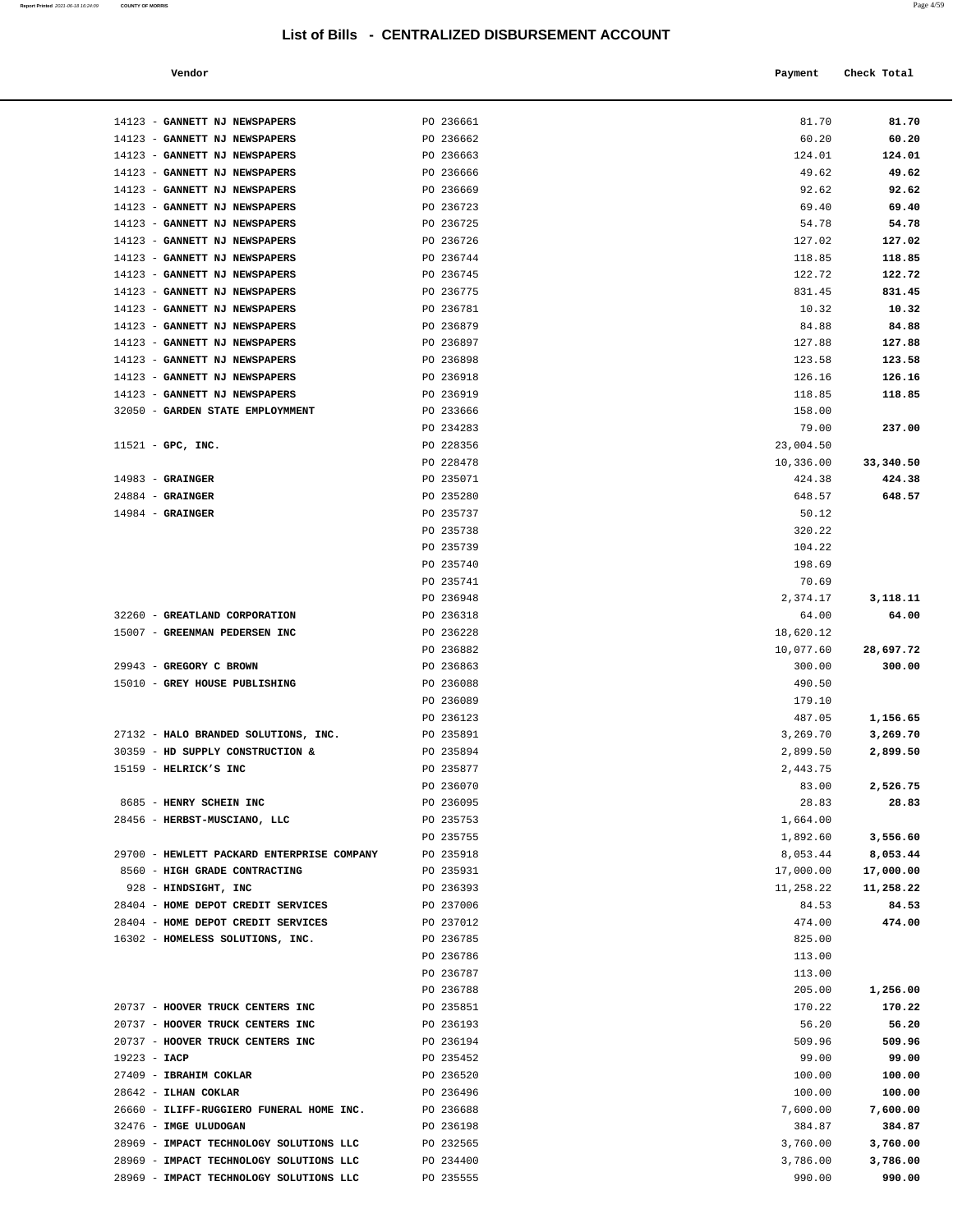# List of Bills - CENTRALIZED DISBURSEMENT ACCOUNT

| Vendor | | Payment | Check Total |
|---|---|---|---|
| 14123 - **GANNETT NJ NEWSPAPERS** | PO 236661 | 81.70 | **81.70** |
| 14123 - **GANNETT NJ NEWSPAPERS** | PO 236662 | 60.20 | **60.20** |
| 14123 - **GANNETT NJ NEWSPAPERS** | PO 236663 | 124.01 | **124.01** |
| 14123 - **GANNETT NJ NEWSPAPERS** | PO 236666 | 49.62 | **49.62** |
| 14123 - **GANNETT NJ NEWSPAPERS** | PO 236669 | 92.62 | **92.62** |
| 14123 - **GANNETT NJ NEWSPAPERS** | PO 236723 | 69.40 | **69.40** |
| 14123 - **GANNETT NJ NEWSPAPERS** | PO 236725 | 54.78 | **54.78** |
| 14123 - **GANNETT NJ NEWSPAPERS** | PO 236726 | 127.02 | **127.02** |
| 14123 - **GANNETT NJ NEWSPAPERS** | PO 236744 | 118.85 | **118.85** |
| 14123 - **GANNETT NJ NEWSPAPERS** | PO 236745 | 122.72 | **122.72** |
| 14123 - **GANNETT NJ NEWSPAPERS** | PO 236775 | 831.45 | **831.45** |
| 14123 - **GANNETT NJ NEWSPAPERS** | PO 236781 | 10.32 | **10.32** |
| 14123 - **GANNETT NJ NEWSPAPERS** | PO 236879 | 84.88 | **84.88** |
| 14123 - **GANNETT NJ NEWSPAPERS** | PO 236897 | 127.88 | **127.88** |
| 14123 - **GANNETT NJ NEWSPAPERS** | PO 236898 | 123.58 | **123.58** |
| 14123 - **GANNETT NJ NEWSPAPERS** | PO 236918 | 126.16 | **126.16** |
| 14123 - **GANNETT NJ NEWSPAPERS** | PO 236919 | 118.85 | **118.85** |
| 32050 - **GARDEN STATE EMPLOYMMENT** | PO 233666 | 158.00 | |
| | PO 234283 | 79.00 | **237.00** |
| 11521 - **GPC, INC.** | PO 228356 | 23,004.50 | |
| | PO 228478 | 10,336.00 | **33,340.50** |
| 14983 - **GRAINGER** | PO 235071 | 424.38 | **424.38** |
| 24884 - **GRAINGER** | PO 235280 | 648.57 | **648.57** |
| 14984 - **GRAINGER** | PO 235737 | 50.12 | |
| | PO 235738 | 320.22 | |
| | PO 235739 | 104.22 | |
| | PO 235740 | 198.69 | |
| | PO 235741 | 70.69 | |
| | PO 236948 | 2,374.17 | **3,118.11** |
| 32260 - **GREATLAND CORPORATION** | PO 236318 | 64.00 | **64.00** |
| 15007 - **GREENMAN PEDERSEN INC** | PO 236228 | 18,620.12 | |
| | PO 236882 | 10,077.60 | **28,697.72** |
| 29943 - **GREGORY C BROWN** | PO 236863 | 300.00 | **300.00** |
| 15010 - **GREY HOUSE PUBLISHING** | PO 236088 | 490.50 | |
| | PO 236089 | 179.10 | |
| | PO 236123 | 487.05 | **1,156.65** |
| 27132 - **HALO BRANDED SOLUTIONS, INC.** | PO 235891 | 3,269.70 | **3,269.70** |
| 30359 - **HD SUPPLY CONSTRUCTION &** | PO 235894 | 2,899.50 | **2,899.50** |
| 15159 - **HELRICK'S INC** | PO 235877 | 2,443.75 | |
| | PO 236070 | 83.00 | **2,526.75** |
| 8685 - **HENRY SCHEIN INC** | PO 236095 | 28.83 | **28.83** |
| 28456 - **HERBST-MUSCIANO, LLC** | PO 235753 | 1,664.00 | |
| | PO 235755 | 1,892.60 | **3,556.60** |
| 29700 - **HEWLETT PACKARD ENTERPRISE COMPANY** | PO 235918 | 8,053.44 | **8,053.44** |
| 8560 - **HIGH GRADE CONTRACTING** | PO 235931 | 17,000.00 | **17,000.00** |
| 928 - **HINDSIGHT, INC** | PO 236393 | 11,258.22 | **11,258.22** |
| 28404 - **HOME DEPOT CREDIT SERVICES** | PO 237006 | 84.53 | **84.53** |
| 28404 - **HOME DEPOT CREDIT SERVICES** | PO 237012 | 474.00 | **474.00** |
| 16302 - **HOMELESS SOLUTIONS, INC.** | PO 236785 | 825.00 | |
| | PO 236786 | 113.00 | |
| | PO 236787 | 113.00 | |
| | PO 236788 | 205.00 | **1,256.00** |
| 20737 - **HOOVER TRUCK CENTERS INC** | PO 235851 | 170.22 | **170.22** |
| 20737 - **HOOVER TRUCK CENTERS INC** | PO 236193 | 56.20 | **56.20** |
| 20737 - **HOOVER TRUCK CENTERS INC** | PO 236194 | 509.96 | **509.96** |
| 19223 - **IACP** | PO 235452 | 99.00 | **99.00** |
| 27409 - **IBRAHIM COKLAR** | PO 236520 | 100.00 | **100.00** |
| 28642 - **ILHAN COKLAR** | PO 236496 | 100.00 | **100.00** |
| 26660 - **ILIFF-RUGGIERO FUNERAL HOME INC.** | PO 236688 | 7,600.00 | **7,600.00** |
| 32476 - **IMGE ULUDOGAN** | PO 236198 | 384.87 | **384.87** |
| 28969 - **IMPACT TECHNOLOGY SOLUTIONS LLC** | PO 232565 | 3,760.00 | **3,760.00** |
| 28969 - **IMPACT TECHNOLOGY SOLUTIONS LLC** | PO 234400 | 3,786.00 | **3,786.00** |
| 28969 - **IMPACT TECHNOLOGY SOLUTIONS LLC** | PO 235555 | 990.00 | **990.00** |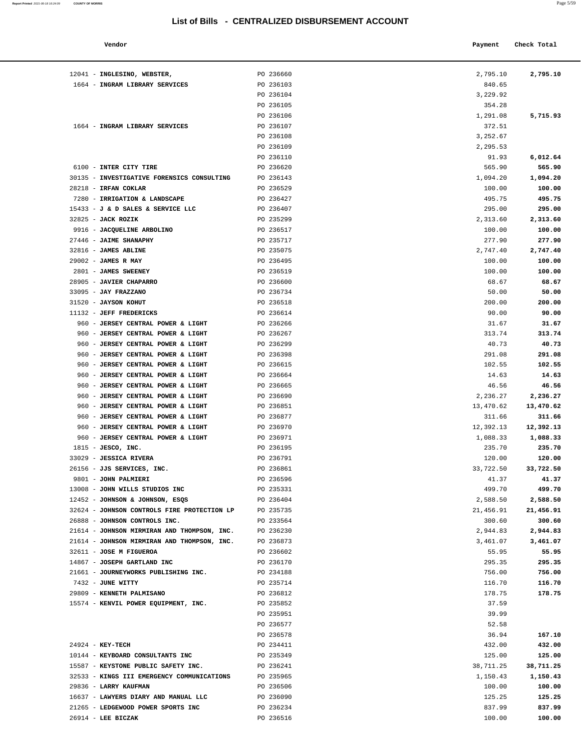# List of Bills - CENTRALIZED DISBURSEMENT ACCOUNT

| Vendor | | Payment | Check Total |
|---|---|---|---|
| 12041 - **INGLESINO, WEBSTER,** | PO 236660 | 2,795.10 | **2,795.10** |
| 1664 - **INGRAM LIBRARY SERVICES** | PO 236103 | 840.65 | |
| | PO 236104 | 3,229.92 | |
| | PO 236105 | 354.28 | |
| | PO 236106 | 1,291.08 | **5,715.93** |
| 1664 - **INGRAM LIBRARY SERVICES** | PO 236107 | 372.51 | |
| | PO 236108 | 3,252.67 | |
| | PO 236109 | 2,295.53 | |
| | PO 236110 | 91.93 | **6,012.64** |
| 6100 - **INTER CITY TIRE** | PO 236620 | 565.90 | **565.90** |
| 30135 - **INVESTIGATIVE FORENSICS CONSULTING** | PO 236143 | 1,094.20 | **1,094.20** |
| 28218 - **IRFAN COKLAR** | PO 236529 | 100.00 | **100.00** |
| 7280 - **IRRIGATION & LANDSCAPE** | PO 236427 | 495.75 | **495.75** |
| 15433 - **J & D SALES & SERVICE LLC** | PO 236407 | 295.00 | **295.00** |
| 32825 - **JACK ROZIK** | PO 235299 | 2,313.60 | **2,313.60** |
| 9916 - **JACQUELINE ARBOLINO** | PO 236517 | 100.00 | **100.00** |
| 27446 - **JAIME SHANAPHY** | PO 235717 | 277.90 | **277.90** |
| 32816 - **JAMES ABLINE** | PO 235075 | 2,747.40 | **2,747.40** |
| 29002 - **JAMES R MAY** | PO 236495 | 100.00 | **100.00** |
| 2801 - **JAMES SWEENEY** | PO 236519 | 100.00 | **100.00** |
| 28905 - **JAVIER CHAPARRO** | PO 236600 | 68.67 | **68.67** |
| 33095 - **JAY FRAZZANO** | PO 236734 | 50.00 | **50.00** |
| 31520 - **JAYSON KOHUT** | PO 236518 | 200.00 | **200.00** |
| 11132 - **JEFF FREDERICKS** | PO 236614 | 90.00 | **90.00** |
| 960 - **JERSEY CENTRAL POWER & LIGHT** | PO 236266 | 31.67 | **31.67** |
| 960 - **JERSEY CENTRAL POWER & LIGHT** | PO 236267 | 313.74 | **313.74** |
| 960 - **JERSEY CENTRAL POWER & LIGHT** | PO 236299 | 40.73 | **40.73** |
| 960 - **JERSEY CENTRAL POWER & LIGHT** | PO 236398 | 291.08 | **291.08** |
| 960 - **JERSEY CENTRAL POWER & LIGHT** | PO 236615 | 102.55 | **102.55** |
| 960 - **JERSEY CENTRAL POWER & LIGHT** | PO 236664 | 14.63 | **14.63** |
| 960 - **JERSEY CENTRAL POWER & LIGHT** | PO 236665 | 46.56 | **46.56** |
| 960 - **JERSEY CENTRAL POWER & LIGHT** | PO 236690 | 2,236.27 | **2,236.27** |
| 960 - **JERSEY CENTRAL POWER & LIGHT** | PO 236851 | 13,470.62 | **13,470.62** |
| 960 - **JERSEY CENTRAL POWER & LIGHT** | PO 236877 | 311.66 | **311.66** |
| 960 - **JERSEY CENTRAL POWER & LIGHT** | PO 236970 | 12,392.13 | **12,392.13** |
| 960 - **JERSEY CENTRAL POWER & LIGHT** | PO 236971 | 1,088.33 | **1,088.33** |
| 1815 - **JESCO, INC.** | PO 236195 | 235.70 | **235.70** |
| 33029 - **JESSICA RIVERA** | PO 236791 | 120.00 | **120.00** |
| 26156 - **JJS SERVICES, INC.** | PO 236861 | 33,722.50 | **33,722.50** |
| 9801 - **JOHN PALMIERI** | PO 236596 | 41.37 | **41.37** |
| 13008 - **JOHN WILLS STUDIOS INC** | PO 235331 | 499.70 | **499.70** |
| 12452 - **JOHNSON & JOHNSON, ESQS** | PO 236404 | 2,588.50 | **2,588.50** |
| 32624 - **JOHNSON CONTROLS FIRE PROTECTION LP** | PO 235735 | 21,456.91 | **21,456.91** |
| 26888 - **JOHNSON CONTROLS INC.** | PO 233564 | 300.60 | **300.60** |
| 21614 - **JOHNSON MIRMIRAN AND THOMPSON, INC.** | PO 236230 | 2,944.83 | **2,944.83** |
| 21614 - **JOHNSON MIRMIRAN AND THOMPSON, INC.** | PO 236873 | 3,461.07 | **3,461.07** |
| 32611 - **JOSE M FIGUEROA** | PO 236602 | 55.95 | **55.95** |
| 14867 - **JOSEPH GARTLAND INC** | PO 236170 | 295.35 | **295.35** |
| 21661 - **JOURNEYWORKS PUBLISHING INC.** | PO 234188 | 756.00 | **756.00** |
| 7432 - **JUNE WITTY** | PO 235714 | 116.70 | **116.70** |
| 29809 - **KENNETH PALMISANO** | PO 236812 | 178.75 | **178.75** |
| 15574 - **KENVIL POWER EQUIPMENT, INC.** | PO 235852 | 37.59 | |
| | PO 235951 | 39.99 | |
| | PO 236577 | 52.58 | |
| | PO 236578 | 36.94 | **167.10** |
| 24924 - **KEY-TECH** | PO 234411 | 432.00 | **432.00** |
| 10144 - **KEYBOARD CONSULTANTS INC** | PO 235349 | 125.00 | **125.00** |
| 15587 - **KEYSTONE PUBLIC SAFETY INC.** | PO 236241 | 38,711.25 | **38,711.25** |
| 32533 - **KINGS III EMERGENCY COMMUNICATIONS** | PO 235965 | 1,150.43 | **1,150.43** |
| 29836 - **LARRY KAUFMAN** | PO 236506 | 100.00 | **100.00** |
| 16637 - **LAWYERS DIARY AND MANUAL LLC** | PO 236090 | 125.25 | **125.25** |
| 21265 - **LEDGEWOOD POWER SPORTS INC** | PO 236234 | 837.99 | **837.99** |
| 26914 - **LEE BICZAK** | PO 236516 | 100.00 | **100.00** |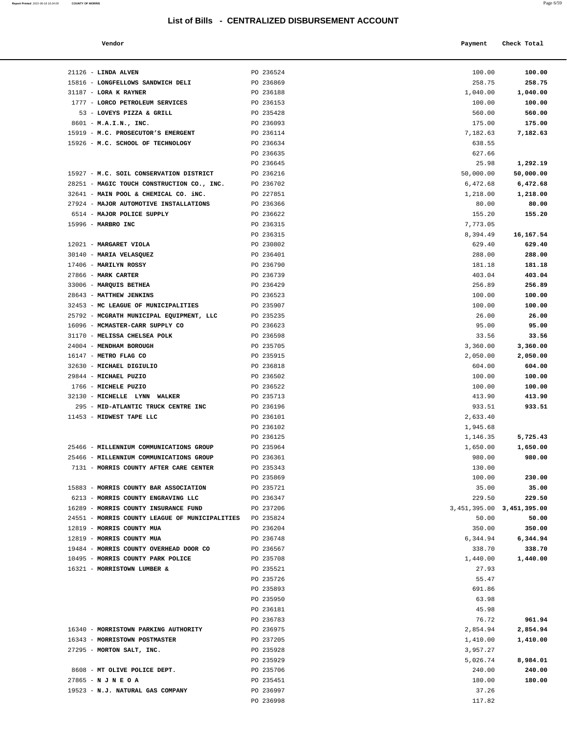# List of Bills - CENTRALIZED DISBURSEMENT ACCOUNT

| Vendor | | Payment | Check Total |
|---|---|---|---|
| 21126 - **LINDA ALVEN** | PO 236524 | 100.00 | **100.00** |
| 15816 - **LONGFELLOWS SANDWICH DELI** | PO 236869 | 258.75 | **258.75** |
| 31187 - **LORA K RAYNER** | PO 236188 | 1,040.00 | **1,040.00** |
| 1777 - **LORCO PETROLEUM SERVICES** | PO 236153 | 100.00 | **100.00** |
| 53 - **LOVEYS PIZZA & GRILL** | PO 235428 | 560.00 | **560.00** |
| 8601 - **M.A.I.N., INC.** | PO 236093 | 175.00 | **175.00** |
| 15919 - **M.C. PROSECUTOR'S EMERGENT** | PO 236114 | 7,182.63 | **7,182.63** |
| 15926 - **M.C. SCHOOL OF TECHNOLOGY** | PO 236634 | 638.55 | |
| | PO 236635 | 627.66 | |
| | PO 236645 | 25.98 | **1,292.19** |
| 15927 - **M.C. SOIL CONSERVATION DISTRICT** | PO 236216 | 50,000.00 | **50,000.00** |
| 28251 - **MAGIC TOUCH CONSTRUCTION CO., INC.** | PO 236702 | 6,472.68 | **6,472.68** |
| 32641 - **MAIN POOL & CHEMICAL CO. iNC.** | PO 227851 | 1,218.00 | **1,218.00** |
| 27924 - **MAJOR AUTOMOTIVE INSTALLATIONS** | PO 236366 | 80.00 | **80.00** |
| 6514 - **MAJOR POLICE SUPPLY** | PO 236622 | 155.20 | **155.20** |
| 15996 - **MARBRO INC** | PO 236315 | 7,773.05 | |
| | PO 236315 | 8,394.49 | **16,167.54** |
| 12021 - **MARGARET VIOLA** | PO 230802 | 629.40 | **629.40** |
| 30140 - **MARIA VELASQUEZ** | PO 236401 | 288.00 | **288.00** |
| 17406 - **MARILYN ROSSY** | PO 236790 | 181.18 | **181.18** |
| 27866 - **MARK CARTER** | PO 236739 | 403.04 | **403.04** |
| 33006 - **MARQUIS BETHEA** | PO 236429 | 256.89 | **256.89** |
| 28643 - **MATTHEW JENKINS** | PO 236523 | 100.00 | **100.00** |
| 32453 - **MC LEAGUE OF MUNICIPALITIES** | PO 235907 | 100.00 | **100.00** |
| 25792 - **MCGRATH MUNICIPAL EQUIPMENT, LLC** | PO 235235 | 26.00 | **26.00** |
| 16096 - **MCMASTER-CARR SUPPLY CO** | PO 236623 | 95.00 | **95.00** |
| 31170 - **MELISSA CHELSEA POLK** | PO 236598 | 33.56 | **33.56** |
| 24004 - **MENDHAM BOROUGH** | PO 235705 | 3,360.00 | **3,360.00** |
| 16147 - **METRO FLAG CO** | PO 235915 | 2,050.00 | **2,050.00** |
| 32630 - **MICHAEL DIGIULIO** | PO 236818 | 604.00 | **604.00** |
| 29844 - **MICHAEL PUZIO** | PO 236502 | 100.00 | **100.00** |
| 1766 - **MICHELE PUZIO** | PO 236522 | 100.00 | **100.00** |
| 32130 - **MICHELLE LYNN WALKER** | PO 235713 | 413.90 | **413.90** |
| 295 - **MID-ATLANTIC TRUCK CENTRE INC** | PO 236196 | 933.51 | **933.51** |
| 11453 - **MIDWEST TAPE LLC** | PO 236101 | 2,633.40 | |
| | PO 236102 | 1,945.68 | |
| | PO 236125 | 1,146.35 | **5,725.43** |
| 25466 - **MILLENNIUM COMMUNICATIONS GROUP** | PO 235964 | 1,650.00 | **1,650.00** |
| 25466 - **MILLENNIUM COMMUNICATIONS GROUP** | PO 236361 | 980.00 | **980.00** |
| 7131 - **MORRIS COUNTY AFTER CARE CENTER** | PO 235343 | 130.00 | |
| | PO 235869 | 100.00 | **230.00** |
| 15883 - **MORRIS COUNTY BAR ASSOCIATION** | PO 235721 | 35.00 | **35.00** |
| 6213 - **MORRIS COUNTY ENGRAVING LLC** | PO 236347 | 229.50 | **229.50** |
| 16289 - **MORRIS COUNTY INSURANCE FUND** | PO 237206 | 3,451,395.00 | **3,451,395.00** |
| 24551 - **MORRIS COUNTY LEAGUE OF MUNICIPALITIES** | PO 235824 | 50.00 | **50.00** |
| 12819 - **MORRIS COUNTY MUA** | PO 236204 | 350.00 | **350.00** |
| 12819 - **MORRIS COUNTY MUA** | PO 236748 | 6,344.94 | **6,344.94** |
| 19484 - **MORRIS COUNTY OVERHEAD DOOR CO** | PO 236567 | 338.70 | **338.70** |
| 10495 - **MORRIS COUNTY PARK POLICE** | PO 235708 | 1,440.00 | **1,440.00** |
| 16321 - **MORRISTOWN LUMBER &** | PO 235521 | 27.93 | |
| | PO 235726 | 55.47 | |
| | PO 235893 | 691.86 | |
| | PO 235950 | 63.98 | |
| | PO 236181 | 45.98 | |
| | PO 236783 | 76.72 | **961.94** |
| 16340 - **MORRISTOWN PARKING AUTHORITY** | PO 236975 | 2,854.94 | **2,854.94** |
| 16343 - **MORRISTOWN POSTMASTER** | PO 237205 | 1,410.00 | **1,410.00** |
| 27295 - **MORTON SALT, INC.** | PO 235928 | 3,957.27 | |
| | PO 235929 | 5,026.74 | **8,984.01** |
| 8608 - **MT OLIVE POLICE DEPT.** | PO 235706 | 240.00 | **240.00** |
| 27865 - **N J N E O A** | PO 235451 | 180.00 | **180.00** |
| 19523 - **N.J. NATURAL GAS COMPANY** | PO 236997 | 37.26 | |
| | PO 236998 | 117.82 | |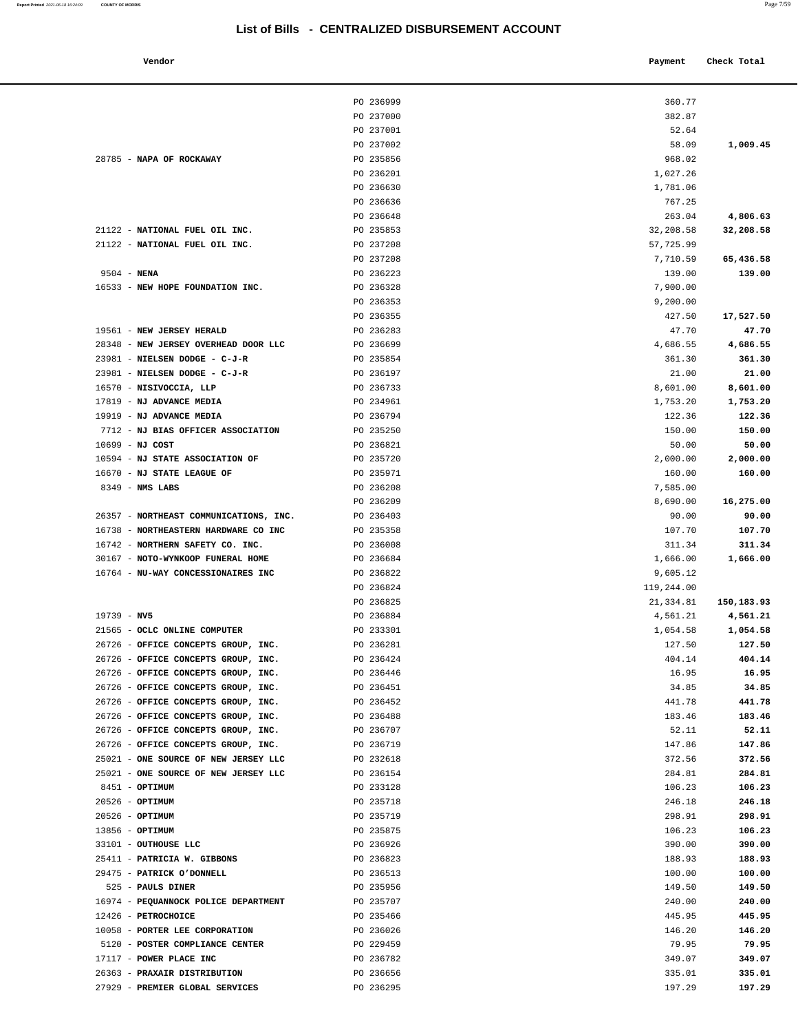## List of Bills - CENTRALIZED DISBURSEMENT ACCOUNT

| Vendor | | Payment | Check Total |
|---|---|---|---|
| | PO 236999 | 360.77 | |
| | PO 237000 | 382.87 | |
| | PO 237001 | 52.64 | |
| | PO 237002 | 58.09 | **1,009.45** |
| 28785 - **NAPA OF ROCKAWAY** | PO 235856 | 968.02 | |
| | PO 236201 | 1,027.26 | |
| | PO 236630 | 1,781.06 | |
| | PO 236636 | 767.25 | |
| | PO 236648 | 263.04 | **4,806.63** |
| 21122 - **NATIONAL FUEL OIL INC.** | PO 235853 | 32,208.58 | **32,208.58** |
| 21122 - **NATIONAL FUEL OIL INC.** | PO 237208 | 57,725.99 | |
| | PO 237208 | 7,710.59 | **65,436.58** |
| 9504 - **NENA** | PO 236223 | 139.00 | **139.00** |
| 16533 - **NEW HOPE FOUNDATION INC.** | PO 236328 | 7,900.00 | |
| | PO 236353 | 9,200.00 | |
| | PO 236355 | 427.50 | **17,527.50** |
| 19561 - **NEW JERSEY HERALD** | PO 236283 | 47.70 | **47.70** |
| 28348 - **NEW JERSEY OVERHEAD DOOR LLC** | PO 236699 | 4,686.55 | **4,686.55** |
| 23981 - **NIELSEN DODGE - C-J-R** | PO 235854 | 361.30 | **361.30** |
| 23981 - **NIELSEN DODGE - C-J-R** | PO 236197 | 21.00 | **21.00** |
| 16570 - **NISIVOCCIA, LLP** | PO 236733 | 8,601.00 | **8,601.00** |
| 17819 - **NJ ADVANCE MEDIA** | PO 234961 | 1,753.20 | **1,753.20** |
| 19919 - **NJ ADVANCE MEDIA** | PO 236794 | 122.36 | **122.36** |
| 7712 - **NJ BIAS OFFICER ASSOCIATION** | PO 235250 | 150.00 | **150.00** |
| 10699 - **NJ COST** | PO 236821 | 50.00 | **50.00** |
| 10594 - **NJ STATE ASSOCIATION OF** | PO 235720 | 2,000.00 | **2,000.00** |
| 16670 - **NJ STATE LEAGUE OF** | PO 235971 | 160.00 | **160.00** |
| 8349 - **NMS LABS** | PO 236208 | 7,585.00 | |
| | PO 236209 | 8,690.00 | **16,275.00** |
| 26357 - **NORTHEAST COMMUNICATIONS, INC.** | PO 236403 | 90.00 | **90.00** |
| 16738 - **NORTHEASTERN HARDWARE CO INC** | PO 235358 | 107.70 | **107.70** |
| 16742 - **NORTHERN SAFETY CO. INC.** | PO 236008 | 311.34 | **311.34** |
| 30167 - **NOTO-WYNKOOP FUNERAL HOME** | PO 236684 | 1,666.00 | **1,666.00** |
| 16764 - **NU-WAY CONCESSIONAIRES INC** | PO 236822 | 9,605.12 | |
| | PO 236824 | 119,244.00 | |
| | PO 236825 | 21,334.81 | **150,183.93** |
| 19739 - **NV5** | PO 236884 | 4,561.21 | **4,561.21** |
| 21565 - **OCLC ONLINE COMPUTER** | PO 233301 | 1,054.58 | **1,054.58** |
| 26726 - **OFFICE CONCEPTS GROUP, INC.** | PO 236281 | 127.50 | **127.50** |
| 26726 - **OFFICE CONCEPTS GROUP, INC.** | PO 236424 | 404.14 | **404.14** |
| 26726 - **OFFICE CONCEPTS GROUP, INC.** | PO 236446 | 16.95 | **16.95** |
| 26726 - **OFFICE CONCEPTS GROUP, INC.** | PO 236451 | 34.85 | **34.85** |
| 26726 - **OFFICE CONCEPTS GROUP, INC.** | PO 236452 | 441.78 | **441.78** |
| 26726 - **OFFICE CONCEPTS GROUP, INC.** | PO 236488 | 183.46 | **183.46** |
| 26726 - **OFFICE CONCEPTS GROUP, INC.** | PO 236707 | 52.11 | **52.11** |
| 26726 - **OFFICE CONCEPTS GROUP, INC.** | PO 236719 | 147.86 | **147.86** |
| 25021 - **ONE SOURCE OF NEW JERSEY LLC** | PO 232618 | 372.56 | **372.56** |
| 25021 - **ONE SOURCE OF NEW JERSEY LLC** | PO 236154 | 284.81 | **284.81** |
| 8451 - **OPTIMUM** | PO 233128 | 106.23 | **106.23** |
| 20526 - **OPTIMUM** | PO 235718 | 246.18 | **246.18** |
| 20526 - **OPTIMUM** | PO 235719 | 298.91 | **298.91** |
| 13856 - **OPTIMUM** | PO 235875 | 106.23 | **106.23** |
| 33101 - **OUTHOUSE LLC** | PO 236926 | 390.00 | **390.00** |
| 25411 - **PATRICIA W. GIBBONS** | PO 236823 | 188.93 | **188.93** |
| 29475 - **PATRICK O'DONNELL** | PO 236513 | 100.00 | **100.00** |
| 525 - **PAULS DINER** | PO 235956 | 149.50 | **149.50** |
| 16974 - **PEQUANNOCK POLICE DEPARTMENT** | PO 235707 | 240.00 | **240.00** |
| 12426 - **PETROCHOICE** | PO 235466 | 445.95 | **445.95** |
| 10058 - **PORTER LEE CORPORATION** | PO 236026 | 146.20 | **146.20** |
| 5120 - **POSTER COMPLIANCE CENTER** | PO 229459 | 79.95 | **79.95** |
| 17117 - **POWER PLACE INC** | PO 236782 | 349.07 | **349.07** |
| 26363 - **PRAXAIR DISTRIBUTION** | PO 236656 | 335.01 | **335.01** |
| 27929 - **PREMIER GLOBAL SERVICES** | PO 236295 | 197.29 | **197.29** |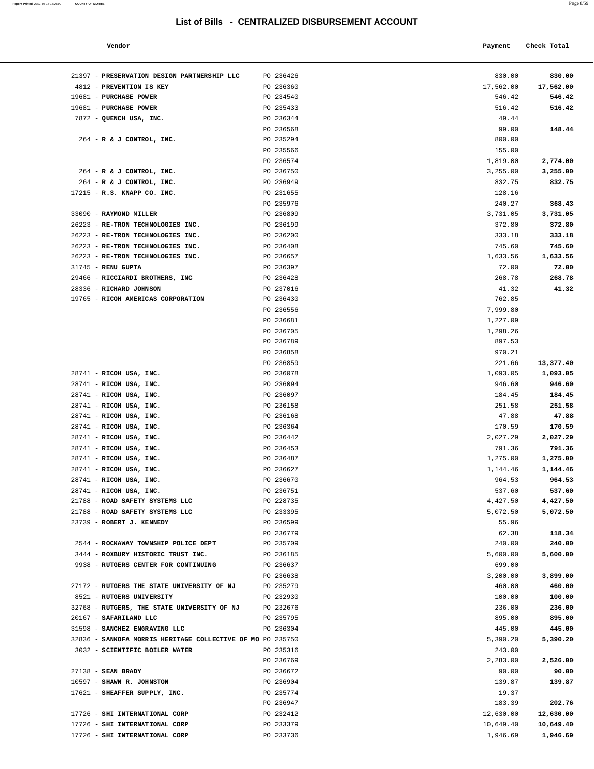# List of Bills - CENTRALIZED DISBURSEMENT ACCOUNT

| Vendor | | Payment | Check Total |
|---|---|---|---|
| 21397 - **PRESERVATION DESIGN PARTNERSHIP LLC** | PO 236426 | 830.00 | **830.00** |
| 4812 - **PREVENTION IS KEY** | PO 236360 | 17,562.00 | **17,562.00** |
| 19681 - **PURCHASE POWER** | PO 234540 | 546.42 | **546.42** |
| 19681 - **PURCHASE POWER** | PO 235433 | 516.42 | **516.42** |
| 7872 - **QUENCH USA, INC.** | PO 236344 | 49.44 | |
| | PO 236568 | 99.00 | **148.44** |
| 264 - **R & J CONTROL, INC.** | PO 235294 | 800.00 | |
| | PO 235566 | 155.00 | |
| | PO 236574 | 1,819.00 | **2,774.00** |
| 264 - **R & J CONTROL, INC.** | PO 236750 | 3,255.00 | **3,255.00** |
| 264 - **R & J CONTROL, INC.** | PO 236949 | 832.75 | **832.75** |
| 17215 - **R.S. KNAPP CO. INC.** | PO 231655 | 128.16 | |
| | PO 235976 | 240.27 | **368.43** |
| 33090 - **RAYMOND MILLER** | PO 236809 | 3,731.05 | **3,731.05** |
| 26223 - **RE-TRON TECHNOLOGIES INC.** | PO 236199 | 372.80 | **372.80** |
| 26223 - **RE-TRON TECHNOLOGIES INC.** | PO 236200 | 333.18 | **333.18** |
| 26223 - **RE-TRON TECHNOLOGIES INC.** | PO 236408 | 745.60 | **745.60** |
| 26223 - **RE-TRON TECHNOLOGIES INC.** | PO 236657 | 1,633.56 | **1,633.56** |
| 31745 - **RENU GUPTA** | PO 236397 | 72.00 | **72.00** |
| 29466 - **RICCIARDI BROTHERS, INC** | PO 236428 | 268.78 | **268.78** |
| 28336 - **RICHARD JOHNSON** | PO 237016 | 41.32 | **41.32** |
| 19765 - **RICOH AMERICAS CORPORATION** | PO 236430 | 762.85 | |
| | PO 236556 | 7,999.80 | |
| | PO 236681 | 1,227.09 | |
| | PO 236705 | 1,298.26 | |
| | PO 236789 | 897.53 | |
| | PO 236858 | 970.21 | |
| | PO 236859 | 221.66 | **13,377.40** |
| 28741 - **RICOH USA, INC.** | PO 236078 | 1,093.05 | **1,093.05** |
| 28741 - **RICOH USA, INC.** | PO 236094 | 946.60 | **946.60** |
| 28741 - **RICOH USA, INC.** | PO 236097 | 184.45 | **184.45** |
| 28741 - **RICOH USA, INC.** | PO 236158 | 251.58 | **251.58** |
| 28741 - **RICOH USA, INC.** | PO 236168 | 47.88 | **47.88** |
| 28741 - **RICOH USA, INC.** | PO 236364 | 170.59 | **170.59** |
| 28741 - **RICOH USA, INC.** | PO 236442 | 2,027.29 | **2,027.29** |
| 28741 - **RICOH USA, INC.** | PO 236453 | 791.36 | **791.36** |
| 28741 - **RICOH USA, INC.** | PO 236487 | 1,275.00 | **1,275.00** |
| 28741 - **RICOH USA, INC.** | PO 236627 | 1,144.46 | **1,144.46** |
| 28741 - **RICOH USA, INC.** | PO 236670 | 964.53 | **964.53** |
| 28741 - **RICOH USA, INC.** | PO 236751 | 537.60 | **537.60** |
| 21788 - **ROAD SAFETY SYSTEMS LLC** | PO 228735 | 4,427.50 | **4,427.50** |
| 21788 - **ROAD SAFETY SYSTEMS LLC** | PO 233395 | 5,072.50 | **5,072.50** |
| 23739 - **ROBERT J. KENNEDY** | PO 236599 | 55.96 | |
| | PO 236779 | 62.38 | **118.34** |
| 2544 - **ROCKAWAY TOWNSHIP POLICE DEPT** | PO 235709 | 240.00 | **240.00** |
| 3444 - **ROXBURY HISTORIC TRUST INC.** | PO 236185 | 5,600.00 | **5,600.00** |
| 9938 - **RUTGERS CENTER FOR CONTINUING** | PO 236637 | 699.00 | |
| | PO 236638 | 3,200.00 | **3,899.00** |
| 27172 - **RUTGERS THE STATE UNIVERSITY OF NJ** | PO 235279 | 460.00 | **460.00** |
| 8521 - **RUTGERS UNIVERSITY** | PO 232930 | 100.00 | **100.00** |
| 32768 - **RUTGERS, THE STATE UNIVERSITY OF NJ** | PO 232676 | 236.00 | **236.00** |
| 20167 - **SAFARILAND LLC** | PO 235795 | 895.00 | **895.00** |
| 31598 - **SANCHEZ ENGRAVING LLC** | PO 236304 | 445.00 | **445.00** |
| 32836 - **SANKOFA MORRIS HERITAGE COLLECTIVE OF MO** | PO 235750 | 5,390.20 | **5,390.20** |
| 3032 - **SCIENTIFIC BOILER WATER** | PO 235316 | 243.00 | |
| | PO 236769 | 2,283.00 | **2,526.00** |
| 27138 - **SEAN BRADY** | PO 236672 | 90.00 | **90.00** |
| 10597 - **SHAWN R. JOHNSTON** | PO 236904 | 139.87 | **139.87** |
| 17621 - **SHEAFFER SUPPLY, INC.** | PO 235774 | 19.37 | |
| | PO 236947 | 183.39 | **202.76** |
| 17726 - **SHI INTERNATIONAL CORP** | PO 232412 | 12,630.00 | **12,630.00** |
| 17726 - **SHI INTERNATIONAL CORP** | PO 233379 | 10,649.40 | **10,649.40** |
| 17726 - **SHI INTERNATIONAL CORP** | PO 233736 | 1,946.69 | **1,946.69** |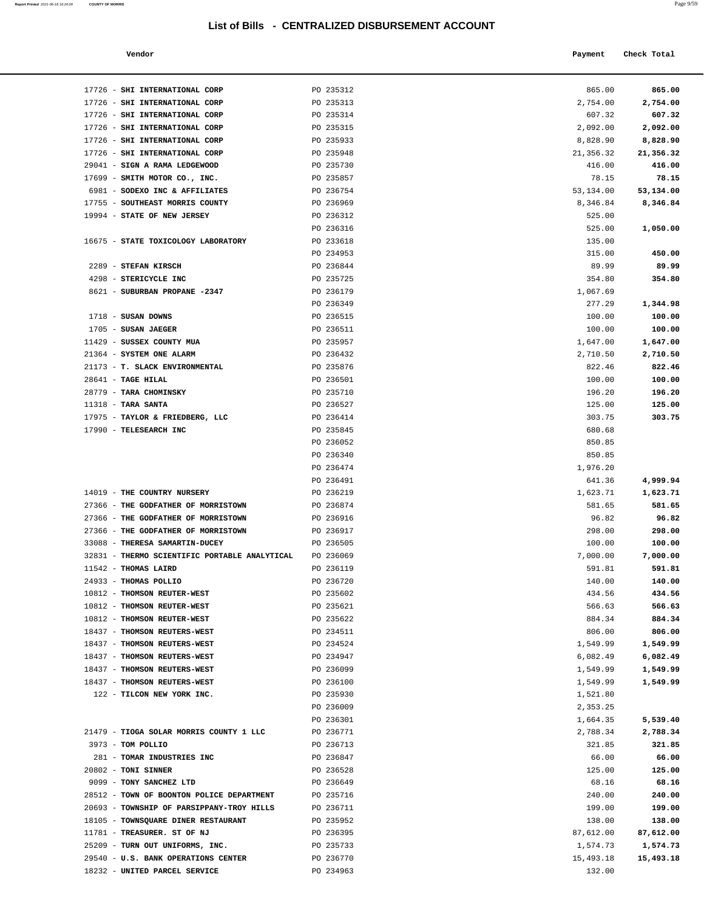## List of Bills - CENTRALIZED DISBURSEMENT ACCOUNT

| Vendor | | Payment | Check Total |
|---|---|---|---|
| 17726 - **SHI INTERNATIONAL CORP** | PO 235312 | 865.00 | **865.00** |
| 17726 - **SHI INTERNATIONAL CORP** | PO 235313 | 2,754.00 | **2,754.00** |
| 17726 - **SHI INTERNATIONAL CORP** | PO 235314 | 607.32 | **607.32** |
| 17726 - **SHI INTERNATIONAL CORP** | PO 235315 | 2,092.00 | **2,092.00** |
| 17726 - **SHI INTERNATIONAL CORP** | PO 235933 | 8,828.90 | **8,828.90** |
| 17726 - **SHI INTERNATIONAL CORP** | PO 235948 | 21,356.32 | **21,356.32** |
| 29041 - **SIGN A RAMA LEDGEWOOD** | PO 235730 | 416.00 | **416.00** |
| 17699 - **SMITH MOTOR CO., INC.** | PO 235857 | 78.15 | **78.15** |
| 6981 - **SODEXO INC & AFFILIATES** | PO 236754 | 53,134.00 | **53,134.00** |
| 17755 - **SOUTHEAST MORRIS COUNTY** | PO 236969 | 8,346.84 | **8,346.84** |
| 19994 - **STATE OF NEW JERSEY** | PO 236312 | 525.00 | |
| | PO 236316 | 525.00 | **1,050.00** |
| 16675 - **STATE TOXICOLOGY LABORATORY** | PO 233618 | 135.00 | |
| | PO 234953 | 315.00 | **450.00** |
| 2289 - **STEFAN KIRSCH** | PO 236844 | 89.99 | **89.99** |
| 4298 - **STERICYCLE INC** | PO 235725 | 354.80 | **354.80** |
| 8621 - **SUBURBAN PROPANE -2347** | PO 236179 | 1,067.69 | |
| | PO 236349 | 277.29 | **1,344.98** |
| 1718 - **SUSAN DOWNS** | PO 236515 | 100.00 | **100.00** |
| 1705 - **SUSAN JAEGER** | PO 236511 | 100.00 | **100.00** |
| 11429 - **SUSSEX COUNTY MUA** | PO 235957 | 1,647.00 | **1,647.00** |
| 21364 - **SYSTEM ONE ALARM** | PO 236432 | 2,710.50 | **2,710.50** |
| 21173 - **T. SLACK ENVIRONMENTAL** | PO 235876 | 822.46 | **822.46** |
| 28641 - **TAGE HILAL** | PO 236501 | 100.00 | **100.00** |
| 28779 - **TARA CHOMINSKY** | PO 235710 | 196.20 | **196.20** |
| 11318 - **TARA SANTA** | PO 236527 | 125.00 | **125.00** |
| 17975 - **TAYLOR & FRIEDBERG, LLC** | PO 236414 | 303.75 | **303.75** |
| 17990 - **TELESEARCH INC** | PO 235845 | 680.68 | |
| | PO 236052 | 850.85 | |
| | PO 236340 | 850.85 | |
| | PO 236474 | 1,976.20 | |
| | PO 236491 | 641.36 | **4,999.94** |
| 14019 - **THE COUNTRY NURSERY** | PO 236219 | 1,623.71 | **1,623.71** |
| 27366 - **THE GODFATHER OF MORRISTOWN** | PO 236874 | 581.65 | **581.65** |
| 27366 - **THE GODFATHER OF MORRISTOWN** | PO 236916 | 96.82 | **96.82** |
| 27366 - **THE GODFATHER OF MORRISTOWN** | PO 236917 | 298.00 | **298.00** |
| 33088 - **THERESA SAMARTIN-DUCEY** | PO 236505 | 100.00 | **100.00** |
| 32831 - **THERMO SCIENTIFIC PORTABLE ANALYTICAL** | PO 236069 | 7,000.00 | **7,000.00** |
| 11542 - **THOMAS LAIRD** | PO 236119 | 591.81 | **591.81** |
| 24933 - **THOMAS POLLIO** | PO 236720 | 140.00 | **140.00** |
| 10812 - **THOMSON REUTER-WEST** | PO 235602 | 434.56 | **434.56** |
| 10812 - **THOMSON REUTER-WEST** | PO 235621 | 566.63 | **566.63** |
| 10812 - **THOMSON REUTER-WEST** | PO 235622 | 884.34 | **884.34** |
| 18437 - **THOMSON REUTERS-WEST** | PO 234511 | 806.00 | **806.00** |
| 18437 - **THOMSON REUTERS-WEST** | PO 234524 | 1,549.99 | **1,549.99** |
| 18437 - **THOMSON REUTERS-WEST** | PO 234947 | 6,082.49 | **6,082.49** |
| 18437 - **THOMSON REUTERS-WEST** | PO 236099 | 1,549.99 | **1,549.99** |
| 18437 - **THOMSON REUTERS-WEST** | PO 236100 | 1,549.99 | **1,549.99** |
| 122 - **TILCON NEW YORK INC.** | PO 235930 | 1,521.80 | |
| | PO 236009 | 2,353.25 | |
| | PO 236301 | 1,664.35 | **5,539.40** |
| 21479 - **TIOGA SOLAR MORRIS COUNTY 1 LLC** | PO 236771 | 2,788.34 | **2,788.34** |
| 3973 - **TOM POLLIO** | PO 236713 | 321.85 | **321.85** |
| 281 - **TOMAR INDUSTRIES INC** | PO 236847 | 66.00 | **66.00** |
| 20802 - **TONI SINNER** | PO 236528 | 125.00 | **125.00** |
| 9099 - **TONY SANCHEZ LTD** | PO 236649 | 68.16 | **68.16** |
| 28512 - **TOWN OF BOONTON POLICE DEPARTMENT** | PO 235716 | 240.00 | **240.00** |
| 20693 - **TOWNSHIP OF PARSIPPANY-TROY HILLS** | PO 236711 | 199.00 | **199.00** |
| 18105 - **TOWNSQUARE DINER RESTAURANT** | PO 235952 | 138.00 | **138.00** |
| 11781 - **TREASURER. ST OF NJ** | PO 236395 | 87,612.00 | **87,612.00** |
| 25209 - **TURN OUT UNIFORMS, INC.** | PO 235733 | 1,574.73 | **1,574.73** |
| 29540 - **U.S. BANK OPERATIONS CENTER** | PO 236770 | 15,493.18 | **15,493.18** |
| 18232 - **UNITED PARCEL SERVICE** | PO 234963 | 132.00 | |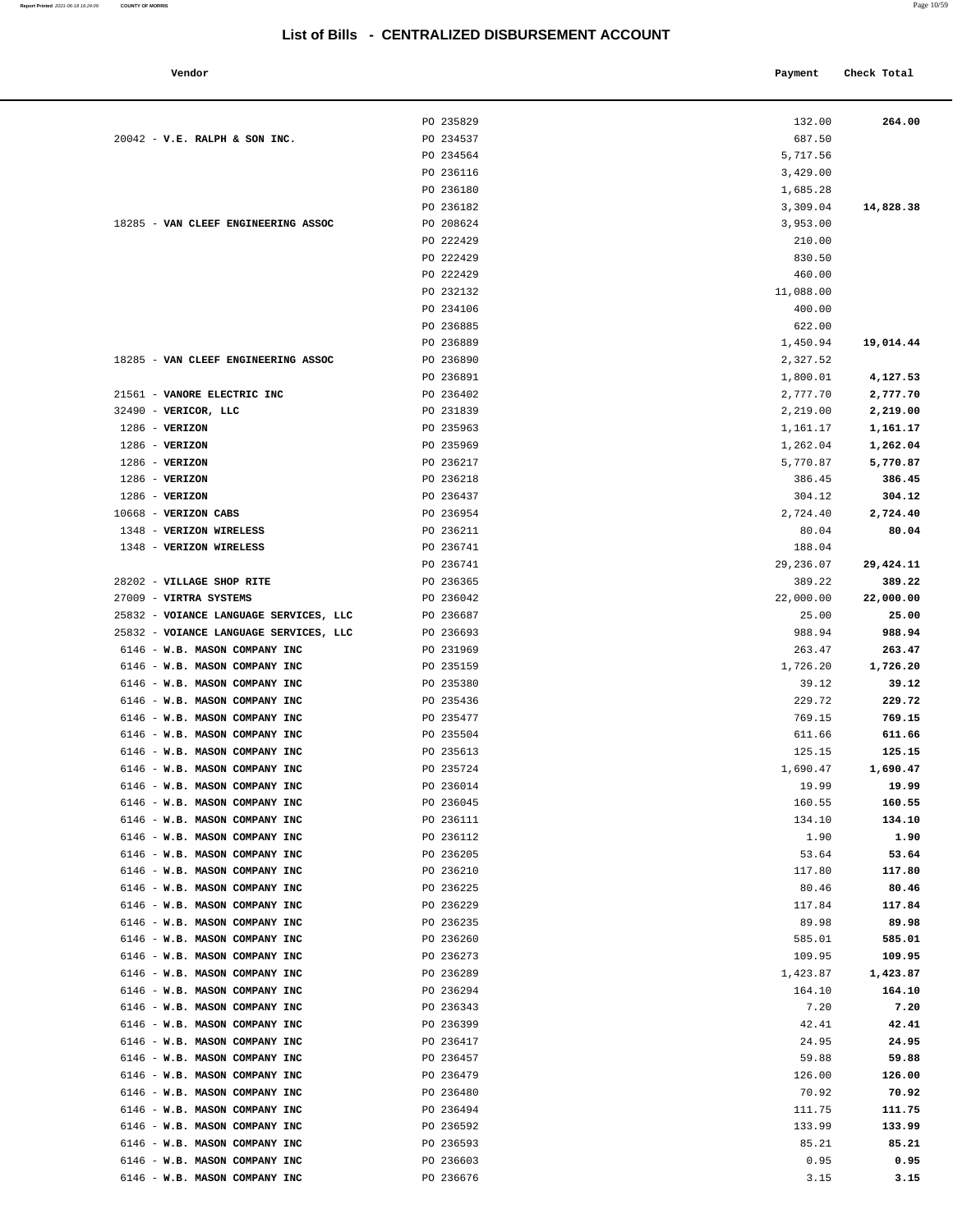## List of Bills - CENTRALIZED DISBURSEMENT ACCOUNT

| Vendor | | Payment | Check Total |
|---|---|---|---|
| | PO 235829 | 132.00 | **264.00** |
| 20042 - **V.E. RALPH & SON INC.** | PO 234537 | 687.50 | |
| | PO 234564 | 5,717.56 | |
| | PO 236116 | 3,429.00 | |
| | PO 236180 | 1,685.28 | |
| | PO 236182 | 3,309.04 | **14,828.38** |
| 18285 - **VAN CLEEF ENGINEERING ASSOC** | PO 208624 | 3,953.00 | |
| | PO 222429 | 210.00 | |
| | PO 222429 | 830.50 | |
| | PO 222429 | 460.00 | |
| | PO 232132 | 11,088.00 | |
| | PO 234106 | 400.00 | |
| | PO 236885 | 622.00 | |
| | PO 236889 | 1,450.94 | **19,014.44** |
| 18285 - **VAN CLEEF ENGINEERING ASSOC** | PO 236890 | 2,327.52 | |
| | PO 236891 | 1,800.01 | **4,127.53** |
| 21561 - **VANORE ELECTRIC INC** | PO 236402 | 2,777.70 | **2,777.70** |
| 32490 - **VERICOR, LLC** | PO 231839 | 2,219.00 | **2,219.00** |
| 1286 - **VERIZON** | PO 235963 | 1,161.17 | **1,161.17** |
| 1286 - **VERIZON** | PO 235969 | 1,262.04 | **1,262.04** |
| 1286 - **VERIZON** | PO 236217 | 5,770.87 | **5,770.87** |
| 1286 - **VERIZON** | PO 236218 | 386.45 | **386.45** |
| 1286 - **VERIZON** | PO 236437 | 304.12 | **304.12** |
| 10668 - **VERIZON CABS** | PO 236954 | 2,724.40 | **2,724.40** |
| 1348 - **VERIZON WIRELESS** | PO 236211 | 80.04 | **80.04** |
| 1348 - **VERIZON WIRELESS** | PO 236741 | 188.04 | |
| | PO 236741 | 29,236.07 | **29,424.11** |
| 28202 - **VILLAGE SHOP RITE** | PO 236365 | 389.22 | **389.22** |
| 27009 - **VIRTRA SYSTEMS** | PO 236042 | 22,000.00 | **22,000.00** |
| 25832 - **VOIANCE LANGUAGE SERVICES, LLC** | PO 236687 | 25.00 | **25.00** |
| 25832 - **VOIANCE LANGUAGE SERVICES, LLC** | PO 236693 | 988.94 | **988.94** |
| 6146 - **W.B. MASON COMPANY INC** | PO 231969 | 263.47 | **263.47** |
| 6146 - **W.B. MASON COMPANY INC** | PO 235159 | 1,726.20 | **1,726.20** |
| 6146 - **W.B. MASON COMPANY INC** | PO 235380 | 39.12 | **39.12** |
| 6146 - **W.B. MASON COMPANY INC** | PO 235436 | 229.72 | **229.72** |
| 6146 - **W.B. MASON COMPANY INC** | PO 235477 | 769.15 | **769.15** |
| 6146 - **W.B. MASON COMPANY INC** | PO 235504 | 611.66 | **611.66** |
| 6146 - **W.B. MASON COMPANY INC** | PO 235613 | 125.15 | **125.15** |
| 6146 - **W.B. MASON COMPANY INC** | PO 235724 | 1,690.47 | **1,690.47** |
| 6146 - **W.B. MASON COMPANY INC** | PO 236014 | 19.99 | **19.99** |
| 6146 - **W.B. MASON COMPANY INC** | PO 236045 | 160.55 | **160.55** |
| 6146 - **W.B. MASON COMPANY INC** | PO 236111 | 134.10 | **134.10** |
| 6146 - **W.B. MASON COMPANY INC** | PO 236112 | 1.90 | **1.90** |
| 6146 - **W.B. MASON COMPANY INC** | PO 236205 | 53.64 | **53.64** |
| 6146 - **W.B. MASON COMPANY INC** | PO 236210 | 117.80 | **117.80** |
| 6146 - **W.B. MASON COMPANY INC** | PO 236225 | 80.46 | **80.46** |
| 6146 - **W.B. MASON COMPANY INC** | PO 236229 | 117.84 | **117.84** |
| 6146 - **W.B. MASON COMPANY INC** | PO 236235 | 89.98 | **89.98** |
| 6146 - **W.B. MASON COMPANY INC** | PO 236260 | 585.01 | **585.01** |
| 6146 - **W.B. MASON COMPANY INC** | PO 236273 | 109.95 | **109.95** |
| 6146 - **W.B. MASON COMPANY INC** | PO 236289 | 1,423.87 | **1,423.87** |
| 6146 - **W.B. MASON COMPANY INC** | PO 236294 | 164.10 | **164.10** |
| 6146 - **W.B. MASON COMPANY INC** | PO 236343 | 7.20 | **7.20** |
| 6146 - **W.B. MASON COMPANY INC** | PO 236399 | 42.41 | **42.41** |
| 6146 - **W.B. MASON COMPANY INC** | PO 236417 | 24.95 | **24.95** |
| 6146 - **W.B. MASON COMPANY INC** | PO 236457 | 59.88 | **59.88** |
| 6146 - **W.B. MASON COMPANY INC** | PO 236479 | 126.00 | **126.00** |
| 6146 - **W.B. MASON COMPANY INC** | PO 236480 | 70.92 | **70.92** |
| 6146 - **W.B. MASON COMPANY INC** | PO 236494 | 111.75 | **111.75** |
| 6146 - **W.B. MASON COMPANY INC** | PO 236592 | 133.99 | **133.99** |
| 6146 - **W.B. MASON COMPANY INC** | PO 236593 | 85.21 | **85.21** |
| 6146 - **W.B. MASON COMPANY INC** | PO 236603 | 0.95 | **0.95** |
| 6146 - **W.B. MASON COMPANY INC** | PO 236676 | 3.15 | **3.15** |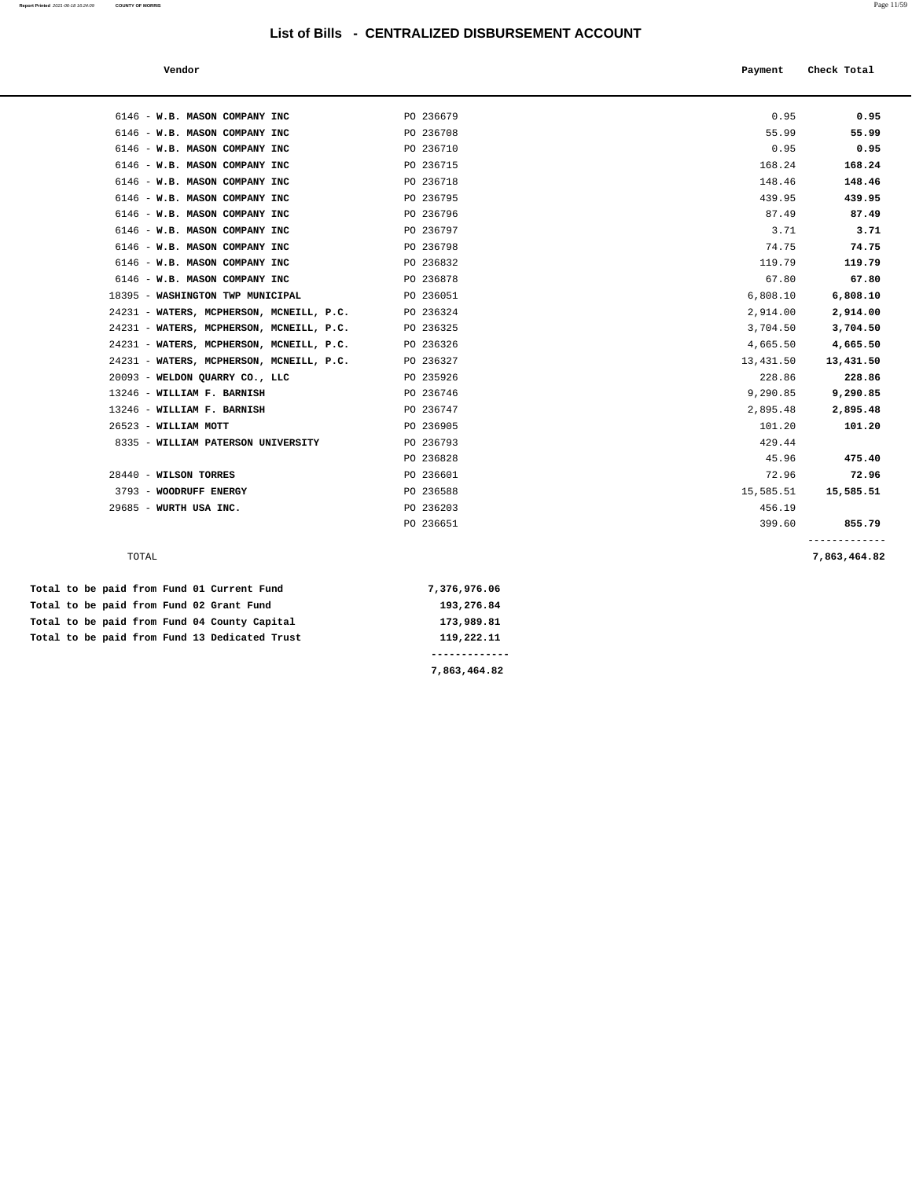# List of Bills - CENTRALIZED DISBURSEMENT ACCOUNT

| Vendor | | Payment | Check Total |
|---|---|---|---|
| 6146 - **W.B. MASON COMPANY INC** | PO 236679 | 0.95 | **0.95** |
| 6146 - **W.B. MASON COMPANY INC** | PO 236708 | 55.99 | **55.99** |
| 6146 - **W.B. MASON COMPANY INC** | PO 236710 | 0.95 | **0.95** |
| 6146 - **W.B. MASON COMPANY INC** | PO 236715 | 168.24 | **168.24** |
| 6146 - **W.B. MASON COMPANY INC** | PO 236718 | 148.46 | **148.46** |
| 6146 - **W.B. MASON COMPANY INC** | PO 236795 | 439.95 | **439.95** |
| 6146 - **W.B. MASON COMPANY INC** | PO 236796 | 87.49 | **87.49** |
| 6146 - **W.B. MASON COMPANY INC** | PO 236797 | 3.71 | **3.71** |
| 6146 - **W.B. MASON COMPANY INC** | PO 236798 | 74.75 | **74.75** |
| 6146 - **W.B. MASON COMPANY INC** | PO 236832 | 119.79 | **119.79** |
| 6146 - **W.B. MASON COMPANY INC** | PO 236878 | 67.80 | **67.80** |
| 18395 - **WASHINGTON TWP MUNICIPAL** | PO 236051 | 6,808.10 | **6,808.10** |
| 24231 - **WATERS, MCPHERSON, MCNEILL, P.C.** | PO 236324 | 2,914.00 | **2,914.00** |
| 24231 - **WATERS, MCPHERSON, MCNEILL, P.C.** | PO 236325 | 3,704.50 | **3,704.50** |
| 24231 - **WATERS, MCPHERSON, MCNEILL, P.C.** | PO 236326 | 4,665.50 | **4,665.50** |
| 24231 - **WATERS, MCPHERSON, MCNEILL, P.C.** | PO 236327 | 13,431.50 | **13,431.50** |
| 20093 - **WELDON QUARRY CO., LLC** | PO 235926 | 228.86 | **228.86** |
| 13246 - **WILLIAM F. BARNISH** | PO 236746 | 9,290.85 | **9,290.85** |
| 13246 - **WILLIAM F. BARNISH** | PO 236747 | 2,895.48 | **2,895.48** |
| 26523 - **WILLIAM MOTT** | PO 236905 | 101.20 | **101.20** |
| 8335 - **WILLIAM PATERSON UNIVERSITY** | PO 236793 | 429.44 | |
| | PO 236828 | 45.96 | **475.40** |
| 28440 - **WILSON TORRES** | PO 236601 | 72.96 | **72.96** |
| 3793 - **WOODRUFF ENERGY** | PO 236588 | 15,585.51 | **15,585.51** |
| 29685 - **WURTH USA INC.** | PO 236203 | 456.19 | |
| | PO 236651 | 399.60 | **855.79** |
| TOTAL | | | **7,863,464.82** |

| | |
|---|---|
| **Total to be paid from Fund 01 Current Fund** | **7,376,976.06** |
| **Total to be paid from Fund 02 Grant Fund** | **193,276.84** |
| **Total to be paid from Fund 04 County Capital** | **173,989.81** |
| **Total to be paid from Fund 13 Dedicated Trust** | **119,222.11** |
| | **7,863,464.82** |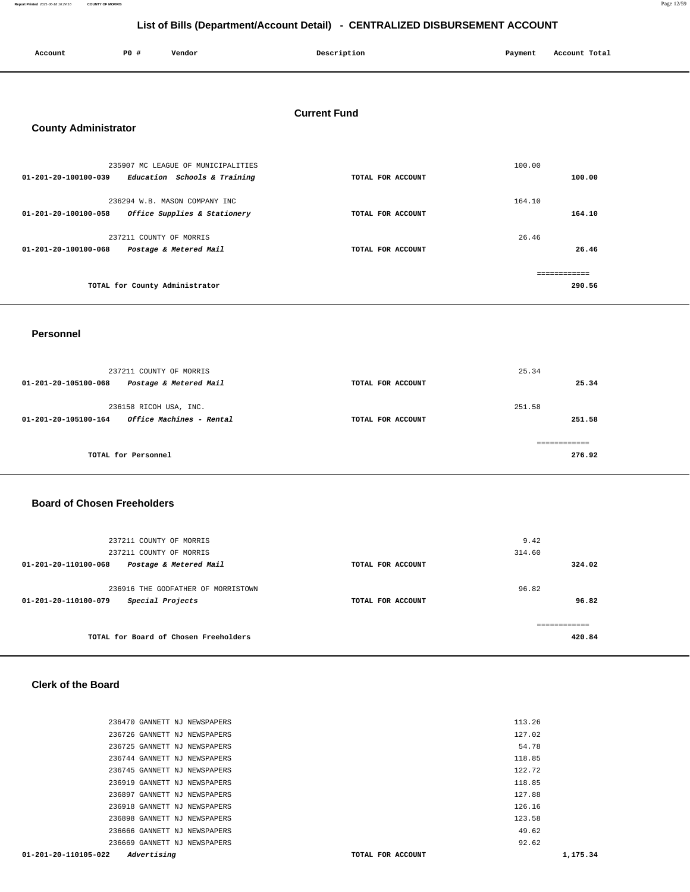## List of Bills (Department/Account Detail) - CENTRALIZED DISBURSEMENT ACCOUNT

| Account | PO # | Vendor | Description | Payment | Account Total |
|---|---|---|---|---|---|

# Current Fund

## County Administrator

| Account | PO # | Vendor | Description | Payment | Account Total |
|---|---|---|---|---|---|
| | 235907 | MC LEAGUE OF MUNICIPALITIES | | 100.00 | |
| 01-201-20-100100-039 | | *Education Schools & Training* | TOTAL FOR ACCOUNT | | 100.00 |
| | 236294 | W.B. MASON COMPANY INC | | 164.10 | |
| 01-201-20-100100-058 | | *Office Supplies & Stationery* | TOTAL FOR ACCOUNT | | 164.10 |
| | 237211 | COUNTY OF MORRIS | | 26.46 | |
| 01-201-20-100100-068 | | *Postage & Metered Mail* | TOTAL FOR ACCOUNT | | 26.46 |
| | | TOTAL for County Administrator | | | 290.56 |

## Personnel

| Account | PO # | Vendor | Description | Payment | Account Total |
|---|---|---|---|---|---|
| | 237211 | COUNTY OF MORRIS | | 25.34 | |
| 01-201-20-105100-068 | | *Postage & Metered Mail* | TOTAL FOR ACCOUNT | | 25.34 |
| | 236158 | RICOH USA, INC. | | 251.58 | |
| 01-201-20-105100-164 | | *Office Machines - Rental* | TOTAL FOR ACCOUNT | | 251.58 |
| | | TOTAL for Personnel | | | 276.92 |

## Board of Chosen Freeholders

| Account | PO # | Vendor | Description | Payment | Account Total |
|---|---|---|---|---|---|
| | 237211 | COUNTY OF MORRIS | | 9.42 | |
| | 237211 | COUNTY OF MORRIS | | 314.60 | |
| 01-201-20-110100-068 | | *Postage & Metered Mail* | TOTAL FOR ACCOUNT | | 324.02 |
| | 236916 | THE GODFATHER OF MORRISTOWN | | 96.82 | |
| 01-201-20-110100-079 | | *Special Projects* | TOTAL FOR ACCOUNT | | 96.82 |
| | | TOTAL for Board of Chosen Freeholders | | | 420.84 |

## Clerk of the Board

| Account | PO # | Vendor | Description | Payment | Account Total |
|---|---|---|---|---|---|
| | 236470 | GANNETT NJ NEWSPAPERS | | 113.26 | |
| | 236726 | GANNETT NJ NEWSPAPERS | | 127.02 | |
| | 236725 | GANNETT NJ NEWSPAPERS | | 54.78 | |
| | 236744 | GANNETT NJ NEWSPAPERS | | 118.85 | |
| | 236745 | GANNETT NJ NEWSPAPERS | | 122.72 | |
| | 236919 | GANNETT NJ NEWSPAPERS | | 118.85 | |
| | 236897 | GANNETT NJ NEWSPAPERS | | 127.88 | |
| | 236918 | GANNETT NJ NEWSPAPERS | | 126.16 | |
| | 236898 | GANNETT NJ NEWSPAPERS | | 123.58 | |
| | 236666 | GANNETT NJ NEWSPAPERS | | 49.62 | |
| | 236669 | GANNETT NJ NEWSPAPERS | | 92.62 | |
| 01-201-20-110105-022 | | *Advertising* | TOTAL FOR ACCOUNT | | 1,175.34 |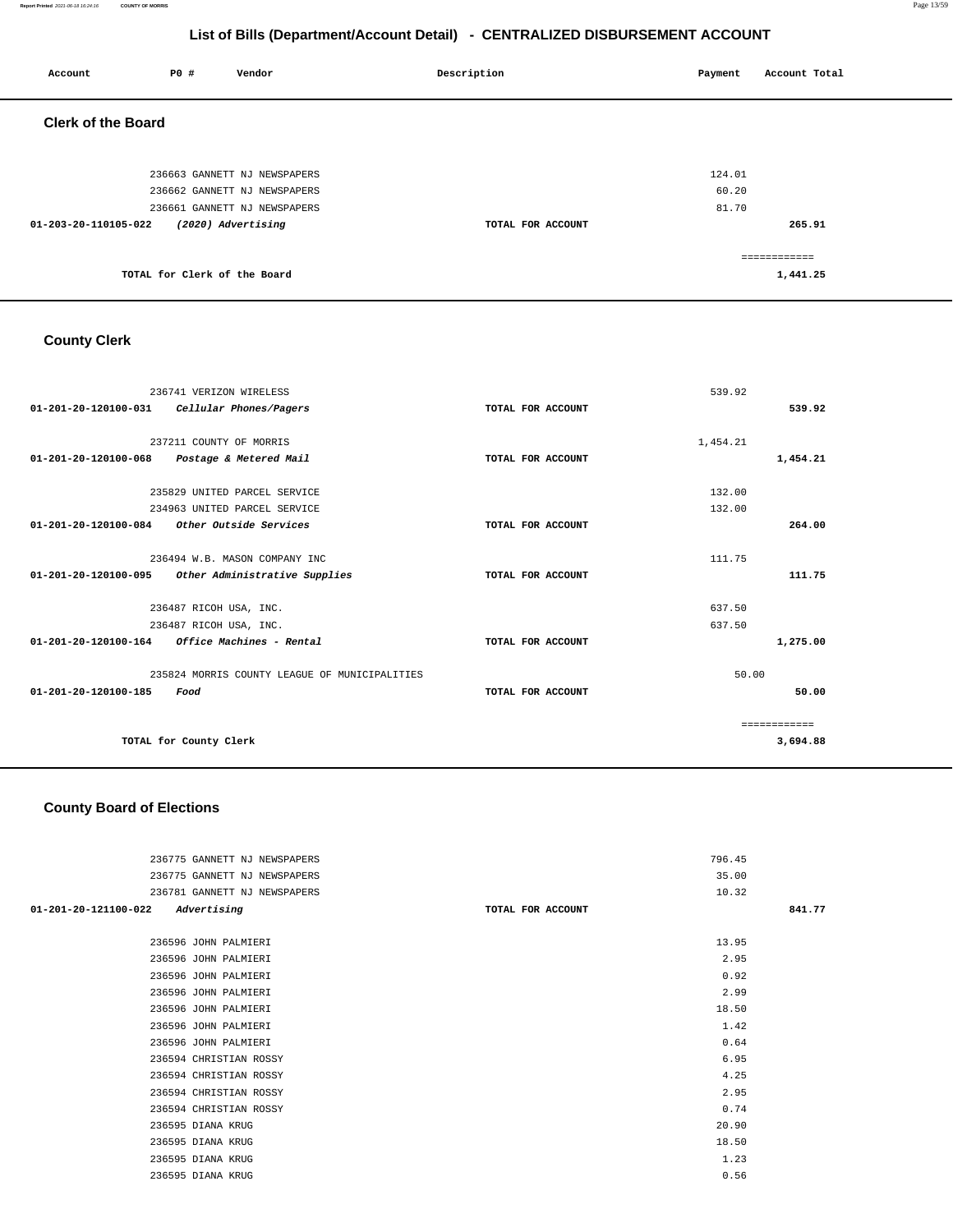# List of Bills (Department/Account Detail) - CENTRALIZED DISBURSEMENT ACCOUNT

| Account | PO # | Vendor | Description | Payment | Account Total |
|---|---|---|---|---|---|

## Clerk of the Board

| Account | PO # | Vendor | Description | Payment | Account Total |
|---|---|---|---|---|---|
| | 236663 | GANNETT NJ NEWSPAPERS | | 124.01 | |
| | 236662 | GANNETT NJ NEWSPAPERS | | 60.20 | |
| | 236661 | GANNETT NJ NEWSPAPERS | | 81.70 | |
| **01-203-20-110105-022** | | ***(2020) Advertising*** | **TOTAL FOR ACCOUNT** | | **265.91** |
| | | | | | ============ |
| | | **TOTAL for Clerk of the Board** | | | **1,441.25** |

## County Clerk

| Account | PO # | Vendor | Description | Payment | Account Total |
|---|---|---|---|---|---|
| | 236741 | VERIZON WIRELESS | | 539.92 | |
| **01-201-20-120100-031** | | ***Cellular Phones/Pagers*** | **TOTAL FOR ACCOUNT** | | **539.92** |
| | 237211 | COUNTY OF MORRIS | | 1,454.21 | |
| **01-201-20-120100-068** | | ***Postage & Metered Mail*** | **TOTAL FOR ACCOUNT** | | **1,454.21** |
| | 235829 | UNITED PARCEL SERVICE | | 132.00 | |
| | 234963 | UNITED PARCEL SERVICE | | 132.00 | |
| **01-201-20-120100-084** | | ***Other Outside Services*** | **TOTAL FOR ACCOUNT** | | **264.00** |
| | 236494 | W.B. MASON COMPANY INC | | 111.75 | |
| **01-201-20-120100-095** | | ***Other Administrative Supplies*** | **TOTAL FOR ACCOUNT** | | **111.75** |
| | 236487 | RICOH USA, INC. | | 637.50 | |
| | 236487 | RICOH USA, INC. | | 637.50 | |
| **01-201-20-120100-164** | | ***Office Machines - Rental*** | **TOTAL FOR ACCOUNT** | | **1,275.00** |
| | 235824 | MORRIS COUNTY LEAGUE OF MUNICIPALITIES | | 50.00 | |
| **01-201-20-120100-185** | | ***Food*** | **TOTAL FOR ACCOUNT** | | **50.00** |
| | | | | | ============ |
| | | **TOTAL for County Clerk** | | | **3,694.88** |

## County Board of Elections

| Account | PO # | Vendor | Description | Payment | Account Total |
|---|---|---|---|---|---|
| | 236775 | GANNETT NJ NEWSPAPERS | | 796.45 | |
| | 236775 | GANNETT NJ NEWSPAPERS | | 35.00 | |
| | 236781 | GANNETT NJ NEWSPAPERS | | 10.32 | |
| **01-201-20-121100-022** | | ***Advertising*** | **TOTAL FOR ACCOUNT** | | **841.77** |
| | 236596 | JOHN PALMIERI | | 13.95 | |
| | 236596 | JOHN PALMIERI | | 2.95 | |
| | 236596 | JOHN PALMIERI | | 0.92 | |
| | 236596 | JOHN PALMIERI | | 2.99 | |
| | 236596 | JOHN PALMIERI | | 18.50 | |
| | 236596 | JOHN PALMIERI | | 1.42 | |
| | 236596 | JOHN PALMIERI | | 0.64 | |
| | 236594 | CHRISTIAN ROSSY | | 6.95 | |
| | 236594 | CHRISTIAN ROSSY | | 4.25 | |
| | 236594 | CHRISTIAN ROSSY | | 2.95 | |
| | 236594 | CHRISTIAN ROSSY | | 0.74 | |
| | 236595 | DIANA KRUG | | 20.90 | |
| | 236595 | DIANA KRUG | | 18.50 | |
| | 236595 | DIANA KRUG | | 1.23 | |
| | 236595 | DIANA KRUG | | 0.56 | |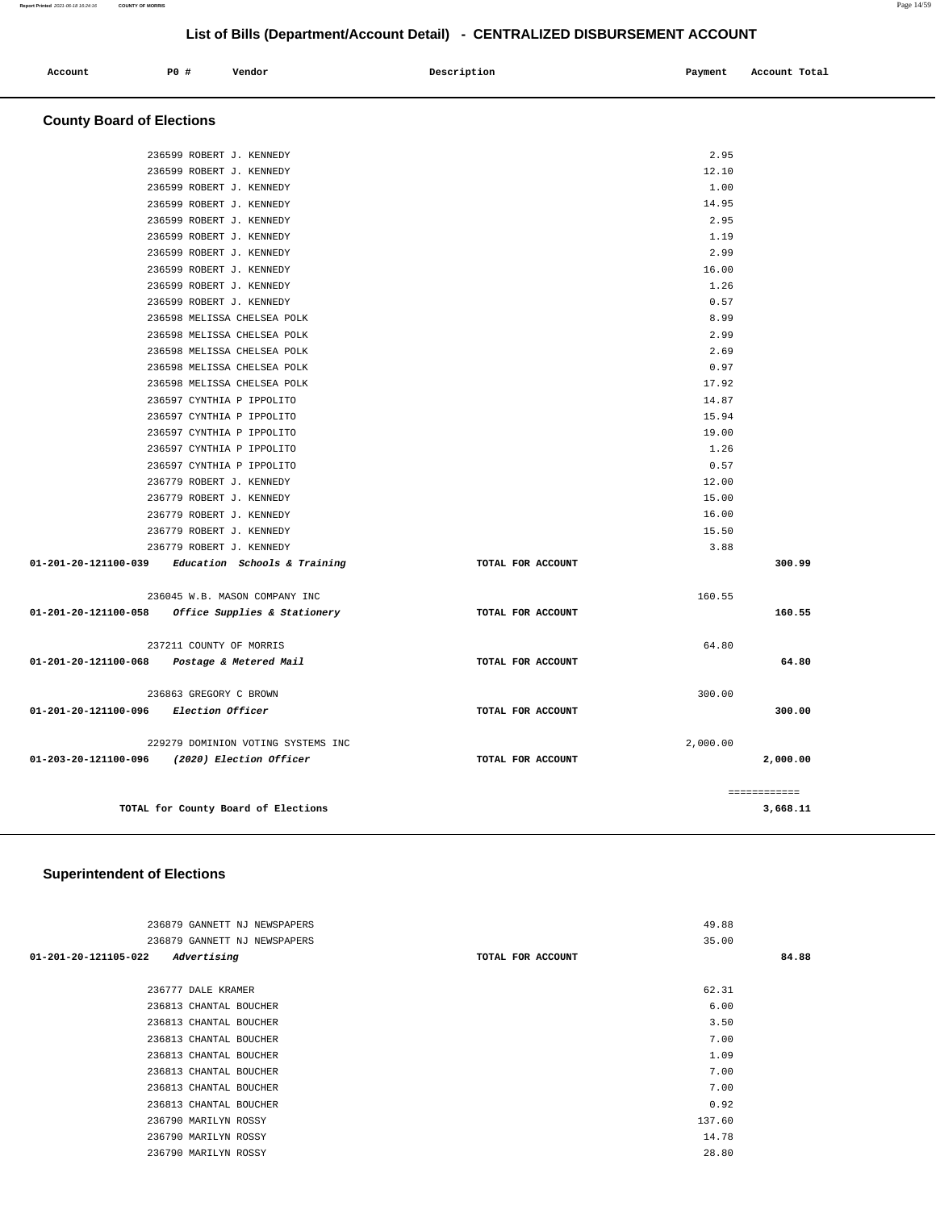## List of Bills (Department/Account Detail) - CENTRALIZED DISBURSEMENT ACCOUNT

| Account | PO # | Vendor | Description | Payment | Account Total |
|---|---|---|---|---|---|

### County Board of Elections

| Account | PO # | Vendor | Description | Payment | Account Total |
|---|---|---|---|---|---|
| | 236599 | ROBERT J. KENNEDY | | 2.95 | |
| | 236599 | ROBERT J. KENNEDY | | 12.10 | |
| | 236599 | ROBERT J. KENNEDY | | 1.00 | |
| | 236599 | ROBERT J. KENNEDY | | 14.95 | |
| | 236599 | ROBERT J. KENNEDY | | 2.95 | |
| | 236599 | ROBERT J. KENNEDY | | 1.19 | |
| | 236599 | ROBERT J. KENNEDY | | 2.99 | |
| | 236599 | ROBERT J. KENNEDY | | 16.00 | |
| | 236599 | ROBERT J. KENNEDY | | 1.26 | |
| | 236599 | ROBERT J. KENNEDY | | 0.57 | |
| | 236598 | MELISSA CHELSEA POLK | | 8.99 | |
| | 236598 | MELISSA CHELSEA POLK | | 2.99 | |
| | 236598 | MELISSA CHELSEA POLK | | 2.69 | |
| | 236598 | MELISSA CHELSEA POLK | | 0.97 | |
| | 236598 | MELISSA CHELSEA POLK | | 17.92 | |
| | 236597 | CYNTHIA P IPPOLITO | | 14.87 | |
| | 236597 | CYNTHIA P IPPOLITO | | 15.94 | |
| | 236597 | CYNTHIA P IPPOLITO | | 19.00 | |
| | 236597 | CYNTHIA P IPPOLITO | | 1.26 | |
| | 236597 | CYNTHIA P IPPOLITO | | 0.57 | |
| | 236779 | ROBERT J. KENNEDY | | 12.00 | |
| | 236779 | ROBERT J. KENNEDY | | 15.00 | |
| | 236779 | ROBERT J. KENNEDY | | 16.00 | |
| | 236779 | ROBERT J. KENNEDY | | 15.50 | |
| | 236779 | ROBERT J. KENNEDY | | 3.88 | |
| 01-201-20-121100-039 | | *Education Schools & Training* | TOTAL FOR ACCOUNT | | 300.99 |
| | 236045 | W.B. MASON COMPANY INC | | 160.55 | |
| 01-201-20-121100-058 | | *Office Supplies & Stationery* | TOTAL FOR ACCOUNT | | 160.55 |
| | 237211 | COUNTY OF MORRIS | | 64.80 | |
| 01-201-20-121100-068 | | *Postage & Metered Mail* | TOTAL FOR ACCOUNT | | 64.80 |
| | 236863 | GREGORY C BROWN | | 300.00 | |
| 01-201-20-121100-096 | | *Election Officer* | TOTAL FOR ACCOUNT | | 300.00 |
| | 229279 | DOMINION VOTING SYSTEMS INC | | 2,000.00 | |
| 01-203-20-121100-096 | | *(2020) Election Officer* | TOTAL FOR ACCOUNT | | 2,000.00 |
| | | | | | ============ |
| | | TOTAL for County Board of Elections | | | 3,668.11 |

### Superintendent of Elections

| Account | PO # | Vendor | Description | Payment | Account Total |
|---|---|---|---|---|---|
| | 236879 | GANNETT NJ NEWSPAPERS | | 49.88 | |
| | 236879 | GANNETT NJ NEWSPAPERS | | 35.00 | |
| 01-201-20-121105-022 | | *Advertising* | TOTAL FOR ACCOUNT | | 84.88 |
| | 236777 | DALE KRAMER | | 62.31 | |
| | 236813 | CHANTAL BOUCHER | | 6.00 | |
| | 236813 | CHANTAL BOUCHER | | 3.50 | |
| | 236813 | CHANTAL BOUCHER | | 7.00 | |
| | 236813 | CHANTAL BOUCHER | | 1.09 | |
| | 236813 | CHANTAL BOUCHER | | 7.00 | |
| | 236813 | CHANTAL BOUCHER | | 7.00 | |
| | 236813 | CHANTAL BOUCHER | | 0.92 | |
| | 236790 | MARILYN ROSSY | | 137.60 | |
| | 236790 | MARILYN ROSSY | | 14.78 | |
| | 236790 | MARILYN ROSSY | | 28.80 | |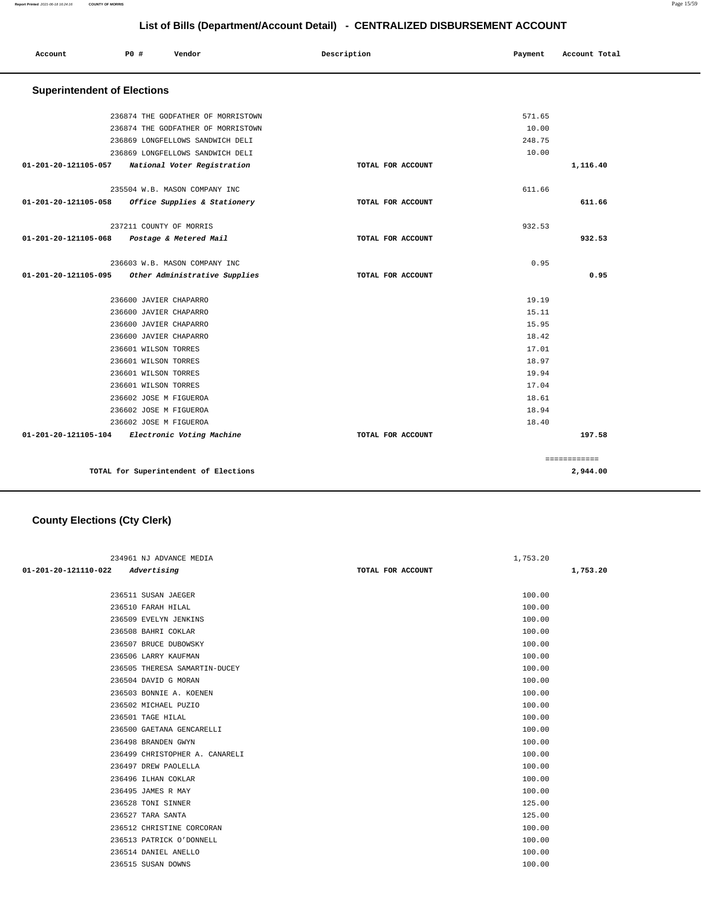# List of Bills (Department/Account Detail) - CENTRALIZED DISBURSEMENT ACCOUNT

| Account | PO # | Vendor | Description | Payment | Account Total |
|---|---|---|---|---|---|

## Superintendent of Elections

| Account | PO # | Vendor | Description | Payment | Account Total |
|---|---|---|---|---|---|
| | 236874 | THE GODFATHER OF MORRISTOWN | | 571.65 | |
| | 236874 | THE GODFATHER OF MORRISTOWN | | 10.00 | |
| | 236869 | LONGFELLOWS SANDWICH DELI | | 248.75 | |
| | 236869 | LONGFELLOWS SANDWICH DELI | | 10.00 | |
| 01-201-20-121105-057 | | *National Voter Registration* | TOTAL FOR ACCOUNT | | 1,116.40 |
| | 235504 | W.B. MASON COMPANY INC | | 611.66 | |
| 01-201-20-121105-058 | | *Office Supplies & Stationery* | TOTAL FOR ACCOUNT | | 611.66 |
| | 237211 | COUNTY OF MORRIS | | 932.53 | |
| 01-201-20-121105-068 | | *Postage & Metered Mail* | TOTAL FOR ACCOUNT | | 932.53 |
| | 236603 | W.B. MASON COMPANY INC | | 0.95 | |
| 01-201-20-121105-095 | | *Other Administrative Supplies* | TOTAL FOR ACCOUNT | | 0.95 |
| | 236600 | JAVIER CHAPARRO | | 19.19 | |
| | 236600 | JAVIER CHAPARRO | | 15.11 | |
| | 236600 | JAVIER CHAPARRO | | 15.95 | |
| | 236600 | JAVIER CHAPARRO | | 18.42 | |
| | 236601 | WILSON TORRES | | 17.01 | |
| | 236601 | WILSON TORRES | | 18.97 | |
| | 236601 | WILSON TORRES | | 19.94 | |
| | 236601 | WILSON TORRES | | 17.04 | |
| | 236602 | JOSE M FIGUEROA | | 18.61 | |
| | 236602 | JOSE M FIGUEROA | | 18.94 | |
| | 236602 | JOSE M FIGUEROA | | 18.40 | |
| 01-201-20-121105-104 | | *Electronic Voting Machine* | TOTAL FOR ACCOUNT | | 197.58 |
| | | | | | ============ |
| | | TOTAL for Superintendent of Elections | | | 2,944.00 |

## County Elections (Cty Clerk)

| Account | PO # | Vendor | Description | Payment | Account Total |
|---|---|---|---|---|---|
| | 234961 | NJ ADVANCE MEDIA | | 1,753.20 | |
| 01-201-20-121110-022 | | *Advertising* | TOTAL FOR ACCOUNT | | 1,753.20 |
| | 236511 | SUSAN JAEGER | | 100.00 | |
| | 236510 | FARAH HILAL | | 100.00 | |
| | 236509 | EVELYN JENKINS | | 100.00 | |
| | 236508 | BAHRI COKLAR | | 100.00 | |
| | 236507 | BRUCE DUBOWSKY | | 100.00 | |
| | 236506 | LARRY KAUFMAN | | 100.00 | |
| | 236505 | THERESA SAMARTIN-DUCEY | | 100.00 | |
| | 236504 | DAVID G MORAN | | 100.00 | |
| | 236503 | BONNIE A. KOENEN | | 100.00 | |
| | 236502 | MICHAEL PUZIO | | 100.00 | |
| | 236501 | TAGE HILAL | | 100.00 | |
| | 236500 | GAETANA GENCARELLI | | 100.00 | |
| | 236498 | BRANDEN GWYN | | 100.00 | |
| | 236499 | CHRISTOPHER A. CANARELI | | 100.00 | |
| | 236497 | DREW PAOLELLA | | 100.00 | |
| | 236496 | ILHAN COKLAR | | 100.00 | |
| | 236495 | JAMES R MAY | | 100.00 | |
| | 236528 | TONI SINNER | | 125.00 | |
| | 236527 | TARA SANTA | | 125.00 | |
| | 236512 | CHRISTINE CORCORAN | | 100.00 | |
| | 236513 | PATRICK O'DONNELL | | 100.00 | |
| | 236514 | DANIEL ANELLO | | 100.00 | |
| | 236515 | SUSAN DOWNS | | 100.00 | |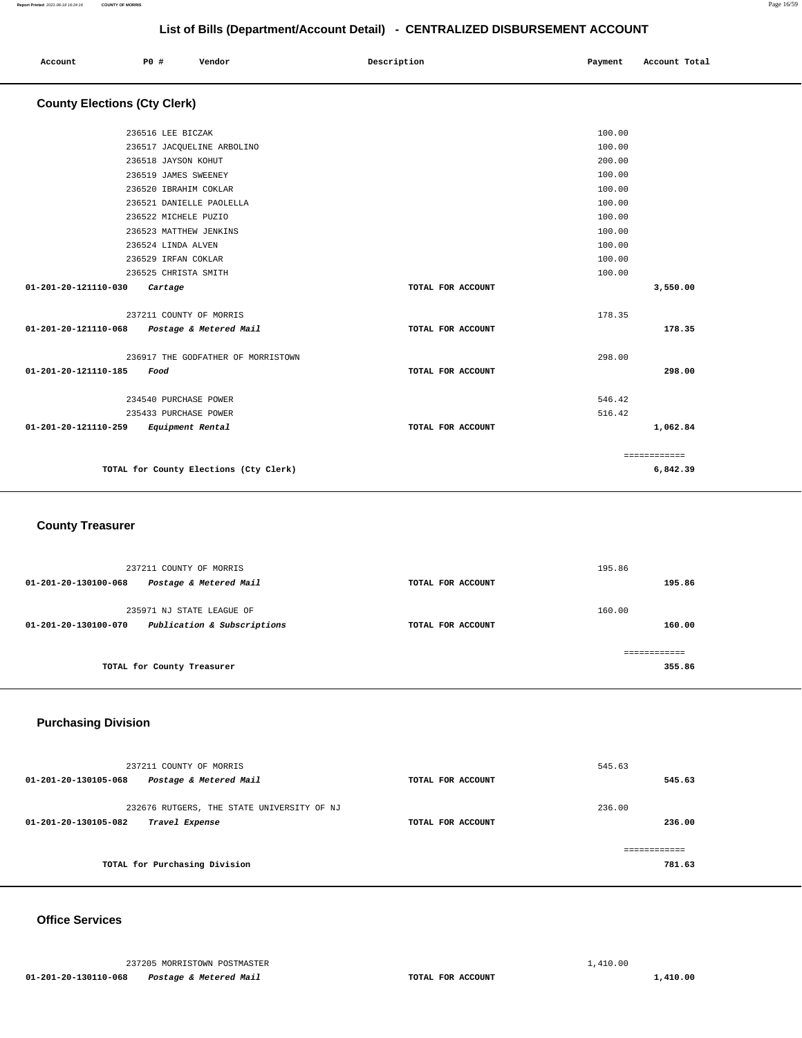## List of Bills (Department/Account Detail) - CENTRALIZED DISBURSEMENT ACCOUNT

| Account | PO # | Vendor | Description | Payment | Account Total |
|---|---|---|---|---|---|

### County Elections (Cty Clerk)

| Account | PO # | Vendor | Description | Payment | Account Total |
|---|---|---|---|---|---|
| | 236516 | LEE BICZAK | | 100.00 | |
| | 236517 | JACQUELINE ARBOLINO | | 100.00 | |
| | 236518 | JAYSON KOHUT | | 200.00 | |
| | 236519 | JAMES SWEENEY | | 100.00 | |
| | 236520 | IBRAHIM COKLAR | | 100.00 | |
| | 236521 | DANIELLE PAOLELLA | | 100.00 | |
| | 236522 | MICHELE PUZIO | | 100.00 | |
| | 236523 | MATTHEW JENKINS | | 100.00 | |
| | 236524 | LINDA ALVEN | | 100.00 | |
| | 236529 | IRFAN COKLAR | | 100.00 | |
| | 236525 | CHRISTA SMITH | | 100.00 | |
| 01-201-20-121110-030 | | *Cartage* | TOTAL FOR ACCOUNT | | 3,550.00 |
| | 237211 | COUNTY OF MORRIS | | 178.35 | |
| 01-201-20-121110-068 | | *Postage & Metered Mail* | TOTAL FOR ACCOUNT | | 178.35 |
| | 236917 | THE GODFATHER OF MORRISTOWN | | 298.00 | |
| 01-201-20-121110-185 | | *Food* | TOTAL FOR ACCOUNT | | 298.00 |
| | 234540 | PURCHASE POWER | | 546.42 | |
| | 235433 | PURCHASE POWER | | 516.42 | |
| 01-201-20-121110-259 | | *Equipment Rental* | TOTAL FOR ACCOUNT | | 1,062.84 |
| | | | | | ============ |
| | | TOTAL for County Elections (Cty Clerk) | | | 6,842.39 |

### County Treasurer

| Account | PO # | Vendor | Description | Payment | Account Total |
|---|---|---|---|---|---|
| | 237211 | COUNTY OF MORRIS | | 195.86 | |
| 01-201-20-130100-068 | | *Postage & Metered Mail* | TOTAL FOR ACCOUNT | | 195.86 |
| | 235971 | NJ STATE LEAGUE OF | | 160.00 | |
| 01-201-20-130100-070 | | *Publication & Subscriptions* | TOTAL FOR ACCOUNT | | 160.00 |
| | | | | | ============ |
| | | TOTAL for County Treasurer | | | 355.86 |

### Purchasing Division

| Account | PO # | Vendor | Description | Payment | Account Total |
|---|---|---|---|---|---|
| | 237211 | COUNTY OF MORRIS | | 545.63 | |
| 01-201-20-130105-068 | | *Postage & Metered Mail* | TOTAL FOR ACCOUNT | | 545.63 |
| | 232676 | RUTGERS, THE STATE UNIVERSITY OF NJ | | 236.00 | |
| 01-201-20-130105-082 | | *Travel Expense* | TOTAL FOR ACCOUNT | | 236.00 |
| | | | | | ============ |
| | | TOTAL for Purchasing Division | | | 781.63 |

### Office Services

| Account | PO # | Vendor | Description | Payment | Account Total |
|---|---|---|---|---|---|
| | 237205 | MORRISTOWN POSTMASTER | | 1,410.00 | |
| 01-201-20-130110-068 | | *Postage & Metered Mail* | TOTAL FOR ACCOUNT | | 1,410.00 |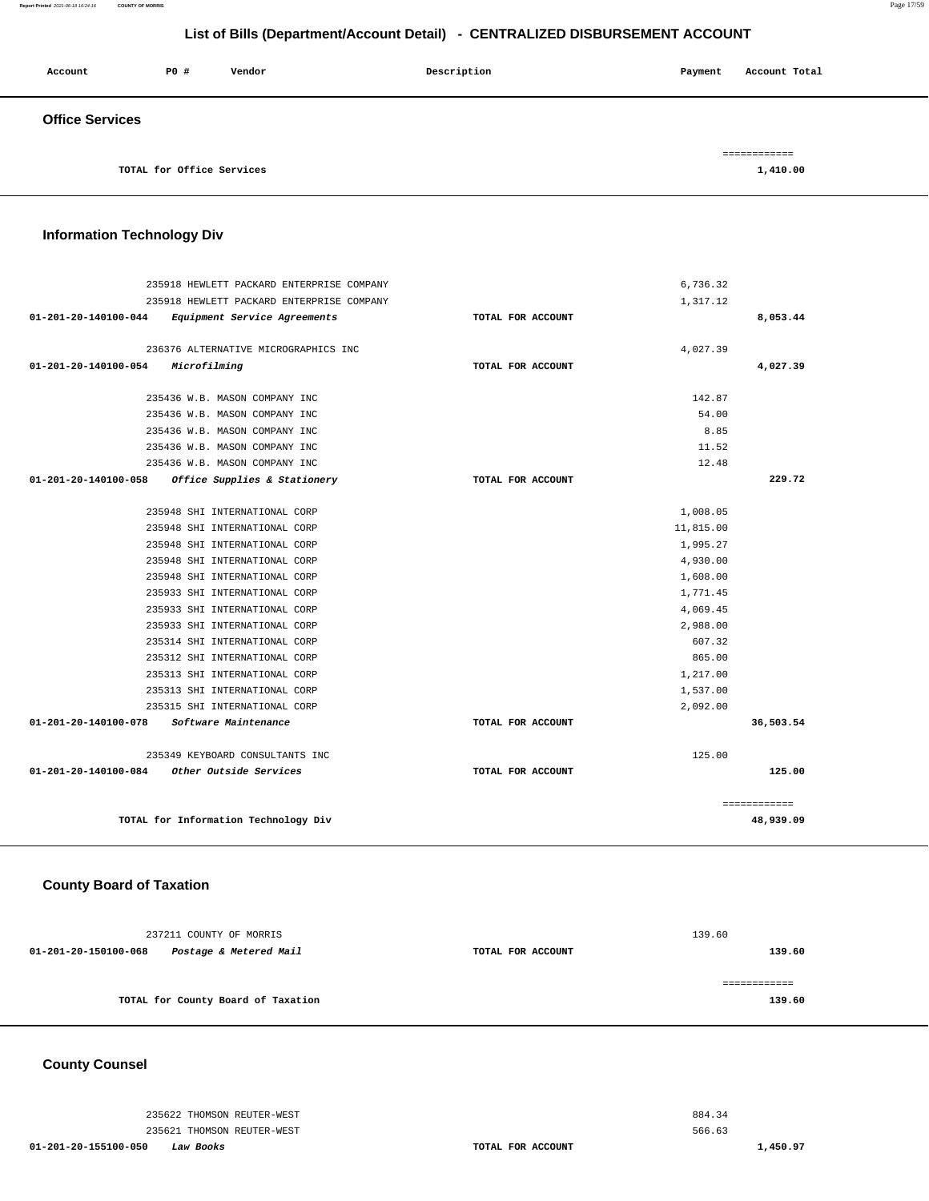# List of Bills (Department/Account Detail) - CENTRALIZED DISBURSEMENT ACCOUNT

| Account | PO # | Vendor | Description | Payment | Account Total |
|---|---|---|---|---|---|

## Office Services

| | | |
|---|---|---|
| TOTAL for Office Services | | ============ 1,410.00 |

## Information Technology Div

| Account | PO # | Vendor | Description | Payment | Account Total |
|---|---|---|---|---|---|
| | 235918 | HEWLETT PACKARD ENTERPRISE COMPANY | | 6,736.32 | |
| | 235918 | HEWLETT PACKARD ENTERPRISE COMPANY | | 1,317.12 | |
| 01-201-20-140100-044 | | *Equipment Service Agreements* | TOTAL FOR ACCOUNT | | 8,053.44 |
| | 236376 | ALTERNATIVE MICROGRAPHICS INC | | 4,027.39 | |
| 01-201-20-140100-054 | | *Microfilming* | TOTAL FOR ACCOUNT | | 4,027.39 |
| | 235436 | W.B. MASON COMPANY INC | | 142.87 | |
| | 235436 | W.B. MASON COMPANY INC | | 54.00 | |
| | 235436 | W.B. MASON COMPANY INC | | 8.85 | |
| | 235436 | W.B. MASON COMPANY INC | | 11.52 | |
| | 235436 | W.B. MASON COMPANY INC | | 12.48 | |
| 01-201-20-140100-058 | | *Office Supplies & Stationery* | TOTAL FOR ACCOUNT | | 229.72 |
| | 235948 | SHI INTERNATIONAL CORP | | 1,008.05 | |
| | 235948 | SHI INTERNATIONAL CORP | | 11,815.00 | |
| | 235948 | SHI INTERNATIONAL CORP | | 1,995.27 | |
| | 235948 | SHI INTERNATIONAL CORP | | 4,930.00 | |
| | 235948 | SHI INTERNATIONAL CORP | | 1,608.00 | |
| | 235933 | SHI INTERNATIONAL CORP | | 1,771.45 | |
| | 235933 | SHI INTERNATIONAL CORP | | 4,069.45 | |
| | 235933 | SHI INTERNATIONAL CORP | | 2,988.00 | |
| | 235314 | SHI INTERNATIONAL CORP | | 607.32 | |
| | 235312 | SHI INTERNATIONAL CORP | | 865.00 | |
| | 235313 | SHI INTERNATIONAL CORP | | 1,217.00 | |
| | 235313 | SHI INTERNATIONAL CORP | | 1,537.00 | |
| | 235315 | SHI INTERNATIONAL CORP | | 2,092.00 | |
| 01-201-20-140100-078 | | *Software Maintenance* | TOTAL FOR ACCOUNT | | 36,503.54 |
| | 235349 | KEYBOARD CONSULTANTS INC | | 125.00 | |
| 01-201-20-140100-084 | | *Other Outside Services* | TOTAL FOR ACCOUNT | | 125.00 |
| | | TOTAL for Information Technology Div | | | ============ 48,939.09 |

## County Board of Taxation

| Account | PO # | Vendor | Description | Payment | Account Total |
|---|---|---|---|---|---|
| | 237211 | COUNTY OF MORRIS | | 139.60 | |
| 01-201-20-150100-068 | | *Postage & Metered Mail* | TOTAL FOR ACCOUNT | | 139.60 |
| | | TOTAL for County Board of Taxation | | | ============ 139.60 |

## County Counsel

| Account | PO # | Vendor | Description | Payment | Account Total |
|---|---|---|---|---|---|
| | 235622 | THOMSON REUTER-WEST | | 884.34 | |
| | 235621 | THOMSON REUTER-WEST | | 566.63 | |
| 01-201-20-155100-050 | | *Law Books* | TOTAL FOR ACCOUNT | | 1,450.97 |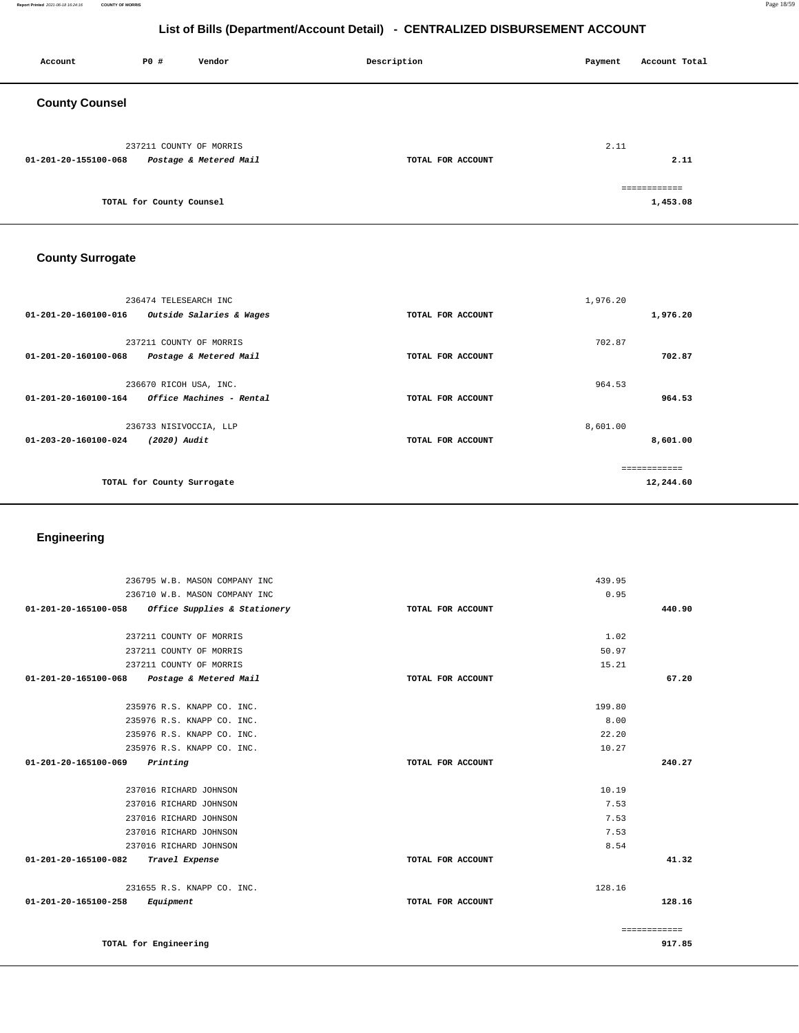# List of Bills (Department/Account Detail) - CENTRALIZED DISBURSEMENT ACCOUNT

| Account | PO # | Vendor | Description | Payment | Account Total |
|---|---|---|---|---|---|

## County Counsel

| Account | PO # | Vendor | Description | Payment | Account Total |
|---|---|---|---|---|---|
| | 237211 | COUNTY OF MORRIS | | 2.11 | |
| 01-201-20-155100-068 | | *Postage & Metered Mail* | TOTAL FOR ACCOUNT | | 2.11 |
| | | | | | ============ |
| | | TOTAL for County Counsel | | | 1,453.08 |

## County Surrogate

| Account | PO # | Vendor | Description | Payment | Account Total |
|---|---|---|---|---|---|
| | 236474 | TELESEARCH INC | | 1,976.20 | |
| 01-201-20-160100-016 | | *Outside Salaries & Wages* | TOTAL FOR ACCOUNT | | 1,976.20 |
| | 237211 | COUNTY OF MORRIS | | 702.87 | |
| 01-201-20-160100-068 | | *Postage & Metered Mail* | TOTAL FOR ACCOUNT | | 702.87 |
| | 236670 | RICOH USA, INC. | | 964.53 | |
| 01-201-20-160100-164 | | *Office Machines - Rental* | TOTAL FOR ACCOUNT | | 964.53 |
| | 236733 | NISIVOCCIA, LLP | | 8,601.00 | |
| 01-203-20-160100-024 | | *(2020) Audit* | TOTAL FOR ACCOUNT | | 8,601.00 |
| | | | | | ============ |
| | | TOTAL for County Surrogate | | | 12,244.60 |

## Engineering

| Account | PO # | Vendor | Description | Payment | Account Total |
|---|---|---|---|---|---|
| | 236795 | W.B. MASON COMPANY INC | | 439.95 | |
| | 236710 | W.B. MASON COMPANY INC | | 0.95 | |
| 01-201-20-165100-058 | | *Office Supplies & Stationery* | TOTAL FOR ACCOUNT | | 440.90 |
| | 237211 | COUNTY OF MORRIS | | 1.02 | |
| | 237211 | COUNTY OF MORRIS | | 50.97 | |
| | 237211 | COUNTY OF MORRIS | | 15.21 | |
| 01-201-20-165100-068 | | *Postage & Metered Mail* | TOTAL FOR ACCOUNT | | 67.20 |
| | 235976 | R.S. KNAPP CO. INC. | | 199.80 | |
| | 235976 | R.S. KNAPP CO. INC. | | 8.00 | |
| | 235976 | R.S. KNAPP CO. INC. | | 22.20 | |
| | 235976 | R.S. KNAPP CO. INC. | | 10.27 | |
| 01-201-20-165100-069 | | *Printing* | TOTAL FOR ACCOUNT | | 240.27 |
| | 237016 | RICHARD JOHNSON | | 10.19 | |
| | 237016 | RICHARD JOHNSON | | 7.53 | |
| | 237016 | RICHARD JOHNSON | | 7.53 | |
| | 237016 | RICHARD JOHNSON | | 7.53 | |
| | 237016 | RICHARD JOHNSON | | 8.54 | |
| 01-201-20-165100-082 | | *Travel Expense* | TOTAL FOR ACCOUNT | | 41.32 |
| | 231655 | R.S. KNAPP CO. INC. | | 128.16 | |
| 01-201-20-165100-258 | | *Equipment* | TOTAL FOR ACCOUNT | | 128.16 |
| | | | | | ============ |
| | | TOTAL for Engineering | | | 917.85 |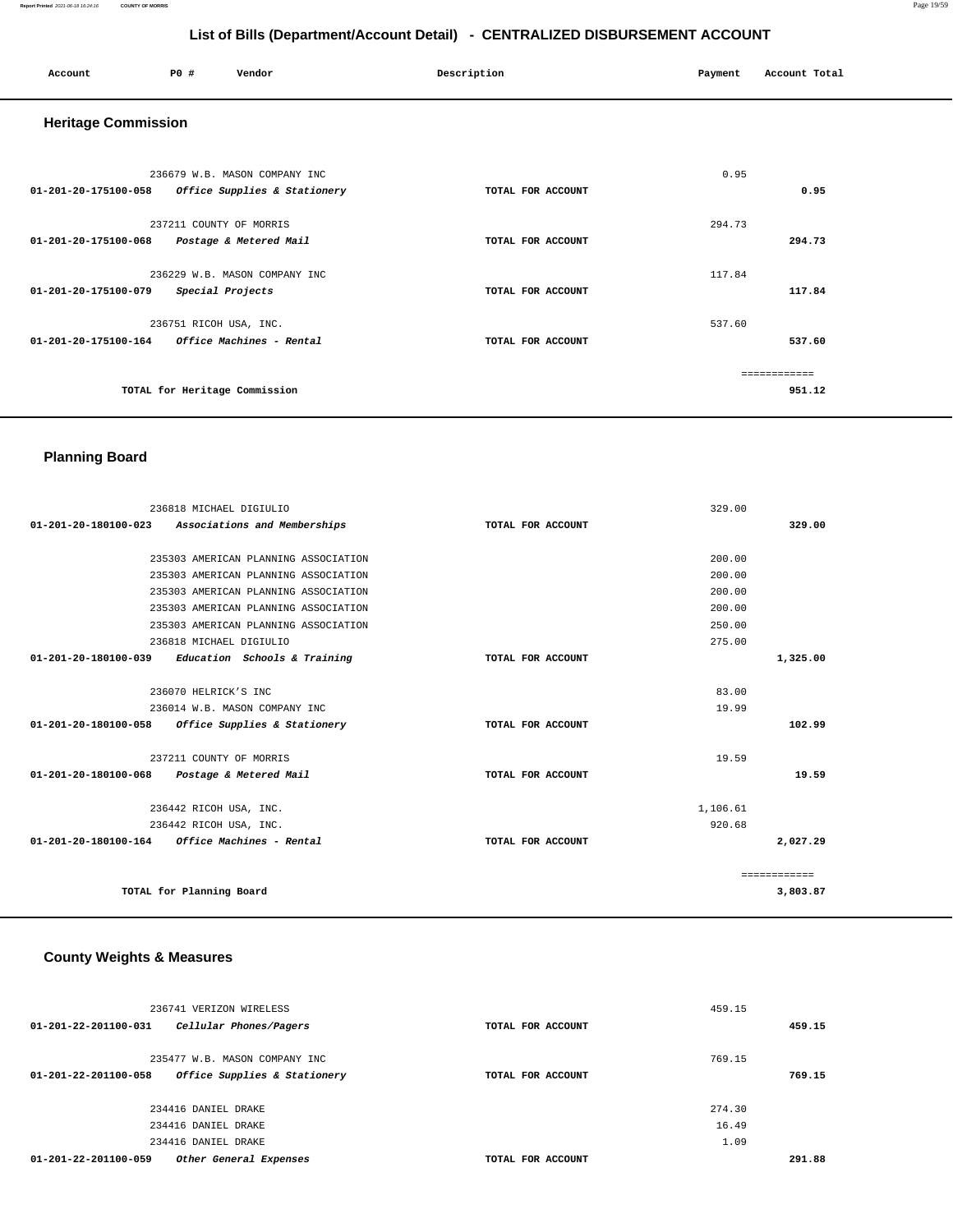# List of Bills (Department/Account Detail) - CENTRALIZED DISBURSEMENT ACCOUNT

| Account | PO # | Vendor | Description | Payment | Account Total |
|---|---|---|---|---|---|

## Heritage Commission

| Account | PO # | Vendor | Description | Payment | Account Total |
|---|---|---|---|---|---|
| | 236679 | W.B. MASON COMPANY INC | | 0.95 | |
| 01-201-20-175100-058 | | *Office Supplies & Stationery* | TOTAL FOR ACCOUNT | | 0.95 |
| | 237211 | COUNTY OF MORRIS | | 294.73 | |
| 01-201-20-175100-068 | | *Postage & Metered Mail* | TOTAL FOR ACCOUNT | | 294.73 |
| | 236229 | W.B. MASON COMPANY INC | | 117.84 | |
| 01-201-20-175100-079 | | *Special Projects* | TOTAL FOR ACCOUNT | | 117.84 |
| | 236751 | RICOH USA, INC. | | 537.60 | |
| 01-201-20-175100-164 | | *Office Machines - Rental* | TOTAL FOR ACCOUNT | | 537.60 |
| | | | | | ============ |
| | | TOTAL for Heritage Commission | | | 951.12 |

## Planning Board

| Account | PO # | Vendor | Description | Payment | Account Total |
|---|---|---|---|---|---|
| | 236818 | MICHAEL DIGIULIO | | 329.00 | |
| 01-201-20-180100-023 | | *Associations and Memberships* | TOTAL FOR ACCOUNT | | 329.00 |
| | 235303 | AMERICAN PLANNING ASSOCIATION | | 200.00 | |
| | 235303 | AMERICAN PLANNING ASSOCIATION | | 200.00 | |
| | 235303 | AMERICAN PLANNING ASSOCIATION | | 200.00 | |
| | 235303 | AMERICAN PLANNING ASSOCIATION | | 200.00 | |
| | 235303 | AMERICAN PLANNING ASSOCIATION | | 250.00 | |
| | 236818 | MICHAEL DIGIULIO | | 275.00 | |
| 01-201-20-180100-039 | | *Education Schools & Training* | TOTAL FOR ACCOUNT | | 1,325.00 |
| | 236070 | HELRICK'S INC | | 83.00 | |
| | 236014 | W.B. MASON COMPANY INC | | 19.99 | |
| 01-201-20-180100-058 | | *Office Supplies & Stationery* | TOTAL FOR ACCOUNT | | 102.99 |
| | 237211 | COUNTY OF MORRIS | | 19.59 | |
| 01-201-20-180100-068 | | *Postage & Metered Mail* | TOTAL FOR ACCOUNT | | 19.59 |
| | 236442 | RICOH USA, INC. | | 1,106.61 | |
| | 236442 | RICOH USA, INC. | | 920.68 | |
| 01-201-20-180100-164 | | *Office Machines - Rental* | TOTAL FOR ACCOUNT | | 2,027.29 |
| | | | | | ============ |
| | | TOTAL for Planning Board | | | 3,803.87 |

## County Weights & Measures

| Account | PO # | Vendor | Description | Payment | Account Total |
|---|---|---|---|---|---|
| | 236741 | VERIZON WIRELESS | | 459.15 | |
| 01-201-22-201100-031 | | *Cellular Phones/Pagers* | TOTAL FOR ACCOUNT | | 459.15 |
| | 235477 | W.B. MASON COMPANY INC | | 769.15 | |
| 01-201-22-201100-058 | | *Office Supplies & Stationery* | TOTAL FOR ACCOUNT | | 769.15 |
| | 234416 | DANIEL DRAKE | | 274.30 | |
| | 234416 | DANIEL DRAKE | | 16.49 | |
| | 234416 | DANIEL DRAKE | | 1.09 | |
| 01-201-22-201100-059 | | *Other General Expenses* | TOTAL FOR ACCOUNT | | 291.88 |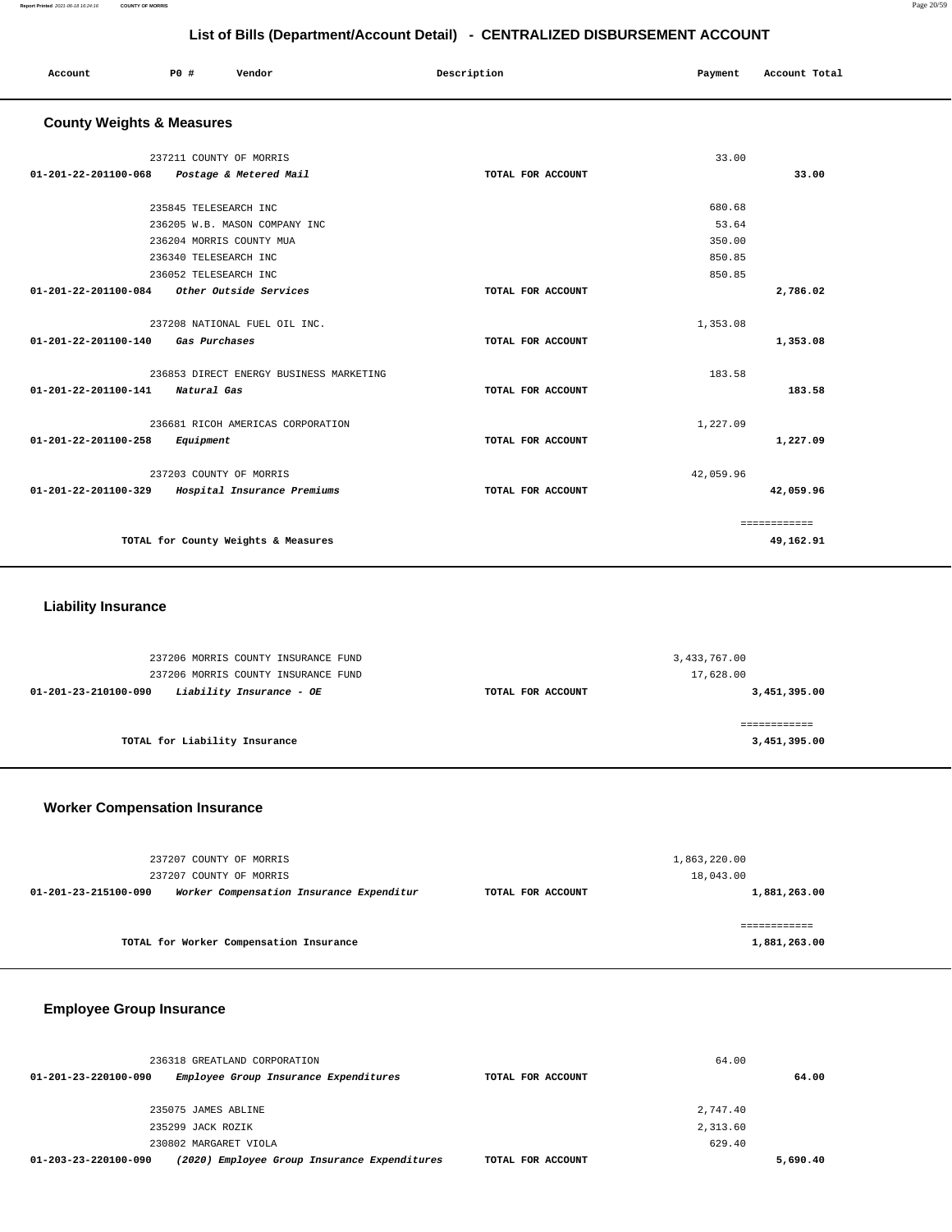## List of Bills (Department/Account Detail) - CENTRALIZED DISBURSEMENT ACCOUNT

| Account | PO # | Vendor | Description | Payment | Account Total |
|---|---|---|---|---|---|

### County Weights & Measures

| Account | PO # | Vendor | Description | Payment | Account Total |
|---|---|---|---|---|---|
| | 237211 | COUNTY OF MORRIS | | 33.00 | |
| 01-201-22-201100-068 | | *Postage & Metered Mail* | TOTAL FOR ACCOUNT | | 33.00 |
| | 235845 | TELESEARCH INC | | 680.68 | |
| | 236205 | W.B. MASON COMPANY INC | | 53.64 | |
| | 236204 | MORRIS COUNTY MUA | | 350.00 | |
| | 236340 | TELESEARCH INC | | 850.85 | |
| | 236052 | TELESEARCH INC | | 850.85 | |
| 01-201-22-201100-084 | | *Other Outside Services* | TOTAL FOR ACCOUNT | | 2,786.02 |
| | 237208 | NATIONAL FUEL OIL INC. | | 1,353.08 | |
| 01-201-22-201100-140 | | *Gas Purchases* | TOTAL FOR ACCOUNT | | 1,353.08 |
| | 236853 | DIRECT ENERGY BUSINESS MARKETING | | 183.58 | |
| 01-201-22-201100-141 | | *Natural Gas* | TOTAL FOR ACCOUNT | | 183.58 |
| | 236681 | RICOH AMERICAS CORPORATION | | 1,227.09 | |
| 01-201-22-201100-258 | | *Equipment* | TOTAL FOR ACCOUNT | | 1,227.09 |
| | 237203 | COUNTY OF MORRIS | | 42,059.96 | |
| 01-201-22-201100-329 | | *Hospital Insurance Premiums* | TOTAL FOR ACCOUNT | | 42,059.96 |
| | | | | | ============ |
| | | TOTAL for County Weights & Measures | | | 49,162.91 |

### Liability Insurance

| Account | PO # | Vendor | Description | Payment | Account Total |
|---|---|---|---|---|---|
| | 237206 | MORRIS COUNTY INSURANCE FUND | | 3,433,767.00 | |
| | 237206 | MORRIS COUNTY INSURANCE FUND | | 17,628.00 | |
| 01-201-23-210100-090 | | *Liability Insurance - OE* | TOTAL FOR ACCOUNT | | 3,451,395.00 |
| | | | | | ============ |
| | | TOTAL for Liability Insurance | | | 3,451,395.00 |

### Worker Compensation Insurance

| Account | PO # | Vendor | Description | Payment | Account Total |
|---|---|---|---|---|---|
| | 237207 | COUNTY OF MORRIS | | 1,863,220.00 | |
| | 237207 | COUNTY OF MORRIS | | 18,043.00 | |
| 01-201-23-215100-090 | | *Worker Compensation Insurance Expenditur* | TOTAL FOR ACCOUNT | | 1,881,263.00 |
| | | | | | ============ |
| | | TOTAL for Worker Compensation Insurance | | | 1,881,263.00 |

### Employee Group Insurance

| Account | PO # | Vendor | Description | Payment | Account Total |
|---|---|---|---|---|---|
| | 236318 | GREATLAND CORPORATION | | 64.00 | |
| 01-201-23-220100-090 | | *Employee Group Insurance Expenditures* | TOTAL FOR ACCOUNT | | 64.00 |
| | 235075 | JAMES ABLINE | | 2,747.40 | |
| | 235299 | JACK ROZIK | | 2,313.60 | |
| | 230802 | MARGARET VIOLA | | 629.40 | |
| 01-203-23-220100-090 | | *(2020) Employee Group Insurance Expenditures* | TOTAL FOR ACCOUNT | | 5,690.40 |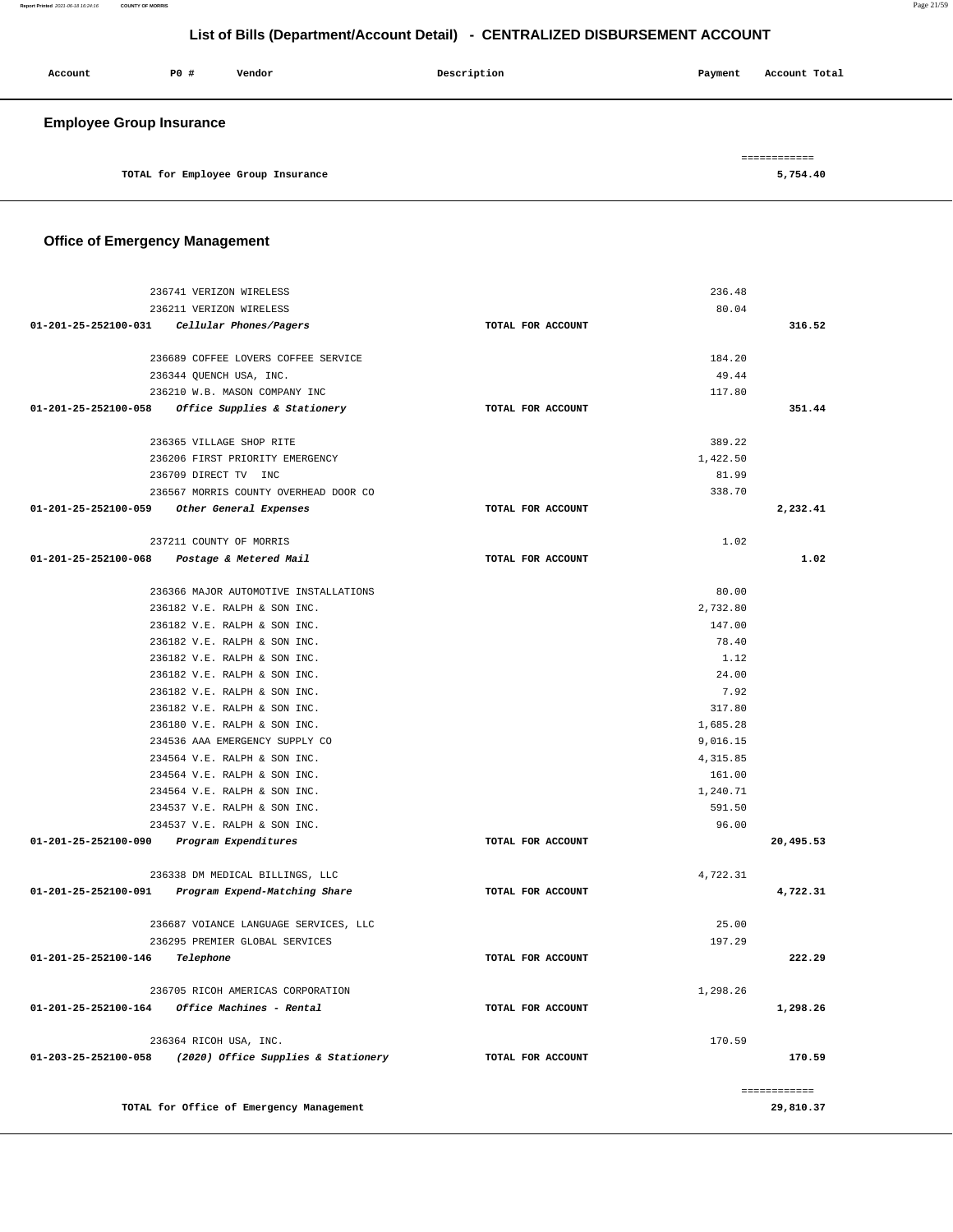## List of Bills (Department/Account Detail) - CENTRALIZED DISBURSEMENT ACCOUNT

| Account | PO # | Vendor | Description | Payment | Account Total |
|---|---|---|---|---|---|

### Employee Group Insurance

| | | | | | |
|---|---|---|---|---|---|
| TOTAL for Employee Group Insurance | | | | | 5,754.40 |

### Office of Emergency Management

| Account | PO # | Vendor | Description | Payment | Account Total |
|---|---|---|---|---|---|
| | 236741 | VERIZON WIRELESS | | 236.48 | |
| | 236211 | VERIZON WIRELESS | | 80.04 | |
| 01-201-25-252100-031 | | *Cellular Phones/Pagers* | TOTAL FOR ACCOUNT | | 316.52 |
| | 236689 | COFFEE LOVERS COFFEE SERVICE | | 184.20 | |
| | 236344 | QUENCH USA, INC. | | 49.44 | |
| | 236210 | W.B. MASON COMPANY INC | | 117.80 | |
| 01-201-25-252100-058 | | *Office Supplies & Stationery* | TOTAL FOR ACCOUNT | | 351.44 |
| | 236365 | VILLAGE SHOP RITE | | 389.22 | |
| | 236206 | FIRST PRIORITY EMERGENCY | | 1,422.50 | |
| | 236709 | DIRECT TV INC | | 81.99 | |
| | 236567 | MORRIS COUNTY OVERHEAD DOOR CO | | 338.70 | |
| 01-201-25-252100-059 | | *Other General Expenses* | TOTAL FOR ACCOUNT | | 2,232.41 |
| | 237211 | COUNTY OF MORRIS | | 1.02 | |
| 01-201-25-252100-068 | | *Postage & Metered Mail* | TOTAL FOR ACCOUNT | | 1.02 |
| | 236366 | MAJOR AUTOMOTIVE INSTALLATIONS | | 80.00 | |
| | 236182 | V.E. RALPH & SON INC. | | 2,732.80 | |
| | 236182 | V.E. RALPH & SON INC. | | 147.00 | |
| | 236182 | V.E. RALPH & SON INC. | | 78.40 | |
| | 236182 | V.E. RALPH & SON INC. | | 1.12 | |
| | 236182 | V.E. RALPH & SON INC. | | 24.00 | |
| | 236182 | V.E. RALPH & SON INC. | | 7.92 | |
| | 236182 | V.E. RALPH & SON INC. | | 317.80 | |
| | 236180 | V.E. RALPH & SON INC. | | 1,685.28 | |
| | 234536 | AAA EMERGENCY SUPPLY CO | | 9,016.15 | |
| | 234564 | V.E. RALPH & SON INC. | | 4,315.85 | |
| | 234564 | V.E. RALPH & SON INC. | | 161.00 | |
| | 234564 | V.E. RALPH & SON INC. | | 1,240.71 | |
| | 234537 | V.E. RALPH & SON INC. | | 591.50 | |
| | 234537 | V.E. RALPH & SON INC. | | 96.00 | |
| 01-201-25-252100-090 | | *Program Expenditures* | TOTAL FOR ACCOUNT | | 20,495.53 |
| | 236338 | DM MEDICAL BILLINGS, LLC | | 4,722.31 | |
| 01-201-25-252100-091 | | *Program Expend-Matching Share* | TOTAL FOR ACCOUNT | | 4,722.31 |
| | 236687 | VOIANCE LANGUAGE SERVICES, LLC | | 25.00 | |
| | 236295 | PREMIER GLOBAL SERVICES | | 197.29 | |
| 01-201-25-252100-146 | | *Telephone* | TOTAL FOR ACCOUNT | | 222.29 |
| | 236705 | RICOH AMERICAS CORPORATION | | 1,298.26 | |
| 01-201-25-252100-164 | | *Office Machines - Rental* | TOTAL FOR ACCOUNT | | 1,298.26 |
| | 236364 | RICOH USA, INC. | | 170.59 | |
| 01-203-25-252100-058 | | *(2020) Office Supplies & Stationery* | TOTAL FOR ACCOUNT | | 170.59 |
| TOTAL for Office of Emergency Management | | | | | 29,810.37 |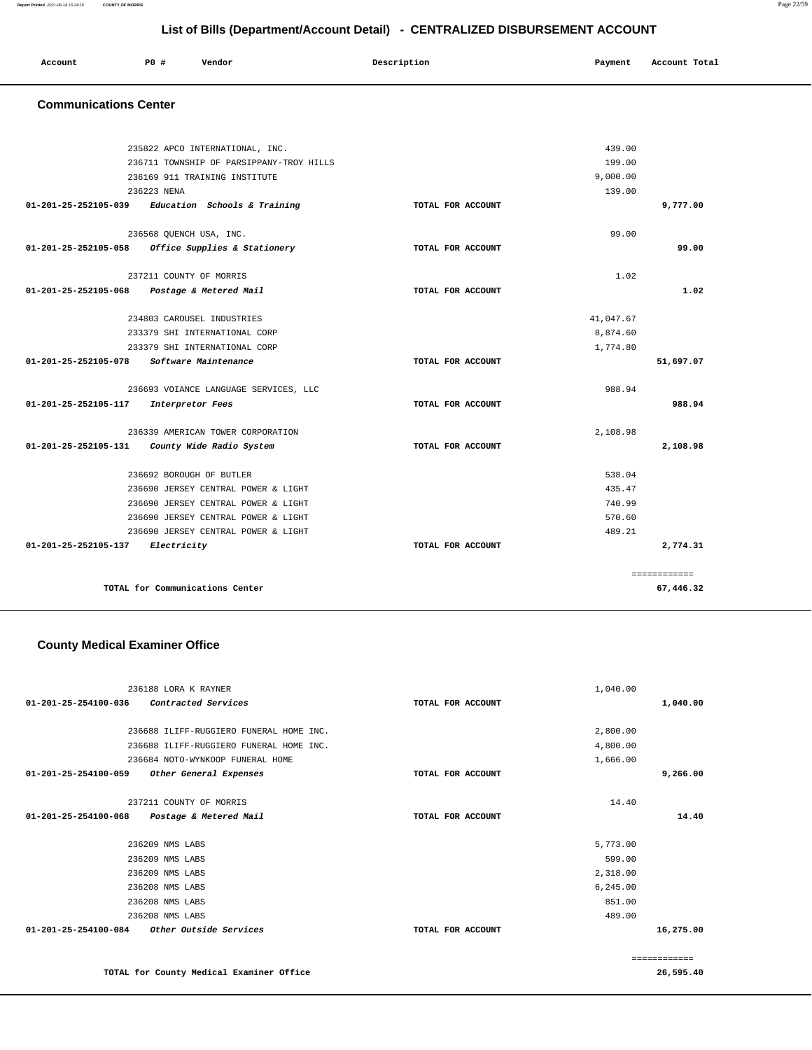# List of Bills (Department/Account Detail) - CENTRALIZED DISBURSEMENT ACCOUNT

| Account | PO # | Vendor | Description | Payment | Account Total |
|---|---|---|---|---|---|

## Communications Center

| Account | PO # | Vendor | Description | Payment | Account Total |
|---|---|---|---|---|---|
| | 235822 | APCO INTERNATIONAL, INC. | | 439.00 | |
| | 236711 | TOWNSHIP OF PARSIPPANY-TROY HILLS | | 199.00 | |
| | 236169 | 911 TRAINING INSTITUTE | | 9,000.00 | |
| | 236223 | NENA | | 139.00 | |
| 01-201-25-252105-039 | | *Education Schools & Training* | TOTAL FOR ACCOUNT | | 9,777.00 |
| | 236568 | QUENCH USA, INC. | | 99.00 | |
| 01-201-25-252105-058 | | *Office Supplies & Stationery* | TOTAL FOR ACCOUNT | | 99.00 |
| | 237211 | COUNTY OF MORRIS | | 1.02 | |
| 01-201-25-252105-068 | | *Postage & Metered Mail* | TOTAL FOR ACCOUNT | | 1.02 |
| | 234803 | CAROUSEL INDUSTRIES | | 41,047.67 | |
| | 233379 | SHI INTERNATIONAL CORP | | 8,874.60 | |
| | 233379 | SHI INTERNATIONAL CORP | | 1,774.80 | |
| 01-201-25-252105-078 | | *Software Maintenance* | TOTAL FOR ACCOUNT | | 51,697.07 |
| | 236693 | VOIANCE LANGUAGE SERVICES, LLC | | 988.94 | |
| 01-201-25-252105-117 | | *Interpretor Fees* | TOTAL FOR ACCOUNT | | 988.94 |
| | 236339 | AMERICAN TOWER CORPORATION | | 2,108.98 | |
| 01-201-25-252105-131 | | *County Wide Radio System* | TOTAL FOR ACCOUNT | | 2,108.98 |
| | 236692 | BOROUGH OF BUTLER | | 538.04 | |
| | 236690 | JERSEY CENTRAL POWER & LIGHT | | 435.47 | |
| | 236690 | JERSEY CENTRAL POWER & LIGHT | | 740.99 | |
| | 236690 | JERSEY CENTRAL POWER & LIGHT | | 570.60 | |
| | 236690 | JERSEY CENTRAL POWER & LIGHT | | 489.21 | |
| 01-201-25-252105-137 | | *Electricity* | TOTAL FOR ACCOUNT | | 2,774.31 |
| | | TOTAL for Communications Center | | | 67,446.32 |

## County Medical Examiner Office

| Account | PO # | Vendor | Description | Payment | Account Total |
|---|---|---|---|---|---|
| | 236188 | LORA K RAYNER | | 1,040.00 | |
| 01-201-25-254100-036 | | *Contracted Services* | TOTAL FOR ACCOUNT | | 1,040.00 |
| | 236688 | ILIFF-RUGGIERO FUNERAL HOME INC. | | 2,800.00 | |
| | 236688 | ILIFF-RUGGIERO FUNERAL HOME INC. | | 4,800.00 | |
| | 236684 | NOTO-WYNKOOP FUNERAL HOME | | 1,666.00 | |
| 01-201-25-254100-059 | | *Other General Expenses* | TOTAL FOR ACCOUNT | | 9,266.00 |
| | 237211 | COUNTY OF MORRIS | | 14.40 | |
| 01-201-25-254100-068 | | *Postage & Metered Mail* | TOTAL FOR ACCOUNT | | 14.40 |
| | 236209 | NMS LABS | | 5,773.00 | |
| | 236209 | NMS LABS | | 599.00 | |
| | 236209 | NMS LABS | | 2,318.00 | |
| | 236208 | NMS LABS | | 6,245.00 | |
| | 236208 | NMS LABS | | 851.00 | |
| | 236208 | NMS LABS | | 489.00 | |
| 01-201-25-254100-084 | | *Other Outside Services* | TOTAL FOR ACCOUNT | | 16,275.00 |
| | | TOTAL for County Medical Examiner Office | | | 26,595.40 |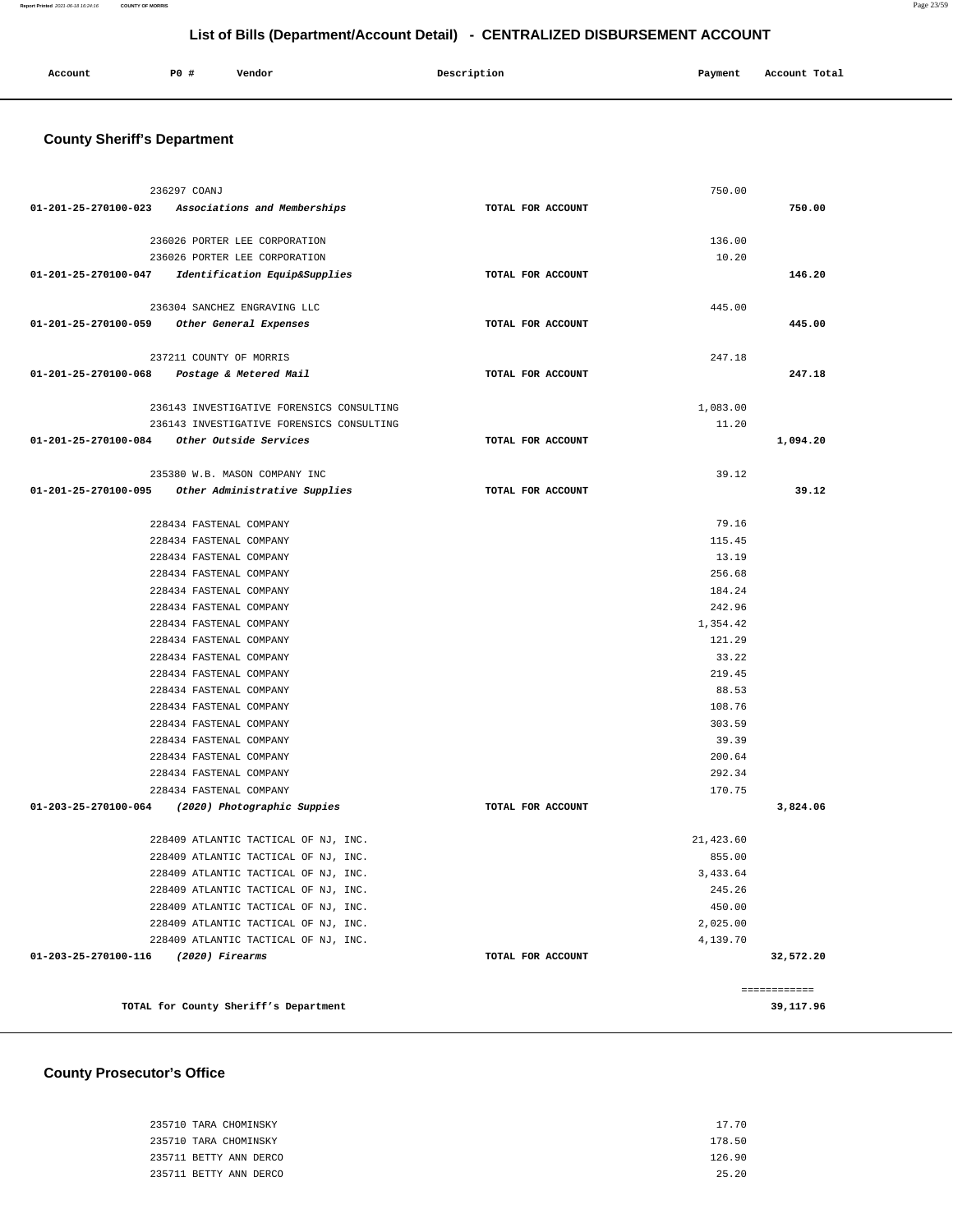## List of Bills (Department/Account Detail) - CENTRALIZED DISBURSEMENT ACCOUNT

| Account | PO # | Vendor | Description | Payment | Account Total |
|---|---|---|---|---|---|

### County Sheriff's Department

| Account | PO # | Vendor | Description | Payment | Account Total |
|---|---|---|---|---|---|
| | 236297 | COANJ | | 750.00 | |
| 01-201-25-270100-023 | | *Associations and Memberships* | TOTAL FOR ACCOUNT | | 750.00 |
| | 236026 | PORTER LEE CORPORATION | | 136.00 | |
| | 236026 | PORTER LEE CORPORATION | | 10.20 | |
| 01-201-25-270100-047 | | *Identification Equip&Supplies* | TOTAL FOR ACCOUNT | | 146.20 |
| | 236304 | SANCHEZ ENGRAVING LLC | | 445.00 | |
| 01-201-25-270100-059 | | *Other General Expenses* | TOTAL FOR ACCOUNT | | 445.00 |
| | 237211 | COUNTY OF MORRIS | | 247.18 | |
| 01-201-25-270100-068 | | *Postage & Metered Mail* | TOTAL FOR ACCOUNT | | 247.18 |
| | 236143 | INVESTIGATIVE FORENSICS CONSULTING | | 1,083.00 | |
| | 236143 | INVESTIGATIVE FORENSICS CONSULTING | | 11.20 | |
| 01-201-25-270100-084 | | *Other Outside Services* | TOTAL FOR ACCOUNT | | 1,094.20 |
| | 235380 | W.B. MASON COMPANY INC | | 39.12 | |
| 01-201-25-270100-095 | | *Other Administrative Supplies* | TOTAL FOR ACCOUNT | | 39.12 |
| | 228434 | FASTENAL COMPANY | | 79.16 | |
| | 228434 | FASTENAL COMPANY | | 115.45 | |
| | 228434 | FASTENAL COMPANY | | 13.19 | |
| | 228434 | FASTENAL COMPANY | | 256.68 | |
| | 228434 | FASTENAL COMPANY | | 184.24 | |
| | 228434 | FASTENAL COMPANY | | 242.96 | |
| | 228434 | FASTENAL COMPANY | | 1,354.42 | |
| | 228434 | FASTENAL COMPANY | | 121.29 | |
| | 228434 | FASTENAL COMPANY | | 33.22 | |
| | 228434 | FASTENAL COMPANY | | 219.45 | |
| | 228434 | FASTENAL COMPANY | | 88.53 | |
| | 228434 | FASTENAL COMPANY | | 108.76 | |
| | 228434 | FASTENAL COMPANY | | 303.59 | |
| | 228434 | FASTENAL COMPANY | | 39.39 | |
| | 228434 | FASTENAL COMPANY | | 200.64 | |
| | 228434 | FASTENAL COMPANY | | 292.34 | |
| | 228434 | FASTENAL COMPANY | | 170.75 | |
| 01-203-25-270100-064 | | *(2020) Photographic Suppies* | TOTAL FOR ACCOUNT | | 3,824.06 |
| | 228409 | ATLANTIC TACTICAL OF NJ, INC. | | 21,423.60 | |
| | 228409 | ATLANTIC TACTICAL OF NJ, INC. | | 855.00 | |
| | 228409 | ATLANTIC TACTICAL OF NJ, INC. | | 3,433.64 | |
| | 228409 | ATLANTIC TACTICAL OF NJ, INC. | | 245.26 | |
| | 228409 | ATLANTIC TACTICAL OF NJ, INC. | | 450.00 | |
| | 228409 | ATLANTIC TACTICAL OF NJ, INC. | | 2,025.00 | |
| | 228409 | ATLANTIC TACTICAL OF NJ, INC. | | 4,139.70 | |
| 01-203-25-270100-116 | | *(2020) Firearms* | TOTAL FOR ACCOUNT | | 32,572.20 |
| | | | | | ============ |
| | | TOTAL for County Sheriff's Department | | | 39,117.96 |

### County Prosecutor's Office

| Account | PO # | Vendor | Description | Payment | Account Total |
|---|---|---|---|---|---|
| | 235710 | TARA CHOMINSKY | | 17.70 | |
| | 235710 | TARA CHOMINSKY | | 178.50 | |
| | 235711 | BETTY ANN DERCO | | 126.90 | |
| | 235711 | BETTY ANN DERCO | | 25.20 | |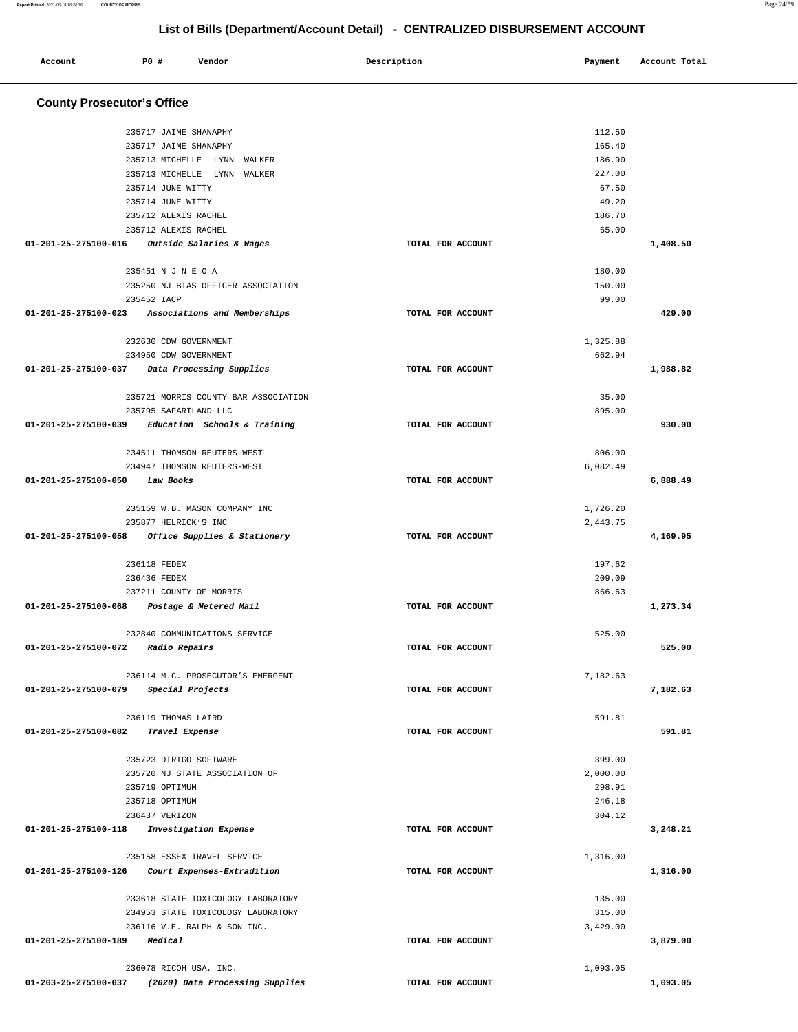## List of Bills (Department/Account Detail) - CENTRALIZED DISBURSEMENT ACCOUNT

| Account | PO # | Vendor | Description | Payment | Account Total |
|---|---|---|---|---|---|

### County Prosecutor's Office

| Account | PO # | Vendor | Description | Payment | Account Total |
|---|---|---|---|---|---|
| | 235717 | JAIME SHANAPHY | | 112.50 | |
| | 235717 | JAIME SHANAPHY | | 165.40 | |
| | 235713 | MICHELLE LYNN WALKER | | 186.90 | |
| | 235713 | MICHELLE LYNN WALKER | | 227.00 | |
| | 235714 | JUNE WITTY | | 67.50 | |
| | 235714 | JUNE WITTY | | 49.20 | |
| | 235712 | ALEXIS RACHEL | | 186.70 | |
| | 235712 | ALEXIS RACHEL | | 65.00 | |
| **01-201-25-275100-016** | | *Outside Salaries & Wages* | TOTAL FOR ACCOUNT | | **1,408.50** |
| | 235451 | N J N E O A | | 180.00 | |
| | 235250 | NJ BIAS OFFICER ASSOCIATION | | 150.00 | |
| | 235452 | IACP | | 99.00 | |
| **01-201-25-275100-023** | | *Associations and Memberships* | TOTAL FOR ACCOUNT | | **429.00** |
| | 232630 | CDW GOVERNMENT | | 1,325.88 | |
| | 234950 | CDW GOVERNMENT | | 662.94 | |
| **01-201-25-275100-037** | | *Data Processing Supplies* | TOTAL FOR ACCOUNT | | **1,988.82** |
| | 235721 | MORRIS COUNTY BAR ASSOCIATION | | 35.00 | |
| | 235795 | SAFARILAND LLC | | 895.00 | |
| **01-201-25-275100-039** | | *Education Schools & Training* | TOTAL FOR ACCOUNT | | **930.00** |
| | 234511 | THOMSON REUTERS-WEST | | 806.00 | |
| | 234947 | THOMSON REUTERS-WEST | | 6,082.49 | |
| **01-201-25-275100-050** | | *Law Books* | TOTAL FOR ACCOUNT | | **6,888.49** |
| | 235159 | W.B. MASON COMPANY INC | | 1,726.20 | |
| | 235877 | HELRICK'S INC | | 2,443.75 | |
| **01-201-25-275100-058** | | *Office Supplies & Stationery* | TOTAL FOR ACCOUNT | | **4,169.95** |
| | 236118 | FEDEX | | 197.62 | |
| | 236436 | FEDEX | | 209.09 | |
| | 237211 | COUNTY OF MORRIS | | 866.63 | |
| **01-201-25-275100-068** | | *Postage & Metered Mail* | TOTAL FOR ACCOUNT | | **1,273.34** |
| | 232840 | COMMUNICATIONS SERVICE | | 525.00 | |
| **01-201-25-275100-072** | | *Radio Repairs* | TOTAL FOR ACCOUNT | | **525.00** |
| | 236114 | M.C. PROSECUTOR'S EMERGENT | | 7,182.63 | |
| **01-201-25-275100-079** | | *Special Projects* | TOTAL FOR ACCOUNT | | **7,182.63** |
| | 236119 | THOMAS LAIRD | | 591.81 | |
| **01-201-25-275100-082** | | *Travel Expense* | TOTAL FOR ACCOUNT | | **591.81** |
| | 235723 | DIRIGO SOFTWARE | | 399.00 | |
| | 235720 | NJ STATE ASSOCIATION OF | | 2,000.00 | |
| | 235719 | OPTIMUM | | 298.91 | |
| | 235718 | OPTIMUM | | 246.18 | |
| | 236437 | VERIZON | | 304.12 | |
| **01-201-25-275100-118** | | *Investigation Expense* | TOTAL FOR ACCOUNT | | **3,248.21** |
| | 235158 | ESSEX TRAVEL SERVICE | | 1,316.00 | |
| **01-201-25-275100-126** | | *Court Expenses-Extradition* | TOTAL FOR ACCOUNT | | **1,316.00** |
| | 233618 | STATE TOXICOLOGY LABORATORY | | 135.00 | |
| | 234953 | STATE TOXICOLOGY LABORATORY | | 315.00 | |
| | 236116 | V.E. RALPH & SON INC. | | 3,429.00 | |
| **01-201-25-275100-189** | | *Medical* | TOTAL FOR ACCOUNT | | **3,879.00** |
| | 236078 | RICOH USA, INC. | | 1,093.05 | |
| **01-203-25-275100-037** | | *(2020) Data Processing Supplies* | TOTAL FOR ACCOUNT | | **1,093.05** |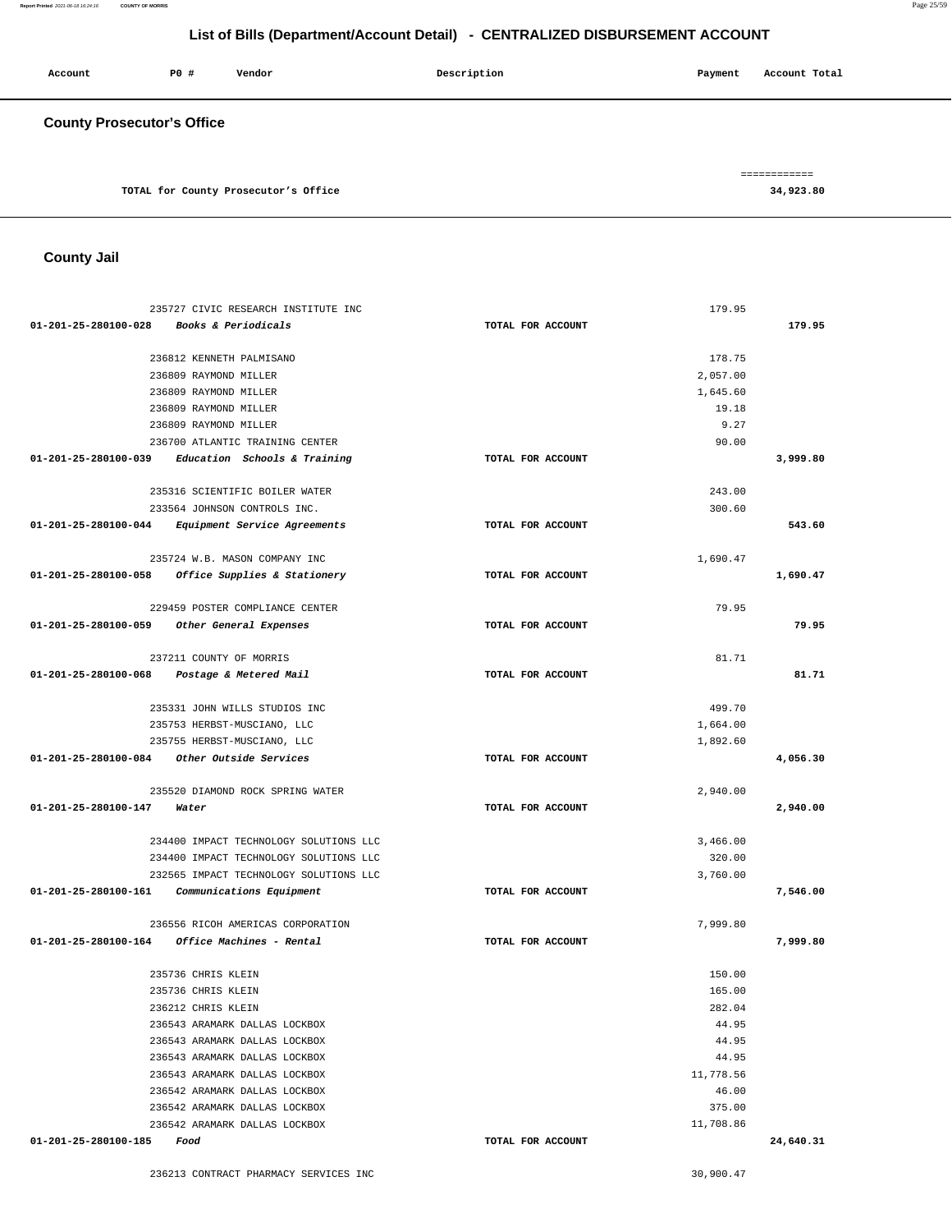# List of Bills (Department/Account Detail) - CENTRALIZED DISBURSEMENT ACCOUNT

| Account | PO # | Vendor | Description | Payment | Account Total |
|---|---|---|---|---|---|

## County Prosecutor's Office

| | | | |
|---|---|---|---|
| TOTAL for County Prosecutor's Office | | | 34,923.80 |

## County Jail

| Account | PO # | Vendor | Description | Payment | Account Total |
|---|---|---|---|---|---|
| | 235727 | CIVIC RESEARCH INSTITUTE INC | | 179.95 | |
| 01-201-25-280100-028 | | *Books & Periodicals* | TOTAL FOR ACCOUNT | | 179.95 |
| | 236812 | KENNETH PALMISANO | | 178.75 | |
| | 236809 | RAYMOND MILLER | | 2,057.00 | |
| | 236809 | RAYMOND MILLER | | 1,645.60 | |
| | 236809 | RAYMOND MILLER | | 19.18 | |
| | 236809 | RAYMOND MILLER | | 9.27 | |
| | 236700 | ATLANTIC TRAINING CENTER | | 90.00 | |
| 01-201-25-280100-039 | | *Education Schools & Training* | TOTAL FOR ACCOUNT | | 3,999.80 |
| | 235316 | SCIENTIFIC BOILER WATER | | 243.00 | |
| | 233564 | JOHNSON CONTROLS INC. | | 300.60 | |
| 01-201-25-280100-044 | | *Equipment Service Agreements* | TOTAL FOR ACCOUNT | | 543.60 |
| | 235724 | W.B. MASON COMPANY INC | | 1,690.47 | |
| 01-201-25-280100-058 | | *Office Supplies & Stationery* | TOTAL FOR ACCOUNT | | 1,690.47 |
| | 229459 | POSTER COMPLIANCE CENTER | | 79.95 | |
| 01-201-25-280100-059 | | *Other General Expenses* | TOTAL FOR ACCOUNT | | 79.95 |
| | 237211 | COUNTY OF MORRIS | | 81.71 | |
| 01-201-25-280100-068 | | *Postage & Metered Mail* | TOTAL FOR ACCOUNT | | 81.71 |
| | 235331 | JOHN WILLS STUDIOS INC | | 499.70 | |
| | 235753 | HERBST-MUSCIANO, LLC | | 1,664.00 | |
| | 235755 | HERBST-MUSCIANO, LLC | | 1,892.60 | |
| 01-201-25-280100-084 | | *Other Outside Services* | TOTAL FOR ACCOUNT | | 4,056.30 |
| | 235520 | DIAMOND ROCK SPRING WATER | | 2,940.00 | |
| 01-201-25-280100-147 | | *Water* | TOTAL FOR ACCOUNT | | 2,940.00 |
| | 234400 | IMPACT TECHNOLOGY SOLUTIONS LLC | | 3,466.00 | |
| | 234400 | IMPACT TECHNOLOGY SOLUTIONS LLC | | 320.00 | |
| | 232565 | IMPACT TECHNOLOGY SOLUTIONS LLC | | 3,760.00 | |
| 01-201-25-280100-161 | | *Communications Equipment* | TOTAL FOR ACCOUNT | | 7,546.00 |
| | 236556 | RICOH AMERICAS CORPORATION | | 7,999.80 | |
| 01-201-25-280100-164 | | *Office Machines - Rental* | TOTAL FOR ACCOUNT | | 7,999.80 |
| | 235736 | CHRIS KLEIN | | 150.00 | |
| | 235736 | CHRIS KLEIN | | 165.00 | |
| | 236212 | CHRIS KLEIN | | 282.04 | |
| | 236543 | ARAMARK DALLAS LOCKBOX | | 44.95 | |
| | 236543 | ARAMARK DALLAS LOCKBOX | | 44.95 | |
| | 236543 | ARAMARK DALLAS LOCKBOX | | 44.95 | |
| | 236543 | ARAMARK DALLAS LOCKBOX | | 11,778.56 | |
| | 236542 | ARAMARK DALLAS LOCKBOX | | 46.00 | |
| | 236542 | ARAMARK DALLAS LOCKBOX | | 375.00 | |
| | 236542 | ARAMARK DALLAS LOCKBOX | | 11,708.86 | |
| 01-201-25-280100-185 | | *Food* | TOTAL FOR ACCOUNT | | 24,640.31 |
| | 236213 | CONTRACT PHARMACY SERVICES INC | | 30,900.47 | |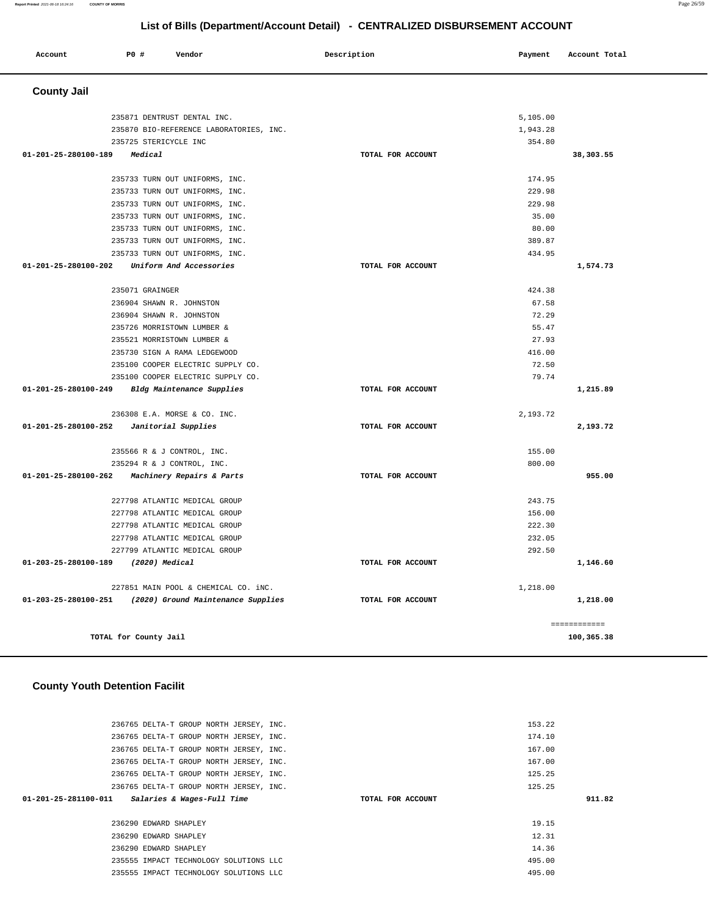# List of Bills (Department/Account Detail) - CENTRALIZED DISBURSEMENT ACCOUNT

| Account | PO # | Vendor | Description | Payment | Account Total |
|---|---|---|---|---|---|

## County Jail

| Account | PO # | Vendor | Description | Payment | Account Total |
|---|---|---|---|---|---|
| | 235871 | DENTRUST DENTAL INC. | | 5,105.00 | |
| | 235870 | BIO-REFERENCE LABORATORIES, INC. | | 1,943.28 | |
| | 235725 | STERICYCLE INC | | 354.80 | |
| **01-201-25-280100-189** | | ***Medical*** | **TOTAL FOR ACCOUNT** | | **38,303.55** |
| | 235733 | TURN OUT UNIFORMS, INC. | | 174.95 | |
| | 235733 | TURN OUT UNIFORMS, INC. | | 229.98 | |
| | 235733 | TURN OUT UNIFORMS, INC. | | 229.98 | |
| | 235733 | TURN OUT UNIFORMS, INC. | | 35.00 | |
| | 235733 | TURN OUT UNIFORMS, INC. | | 80.00 | |
| | 235733 | TURN OUT UNIFORMS, INC. | | 389.87 | |
| | 235733 | TURN OUT UNIFORMS, INC. | | 434.95 | |
| **01-201-25-280100-202** | | ***Uniform And Accessories*** | **TOTAL FOR ACCOUNT** | | **1,574.73** |
| | 235071 | GRAINGER | | 424.38 | |
| | 236904 | SHAWN R. JOHNSTON | | 67.58 | |
| | 236904 | SHAWN R. JOHNSTON | | 72.29 | |
| | 235726 | MORRISTOWN LUMBER & | | 55.47 | |
| | 235521 | MORRISTOWN LUMBER & | | 27.93 | |
| | 235730 | SIGN A RAMA LEDGEWOOD | | 416.00 | |
| | 235100 | COOPER ELECTRIC SUPPLY CO. | | 72.50 | |
| | 235100 | COOPER ELECTRIC SUPPLY CO. | | 79.74 | |
| **01-201-25-280100-249** | | ***Bldg Maintenance Supplies*** | **TOTAL FOR ACCOUNT** | | **1,215.89** |
| | 236308 | E.A. MORSE & CO. INC. | | 2,193.72 | |
| **01-201-25-280100-252** | | ***Janitorial Supplies*** | **TOTAL FOR ACCOUNT** | | **2,193.72** |
| | 235566 | R & J CONTROL, INC. | | 155.00 | |
| | 235294 | R & J CONTROL, INC. | | 800.00 | |
| **01-201-25-280100-262** | | ***Machinery Repairs & Parts*** | **TOTAL FOR ACCOUNT** | | **955.00** |
| | 227798 | ATLANTIC MEDICAL GROUP | | 243.75 | |
| | 227798 | ATLANTIC MEDICAL GROUP | | 156.00 | |
| | 227798 | ATLANTIC MEDICAL GROUP | | 222.30 | |
| | 227798 | ATLANTIC MEDICAL GROUP | | 232.05 | |
| | 227799 | ATLANTIC MEDICAL GROUP | | 292.50 | |
| **01-203-25-280100-189** | | ***(2020) Medical*** | **TOTAL FOR ACCOUNT** | | **1,146.60** |
| | 227851 | MAIN POOL & CHEMICAL CO. iNC. | | 1,218.00 | |
| **01-203-25-280100-251** | | ***(2020) Ground Maintenance Supplies*** | **TOTAL FOR ACCOUNT** | | **1,218.00** |
| | | | | | ============ |
| | | **TOTAL for County Jail** | | | **100,365.38** |

## County Youth Detention Facilit

| Account | PO # | Vendor | Description | Payment | Account Total |
|---|---|---|---|---|---|
| | 236765 | DELTA-T GROUP NORTH JERSEY, INC. | | 153.22 | |
| | 236765 | DELTA-T GROUP NORTH JERSEY, INC. | | 174.10 | |
| | 236765 | DELTA-T GROUP NORTH JERSEY, INC. | | 167.00 | |
| | 236765 | DELTA-T GROUP NORTH JERSEY, INC. | | 167.00 | |
| | 236765 | DELTA-T GROUP NORTH JERSEY, INC. | | 125.25 | |
| | 236765 | DELTA-T GROUP NORTH JERSEY, INC. | | 125.25 | |
| **01-201-25-281100-011** | | ***Salaries & Wages-Full Time*** | **TOTAL FOR ACCOUNT** | | **911.82** |
| | 236290 | EDWARD SHAPLEY | | 19.15 | |
| | 236290 | EDWARD SHAPLEY | | 12.31 | |
| | 236290 | EDWARD SHAPLEY | | 14.36 | |
| | 235555 | IMPACT TECHNOLOGY SOLUTIONS LLC | | 495.00 | |
| | 235555 | IMPACT TECHNOLOGY SOLUTIONS LLC | | 495.00 | |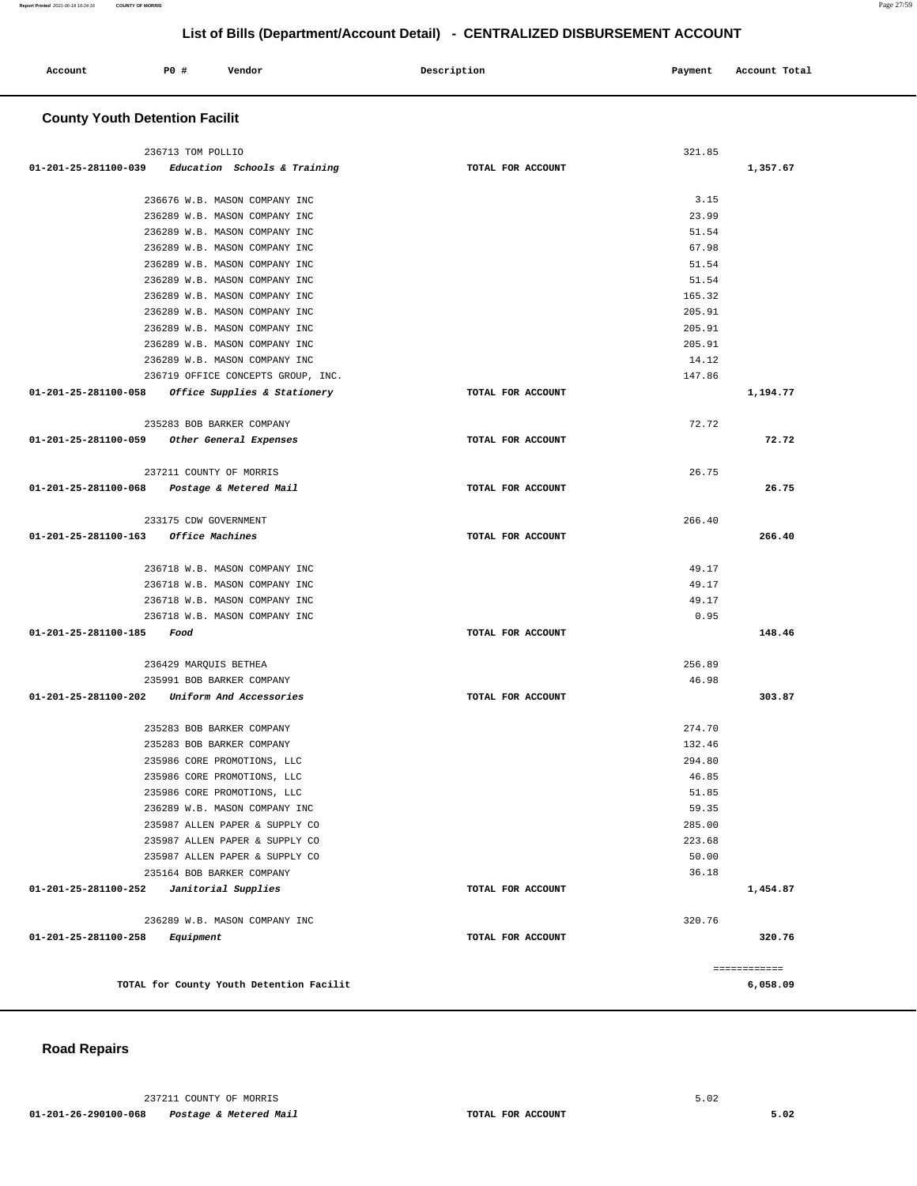## List of Bills (Department/Account Detail) - CENTRALIZED DISBURSEMENT ACCOUNT

| Account | PO # | Vendor | Description | Payment | Account Total |
|---|---|---|---|---|---|

### County Youth Detention Facilit

| Account | PO # | Vendor | Description | Payment | Account Total |
|---|---|---|---|---|---|
| | 236713 | TOM POLLIO | | 321.85 | |
| **01-201-25-281100-039** | | *Education Schools & Training* | **TOTAL FOR ACCOUNT** | | **1,357.67** |
| | 236676 | W.B. MASON COMPANY INC | | 3.15 | |
| | 236289 | W.B. MASON COMPANY INC | | 23.99 | |
| | 236289 | W.B. MASON COMPANY INC | | 51.54 | |
| | 236289 | W.B. MASON COMPANY INC | | 67.98 | |
| | 236289 | W.B. MASON COMPANY INC | | 51.54 | |
| | 236289 | W.B. MASON COMPANY INC | | 51.54 | |
| | 236289 | W.B. MASON COMPANY INC | | 165.32 | |
| | 236289 | W.B. MASON COMPANY INC | | 205.91 | |
| | 236289 | W.B. MASON COMPANY INC | | 205.91 | |
| | 236289 | W.B. MASON COMPANY INC | | 205.91 | |
| | 236289 | W.B. MASON COMPANY INC | | 14.12 | |
| | 236719 | OFFICE CONCEPTS GROUP, INC. | | 147.86 | |
| **01-201-25-281100-058** | | *Office Supplies & Stationery* | **TOTAL FOR ACCOUNT** | | **1,194.77** |
| | 235283 | BOB BARKER COMPANY | | 72.72 | |
| **01-201-25-281100-059** | | *Other General Expenses* | **TOTAL FOR ACCOUNT** | | **72.72** |
| | 237211 | COUNTY OF MORRIS | | 26.75 | |
| **01-201-25-281100-068** | | *Postage & Metered Mail* | **TOTAL FOR ACCOUNT** | | **26.75** |
| | 233175 | CDW GOVERNMENT | | 266.40 | |
| **01-201-25-281100-163** | | *Office Machines* | **TOTAL FOR ACCOUNT** | | **266.40** |
| | 236718 | W.B. MASON COMPANY INC | | 49.17 | |
| | 236718 | W.B. MASON COMPANY INC | | 49.17 | |
| | 236718 | W.B. MASON COMPANY INC | | 49.17 | |
| | 236718 | W.B. MASON COMPANY INC | | 0.95 | |
| **01-201-25-281100-185** | | *Food* | **TOTAL FOR ACCOUNT** | | **148.46** |
| | 236429 | MARQUIS BETHEA | | 256.89 | |
| | 235991 | BOB BARKER COMPANY | | 46.98 | |
| **01-201-25-281100-202** | | *Uniform And Accessories* | **TOTAL FOR ACCOUNT** | | **303.87** |
| | 235283 | BOB BARKER COMPANY | | 274.70 | |
| | 235283 | BOB BARKER COMPANY | | 132.46 | |
| | 235986 | CORE PROMOTIONS, LLC | | 294.80 | |
| | 235986 | CORE PROMOTIONS, LLC | | 46.85 | |
| | 235986 | CORE PROMOTIONS, LLC | | 51.85 | |
| | 236289 | W.B. MASON COMPANY INC | | 59.35 | |
| | 235987 | ALLEN PAPER & SUPPLY CO | | 285.00 | |
| | 235987 | ALLEN PAPER & SUPPLY CO | | 223.68 | |
| | 235987 | ALLEN PAPER & SUPPLY CO | | 50.00 | |
| | 235164 | BOB BARKER COMPANY | | 36.18 | |
| **01-201-25-281100-252** | | *Janitorial Supplies* | **TOTAL FOR ACCOUNT** | | **1,454.87** |
| | 236289 | W.B. MASON COMPANY INC | | 320.76 | |
| **01-201-25-281100-258** | | *Equipment* | **TOTAL FOR ACCOUNT** | | **320.76** |
| | | **TOTAL for County Youth Detention Facilit** | | | ============ **6,058.09** |

### Road Repairs

| Account | PO # | Vendor | Description | Payment | Account Total |
|---|---|---|---|---|---|
| | 237211 | COUNTY OF MORRIS | | 5.02 | |
| **01-201-26-290100-068** | | *Postage & Metered Mail* | **TOTAL FOR ACCOUNT** | | **5.02** |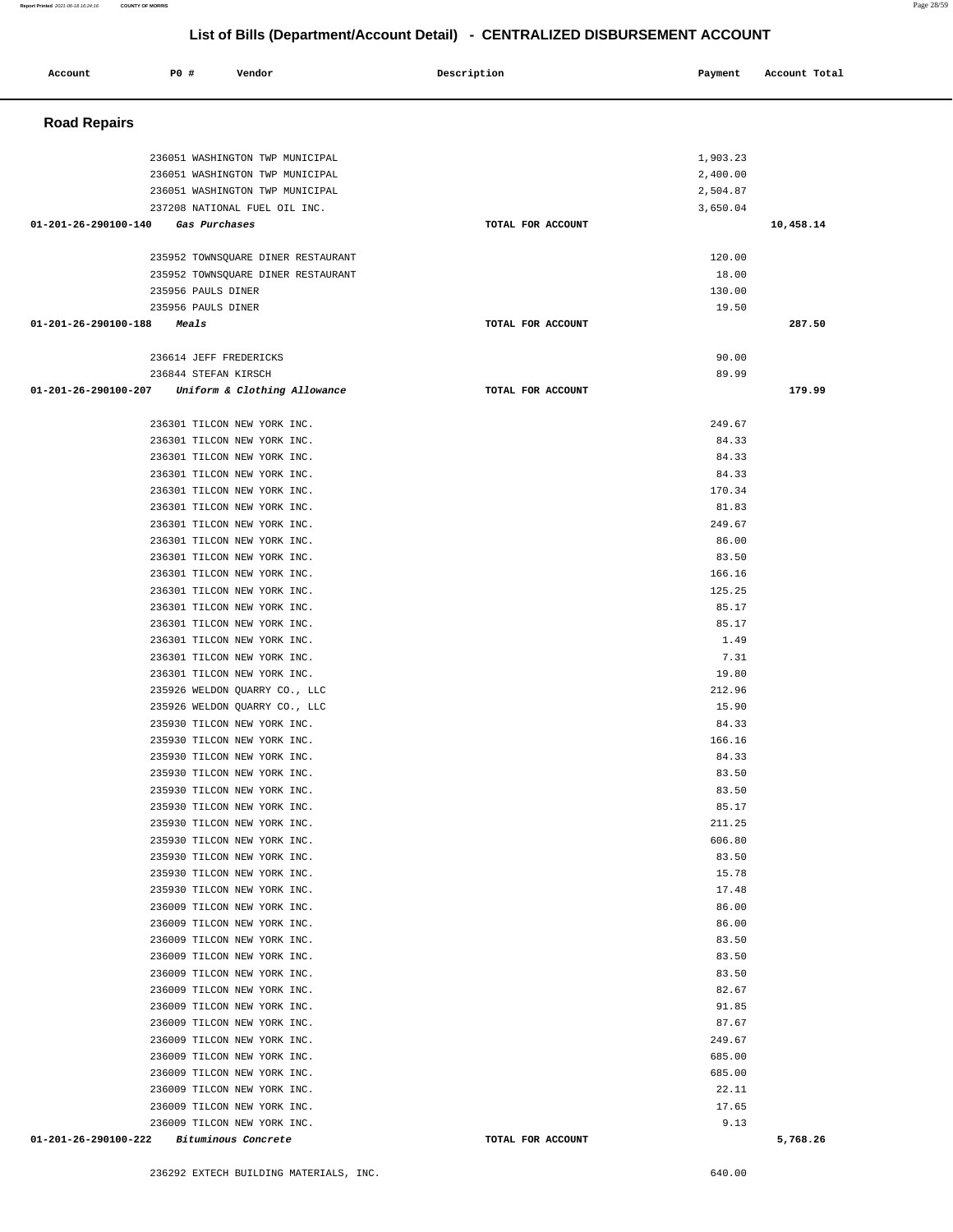# List of Bills (Department/Account Detail) - CENTRALIZED DISBURSEMENT ACCOUNT

| Account | PO # | Vendor | Description | Payment | Account Total |
|---|---|---|---|---|---|

## Road Repairs

| Account | PO # | Vendor | Description | Payment | Account Total |
|---|---|---|---|---|---|
| | 236051 | WASHINGTON TWP MUNICIPAL | | 1,903.23 | |
| | 236051 | WASHINGTON TWP MUNICIPAL | | 2,400.00 | |
| | 236051 | WASHINGTON TWP MUNICIPAL | | 2,504.87 | |
| | 237208 | NATIONAL FUEL OIL INC. | | 3,650.04 | |
| **01-201-26-290100-140** | | *Gas Purchases* | TOTAL FOR ACCOUNT | | **10,458.14** |
| | 235952 | TOWNSQUARE DINER RESTAURANT | | 120.00 | |
| | 235952 | TOWNSQUARE DINER RESTAURANT | | 18.00 | |
| | 235956 | PAULS DINER | | 130.00 | |
| | 235956 | PAULS DINER | | 19.50 | |
| **01-201-26-290100-188** | | *Meals* | TOTAL FOR ACCOUNT | | **287.50** |
| | 236614 | JEFF FREDERICKS | | 90.00 | |
| | 236844 | STEFAN KIRSCH | | 89.99 | |
| **01-201-26-290100-207** | | *Uniform & Clothing Allowance* | TOTAL FOR ACCOUNT | | **179.99** |
| | 236301 | TILCON NEW YORK INC. | | 249.67 | |
| | 236301 | TILCON NEW YORK INC. | | 84.33 | |
| | 236301 | TILCON NEW YORK INC. | | 84.33 | |
| | 236301 | TILCON NEW YORK INC. | | 84.33 | |
| | 236301 | TILCON NEW YORK INC. | | 170.34 | |
| | 236301 | TILCON NEW YORK INC. | | 81.83 | |
| | 236301 | TILCON NEW YORK INC. | | 249.67 | |
| | 236301 | TILCON NEW YORK INC. | | 86.00 | |
| | 236301 | TILCON NEW YORK INC. | | 83.50 | |
| | 236301 | TILCON NEW YORK INC. | | 166.16 | |
| | 236301 | TILCON NEW YORK INC. | | 125.25 | |
| | 236301 | TILCON NEW YORK INC. | | 85.17 | |
| | 236301 | TILCON NEW YORK INC. | | 85.17 | |
| | 236301 | TILCON NEW YORK INC. | | 1.49 | |
| | 236301 | TILCON NEW YORK INC. | | 7.31 | |
| | 236301 | TILCON NEW YORK INC. | | 19.80 | |
| | 235926 | WELDON QUARRY CO., LLC | | 212.96 | |
| | 235926 | WELDON QUARRY CO., LLC | | 15.90 | |
| | 235930 | TILCON NEW YORK INC. | | 84.33 | |
| | 235930 | TILCON NEW YORK INC. | | 166.16 | |
| | 235930 | TILCON NEW YORK INC. | | 84.33 | |
| | 235930 | TILCON NEW YORK INC. | | 83.50 | |
| | 235930 | TILCON NEW YORK INC. | | 83.50 | |
| | 235930 | TILCON NEW YORK INC. | | 85.17 | |
| | 235930 | TILCON NEW YORK INC. | | 211.25 | |
| | 235930 | TILCON NEW YORK INC. | | 606.80 | |
| | 235930 | TILCON NEW YORK INC. | | 83.50 | |
| | 235930 | TILCON NEW YORK INC. | | 15.78 | |
| | 235930 | TILCON NEW YORK INC. | | 17.48 | |
| | 236009 | TILCON NEW YORK INC. | | 86.00 | |
| | 236009 | TILCON NEW YORK INC. | | 86.00 | |
| | 236009 | TILCON NEW YORK INC. | | 83.50 | |
| | 236009 | TILCON NEW YORK INC. | | 83.50 | |
| | 236009 | TILCON NEW YORK INC. | | 83.50 | |
| | 236009 | TILCON NEW YORK INC. | | 82.67 | |
| | 236009 | TILCON NEW YORK INC. | | 91.85 | |
| | 236009 | TILCON NEW YORK INC. | | 87.67 | |
| | 236009 | TILCON NEW YORK INC. | | 249.67 | |
| | 236009 | TILCON NEW YORK INC. | | 685.00 | |
| | 236009 | TILCON NEW YORK INC. | | 685.00 | |
| | 236009 | TILCON NEW YORK INC. | | 22.11 | |
| | 236009 | TILCON NEW YORK INC. | | 17.65 | |
| | 236009 | TILCON NEW YORK INC. | | 9.13 | |
| **01-201-26-290100-222** | | *Bituminous Concrete* | TOTAL FOR ACCOUNT | | **5,768.26** |
| | 236292 | EXTECH BUILDING MATERIALS, INC. | | 640.00 | |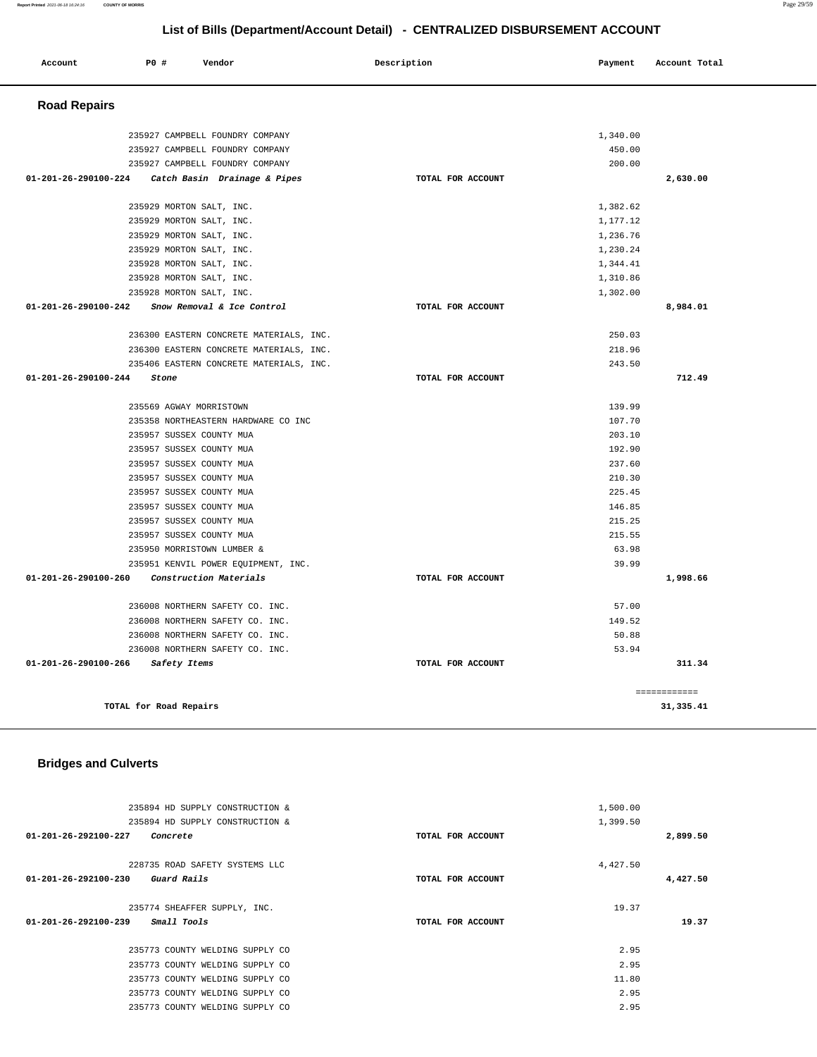# List of Bills (Department/Account Detail) - CENTRALIZED DISBURSEMENT ACCOUNT

| Account | PO # | Vendor | Description | Payment | Account Total |
|---|---|---|---|---|---|

## Road Repairs

| Account | PO # | Vendor | Description | Payment | Account Total |
|---|---|---|---|---|---|
| | 235927 | CAMPBELL FOUNDRY COMPANY | | 1,340.00 | |
| | 235927 | CAMPBELL FOUNDRY COMPANY | | 450.00 | |
| | 235927 | CAMPBELL FOUNDRY COMPANY | | 200.00 | |
| 01-201-26-290100-224 | | *Catch Basin Drainage & Pipes* | TOTAL FOR ACCOUNT | | 2,630.00 |
| | 235929 | MORTON SALT, INC. | | 1,382.62 | |
| | 235929 | MORTON SALT, INC. | | 1,177.12 | |
| | 235929 | MORTON SALT, INC. | | 1,236.76 | |
| | 235929 | MORTON SALT, INC. | | 1,230.24 | |
| | 235928 | MORTON SALT, INC. | | 1,344.41 | |
| | 235928 | MORTON SALT, INC. | | 1,310.86 | |
| | 235928 | MORTON SALT, INC. | | 1,302.00 | |
| 01-201-26-290100-242 | | *Snow Removal & Ice Control* | TOTAL FOR ACCOUNT | | 8,984.01 |
| | 236300 | EASTERN CONCRETE MATERIALS, INC. | | 250.03 | |
| | 236300 | EASTERN CONCRETE MATERIALS, INC. | | 218.96 | |
| | 235406 | EASTERN CONCRETE MATERIALS, INC. | | 243.50 | |
| 01-201-26-290100-244 | | *Stone* | TOTAL FOR ACCOUNT | | 712.49 |
| | 235569 | AGWAY MORRISTOWN | | 139.99 | |
| | 235358 | NORTHEASTERN HARDWARE CO INC | | 107.70 | |
| | 235957 | SUSSEX COUNTY MUA | | 203.10 | |
| | 235957 | SUSSEX COUNTY MUA | | 192.90 | |
| | 235957 | SUSSEX COUNTY MUA | | 237.60 | |
| | 235957 | SUSSEX COUNTY MUA | | 210.30 | |
| | 235957 | SUSSEX COUNTY MUA | | 225.45 | |
| | 235957 | SUSSEX COUNTY MUA | | 146.85 | |
| | 235957 | SUSSEX COUNTY MUA | | 215.25 | |
| | 235957 | SUSSEX COUNTY MUA | | 215.55 | |
| | 235950 | MORRISTOWN LUMBER & | | 63.98 | |
| | 235951 | KENVIL POWER EQUIPMENT, INC. | | 39.99 | |
| 01-201-26-290100-260 | | *Construction Materials* | TOTAL FOR ACCOUNT | | 1,998.66 |
| | 236008 | NORTHERN SAFETY CO. INC. | | 57.00 | |
| | 236008 | NORTHERN SAFETY CO. INC. | | 149.52 | |
| | 236008 | NORTHERN SAFETY CO. INC. | | 50.88 | |
| | 236008 | NORTHERN SAFETY CO. INC. | | 53.94 | |
| 01-201-26-290100-266 | | *Safety Items* | TOTAL FOR ACCOUNT | | 311.34 |
| | | | | | ============ |
| TOTAL for Road Repairs | | | | | 31,335.41 |

## Bridges and Culverts

| Account | PO # | Vendor | Description | Payment | Account Total |
|---|---|---|---|---|---|
| | 235894 | HD SUPPLY CONSTRUCTION & | | 1,500.00 | |
| | 235894 | HD SUPPLY CONSTRUCTION & | | 1,399.50 | |
| 01-201-26-292100-227 | | *Concrete* | TOTAL FOR ACCOUNT | | 2,899.50 |
| | 228735 | ROAD SAFETY SYSTEMS LLC | | 4,427.50 | |
| 01-201-26-292100-230 | | *Guard Rails* | TOTAL FOR ACCOUNT | | 4,427.50 |
| | 235774 | SHEAFFER SUPPLY, INC. | | 19.37 | |
| 01-201-26-292100-239 | | *Small Tools* | TOTAL FOR ACCOUNT | | 19.37 |
| | 235773 | COUNTY WELDING SUPPLY CO | | 2.95 | |
| | 235773 | COUNTY WELDING SUPPLY CO | | 2.95 | |
| | 235773 | COUNTY WELDING SUPPLY CO | | 11.80 | |
| | 235773 | COUNTY WELDING SUPPLY CO | | 2.95 | |
| | 235773 | COUNTY WELDING SUPPLY CO | | 2.95 | |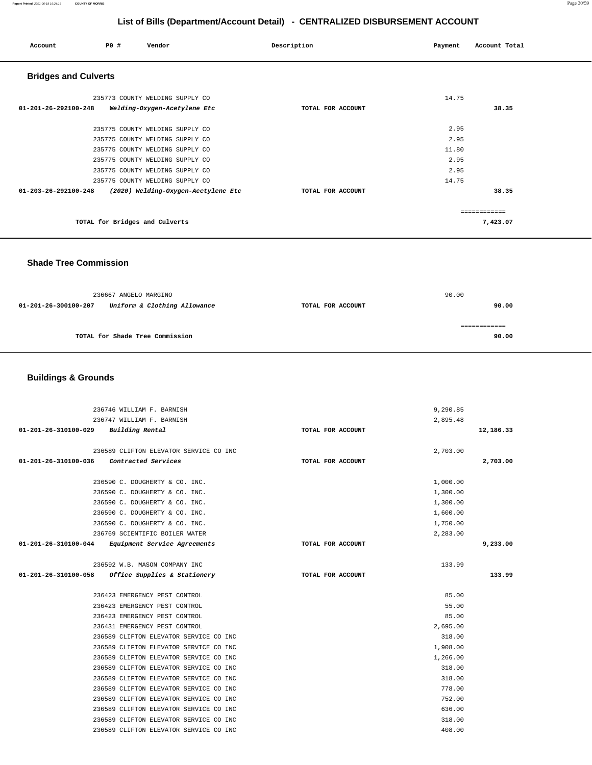## List of Bills (Department/Account Detail) - CENTRALIZED DISBURSEMENT ACCOUNT

| Account | PO # | Vendor | Description | Payment | Account Total |
|---|---|---|---|---|---|

### Bridges and Culverts

| Account | PO # | Vendor | Description | Payment | Account Total |
|---|---|---|---|---|---|
| | 235773 | COUNTY WELDING SUPPLY CO | | 14.75 | |
| 01-201-26-292100-248 | | *Welding-Oxygen-Acetylene Etc* | TOTAL FOR ACCOUNT | | 38.35 |
| | 235775 | COUNTY WELDING SUPPLY CO | | 2.95 | |
| | 235775 | COUNTY WELDING SUPPLY CO | | 2.95 | |
| | 235775 | COUNTY WELDING SUPPLY CO | | 11.80 | |
| | 235775 | COUNTY WELDING SUPPLY CO | | 2.95 | |
| | 235775 | COUNTY WELDING SUPPLY CO | | 2.95 | |
| | 235775 | COUNTY WELDING SUPPLY CO | | 14.75 | |
| 01-203-26-292100-248 | | *(2020) Welding-Oxygen-Acetylene Etc* | TOTAL FOR ACCOUNT | | 38.35 |
| | | | | | ============ |
| | | TOTAL for Bridges and Culverts | | | 7,423.07 |

### Shade Tree Commission

| Account | PO # | Vendor | Description | Payment | Account Total |
|---|---|---|---|---|---|
| | 236667 | ANGELO MARGINO | | 90.00 | |
| 01-201-26-300100-207 | | *Uniform & Clothing Allowance* | TOTAL FOR ACCOUNT | | 90.00 |
| | | | | | ============ |
| | | TOTAL for Shade Tree Commission | | | 90.00 |

### Buildings & Grounds

| Account | PO # | Vendor | Description | Payment | Account Total |
|---|---|---|---|---|---|
| | 236746 | WILLIAM F. BARNISH | | 9,290.85 | |
| | 236747 | WILLIAM F. BARNISH | | 2,895.48 | |
| 01-201-26-310100-029 | | *Building Rental* | TOTAL FOR ACCOUNT | | 12,186.33 |
| | 236589 | CLIFTON ELEVATOR SERVICE CO INC | | 2,703.00 | |
| 01-201-26-310100-036 | | *Contracted Services* | TOTAL FOR ACCOUNT | | 2,703.00 |
| | 236590 | C. DOUGHERTY & CO. INC. | | 1,000.00 | |
| | 236590 | C. DOUGHERTY & CO. INC. | | 1,300.00 | |
| | 236590 | C. DOUGHERTY & CO. INC. | | 1,300.00 | |
| | 236590 | C. DOUGHERTY & CO. INC. | | 1,600.00 | |
| | 236590 | C. DOUGHERTY & CO. INC. | | 1,750.00 | |
| | 236769 | SCIENTIFIC BOILER WATER | | 2,283.00 | |
| 01-201-26-310100-044 | | *Equipment Service Agreements* | TOTAL FOR ACCOUNT | | 9,233.00 |
| | 236592 | W.B. MASON COMPANY INC | | 133.99 | |
| 01-201-26-310100-058 | | *Office Supplies & Stationery* | TOTAL FOR ACCOUNT | | 133.99 |
| | 236423 | EMERGENCY PEST CONTROL | | 85.00 | |
| | 236423 | EMERGENCY PEST CONTROL | | 55.00 | |
| | 236423 | EMERGENCY PEST CONTROL | | 85.00 | |
| | 236431 | EMERGENCY PEST CONTROL | | 2,695.00 | |
| | 236589 | CLIFTON ELEVATOR SERVICE CO INC | | 318.00 | |
| | 236589 | CLIFTON ELEVATOR SERVICE CO INC | | 1,908.00 | |
| | 236589 | CLIFTON ELEVATOR SERVICE CO INC | | 1,266.00 | |
| | 236589 | CLIFTON ELEVATOR SERVICE CO INC | | 318.00 | |
| | 236589 | CLIFTON ELEVATOR SERVICE CO INC | | 318.00 | |
| | 236589 | CLIFTON ELEVATOR SERVICE CO INC | | 778.00 | |
| | 236589 | CLIFTON ELEVATOR SERVICE CO INC | | 752.00 | |
| | 236589 | CLIFTON ELEVATOR SERVICE CO INC | | 636.00 | |
| | 236589 | CLIFTON ELEVATOR SERVICE CO INC | | 318.00 | |
| | 236589 | CLIFTON ELEVATOR SERVICE CO INC | | 408.00 | |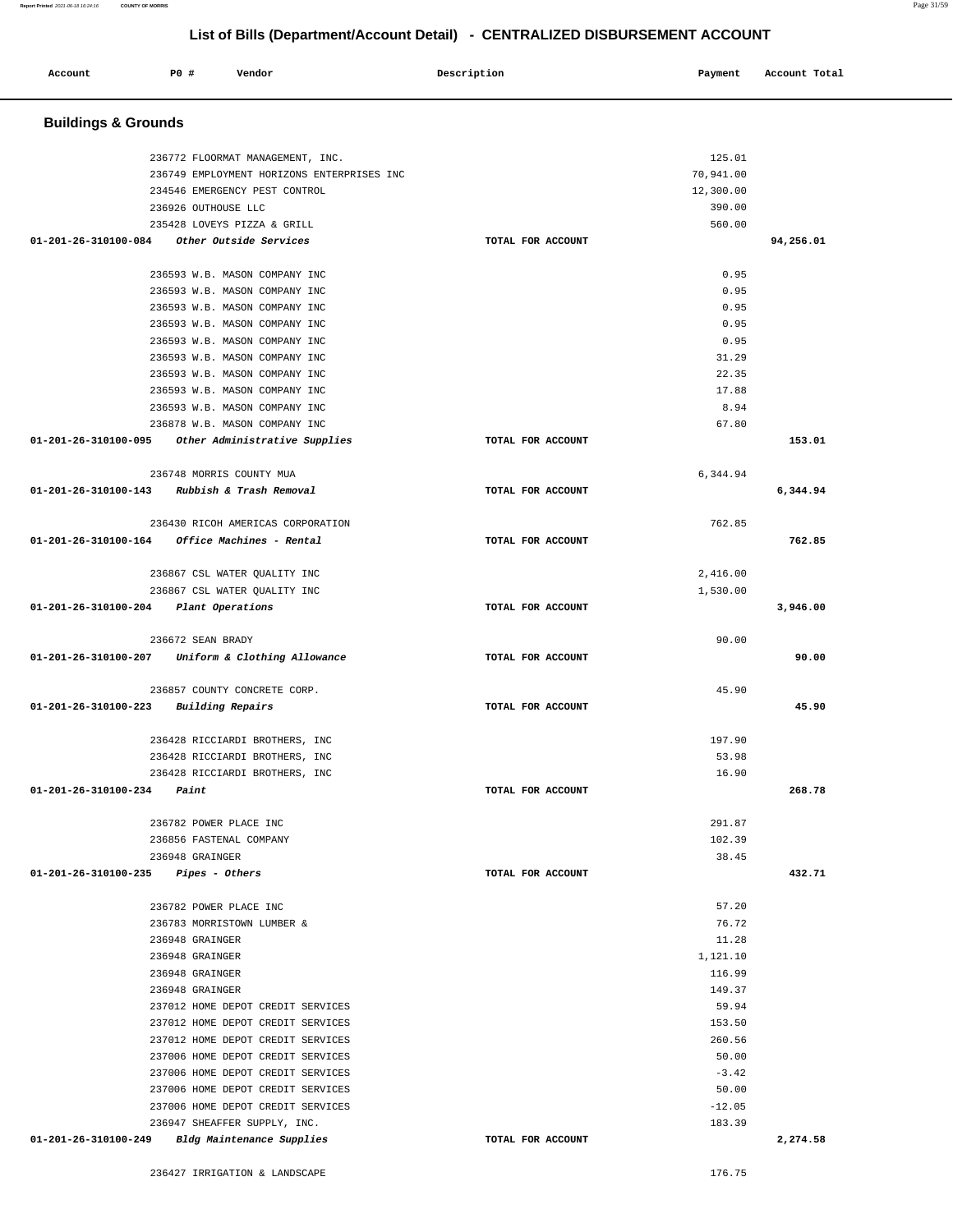# List of Bills (Department/Account Detail) - CENTRALIZED DISBURSEMENT ACCOUNT

| Account | PO # | Vendor | Description | Payment | Account Total |
|---|---|---|---|---|---|

## Buildings & Grounds

| Account | PO # | Vendor | Description | Payment | Account Total |
|---|---|---|---|---|---|
| | 236772 | FLOORMAT MANAGEMENT, INC. | | 125.01 | |
| | 236749 | EMPLOYMENT HORIZONS ENTERPRISES INC | | 70,941.00 | |
| | 234546 | EMERGENCY PEST CONTROL | | 12,300.00 | |
| | 236926 | OUTHOUSE LLC | | 390.00 | |
| | 235428 | LOVEYS PIZZA & GRILL | | 560.00 | |
| 01-201-26-310100-084 | | *Other Outside Services* | TOTAL FOR ACCOUNT | | 94,256.01 |
| | 236593 | W.B. MASON COMPANY INC | | 0.95 | |
| | 236593 | W.B. MASON COMPANY INC | | 0.95 | |
| | 236593 | W.B. MASON COMPANY INC | | 0.95 | |
| | 236593 | W.B. MASON COMPANY INC | | 0.95 | |
| | 236593 | W.B. MASON COMPANY INC | | 0.95 | |
| | 236593 | W.B. MASON COMPANY INC | | 31.29 | |
| | 236593 | W.B. MASON COMPANY INC | | 22.35 | |
| | 236593 | W.B. MASON COMPANY INC | | 17.88 | |
| | 236593 | W.B. MASON COMPANY INC | | 8.94 | |
| | 236878 | W.B. MASON COMPANY INC | | 67.80 | |
| 01-201-26-310100-095 | | *Other Administrative Supplies* | TOTAL FOR ACCOUNT | | 153.01 |
| | 236748 | MORRIS COUNTY MUA | | 6,344.94 | |
| 01-201-26-310100-143 | | *Rubbish & Trash Removal* | TOTAL FOR ACCOUNT | | 6,344.94 |
| | 236430 | RICOH AMERICAS CORPORATION | | 762.85 | |
| 01-201-26-310100-164 | | *Office Machines - Rental* | TOTAL FOR ACCOUNT | | 762.85 |
| | 236867 | CSL WATER QUALITY INC | | 2,416.00 | |
| | 236867 | CSL WATER QUALITY INC | | 1,530.00 | |
| 01-201-26-310100-204 | | *Plant Operations* | TOTAL FOR ACCOUNT | | 3,946.00 |
| | 236672 | SEAN BRADY | | 90.00 | |
| 01-201-26-310100-207 | | *Uniform & Clothing Allowance* | TOTAL FOR ACCOUNT | | 90.00 |
| | 236857 | COUNTY CONCRETE CORP. | | 45.90 | |
| 01-201-26-310100-223 | | *Building Repairs* | TOTAL FOR ACCOUNT | | 45.90 |
| | 236428 | RICCIARDI BROTHERS, INC | | 197.90 | |
| | 236428 | RICCIARDI BROTHERS, INC | | 53.98 | |
| | 236428 | RICCIARDI BROTHERS, INC | | 16.90 | |
| 01-201-26-310100-234 | | *Paint* | TOTAL FOR ACCOUNT | | 268.78 |
| | 236782 | POWER PLACE INC | | 291.87 | |
| | 236856 | FASTENAL COMPANY | | 102.39 | |
| | 236948 | GRAINGER | | 38.45 | |
| 01-201-26-310100-235 | | *Pipes - Others* | TOTAL FOR ACCOUNT | | 432.71 |
| | 236782 | POWER PLACE INC | | 57.20 | |
| | 236783 | MORRISTOWN LUMBER & | | 76.72 | |
| | 236948 | GRAINGER | | 11.28 | |
| | 236948 | GRAINGER | | 1,121.10 | |
| | 236948 | GRAINGER | | 116.99 | |
| | 236948 | GRAINGER | | 149.37 | |
| | 237012 | HOME DEPOT CREDIT SERVICES | | 59.94 | |
| | 237012 | HOME DEPOT CREDIT SERVICES | | 153.50 | |
| | 237012 | HOME DEPOT CREDIT SERVICES | | 260.56 | |
| | 237006 | HOME DEPOT CREDIT SERVICES | | 50.00 | |
| | 237006 | HOME DEPOT CREDIT SERVICES | | -3.42 | |
| | 237006 | HOME DEPOT CREDIT SERVICES | | 50.00 | |
| | 237006 | HOME DEPOT CREDIT SERVICES | | -12.05 | |
| | 236947 | SHEAFFER SUPPLY, INC. | | 183.39 | |
| 01-201-26-310100-249 | | *Bldg Maintenance Supplies* | TOTAL FOR ACCOUNT | | 2,274.58 |
| | 236427 | IRRIGATION & LANDSCAPE | | 176.75 | |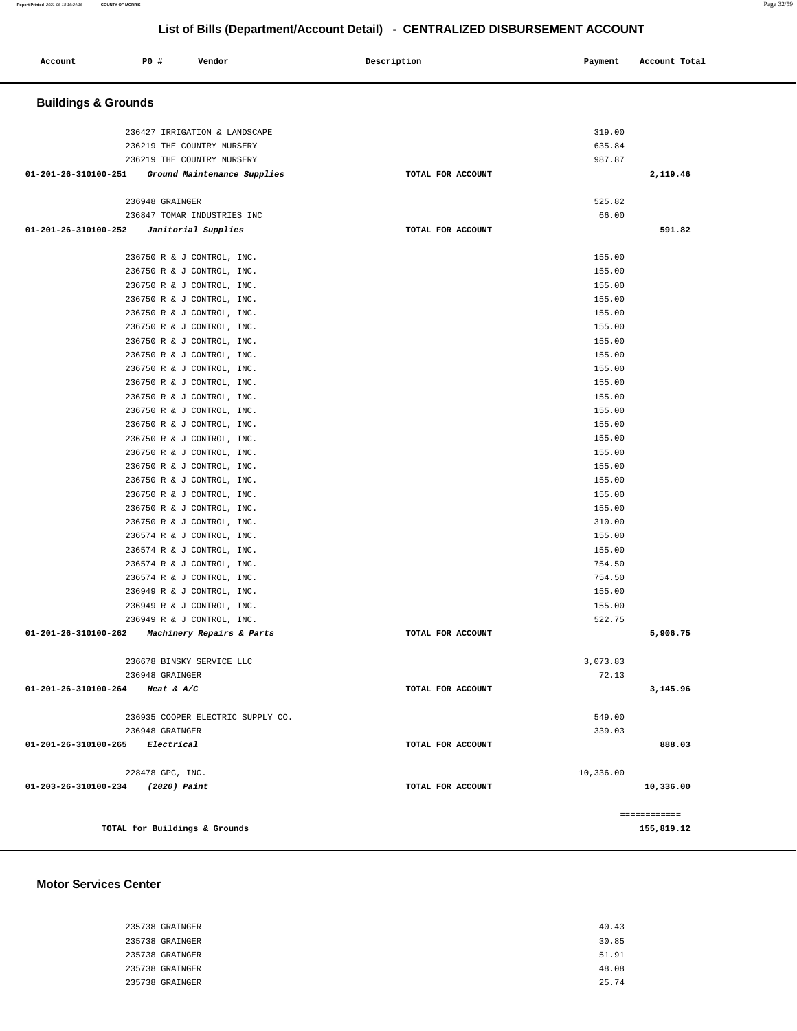## List of Bills (Department/Account Detail) - CENTRALIZED DISBURSEMENT ACCOUNT

| Account | PO # | Vendor | Description | Payment | Account Total |
|---|---|---|---|---|---|

### Buildings & Grounds

| Account | PO # | Vendor | Description | Payment | Account Total |
|---|---|---|---|---|---|
| | 236427 | IRRIGATION & LANDSCAPE | | 319.00 | |
| | 236219 | THE COUNTRY NURSERY | | 635.84 | |
| | 236219 | THE COUNTRY NURSERY | | 987.87 | |
| **01-201-26-310100-251** | | *Ground Maintenance Supplies* | TOTAL FOR ACCOUNT | | **2,119.46** |
| | 236948 | GRAINGER | | 525.82 | |
| | 236847 | TOMAR INDUSTRIES INC | | 66.00 | |
| **01-201-26-310100-252** | | *Janitorial Supplies* | TOTAL FOR ACCOUNT | | **591.82** |
| | 236750 | R & J CONTROL, INC. | | 155.00 | |
| | 236750 | R & J CONTROL, INC. | | 155.00 | |
| | 236750 | R & J CONTROL, INC. | | 155.00 | |
| | 236750 | R & J CONTROL, INC. | | 155.00 | |
| | 236750 | R & J CONTROL, INC. | | 155.00 | |
| | 236750 | R & J CONTROL, INC. | | 155.00 | |
| | 236750 | R & J CONTROL, INC. | | 155.00 | |
| | 236750 | R & J CONTROL, INC. | | 155.00 | |
| | 236750 | R & J CONTROL, INC. | | 155.00 | |
| | 236750 | R & J CONTROL, INC. | | 155.00 | |
| | 236750 | R & J CONTROL, INC. | | 155.00 | |
| | 236750 | R & J CONTROL, INC. | | 155.00 | |
| | 236750 | R & J CONTROL, INC. | | 155.00 | |
| | 236750 | R & J CONTROL, INC. | | 155.00 | |
| | 236750 | R & J CONTROL, INC. | | 155.00 | |
| | 236750 | R & J CONTROL, INC. | | 155.00 | |
| | 236750 | R & J CONTROL, INC. | | 155.00 | |
| | 236750 | R & J CONTROL, INC. | | 155.00 | |
| | 236750 | R & J CONTROL, INC. | | 155.00 | |
| | 236750 | R & J CONTROL, INC. | | 310.00 | |
| | 236574 | R & J CONTROL, INC. | | 155.00 | |
| | 236574 | R & J CONTROL, INC. | | 155.00 | |
| | 236574 | R & J CONTROL, INC. | | 754.50 | |
| | 236574 | R & J CONTROL, INC. | | 754.50 | |
| | 236949 | R & J CONTROL, INC. | | 155.00 | |
| | 236949 | R & J CONTROL, INC. | | 155.00 | |
| | 236949 | R & J CONTROL, INC. | | 522.75 | |
| **01-201-26-310100-262** | | *Machinery Repairs & Parts* | TOTAL FOR ACCOUNT | | **5,906.75** |
| | 236678 | BINSKY SERVICE LLC | | 3,073.83 | |
| | 236948 | GRAINGER | | 72.13 | |
| **01-201-26-310100-264** | | *Heat & A/C* | TOTAL FOR ACCOUNT | | **3,145.96** |
| | 236935 | COOPER ELECTRIC SUPPLY CO. | | 549.00 | |
| | 236948 | GRAINGER | | 339.03 | |
| **01-201-26-310100-265** | | *Electrical* | TOTAL FOR ACCOUNT | | **888.03** |
| | 228478 | GPC, INC. | | 10,336.00 | |
| **01-203-26-310100-234** | | *(2020) Paint* | TOTAL FOR ACCOUNT | | **10,336.00** |
| | | | | | ============ |
| | | **TOTAL for Buildings & Grounds** | | | **155,819.12** |

### Motor Services Center

| Account | PO # | Vendor | Description | Payment | Account Total |
|---|---|---|---|---|---|
| | 235738 | GRAINGER | | 40.43 | |
| | 235738 | GRAINGER | | 30.85 | |
| | 235738 | GRAINGER | | 51.91 | |
| | 235738 | GRAINGER | | 48.08 | |
| | 235738 | GRAINGER | | 25.74 | |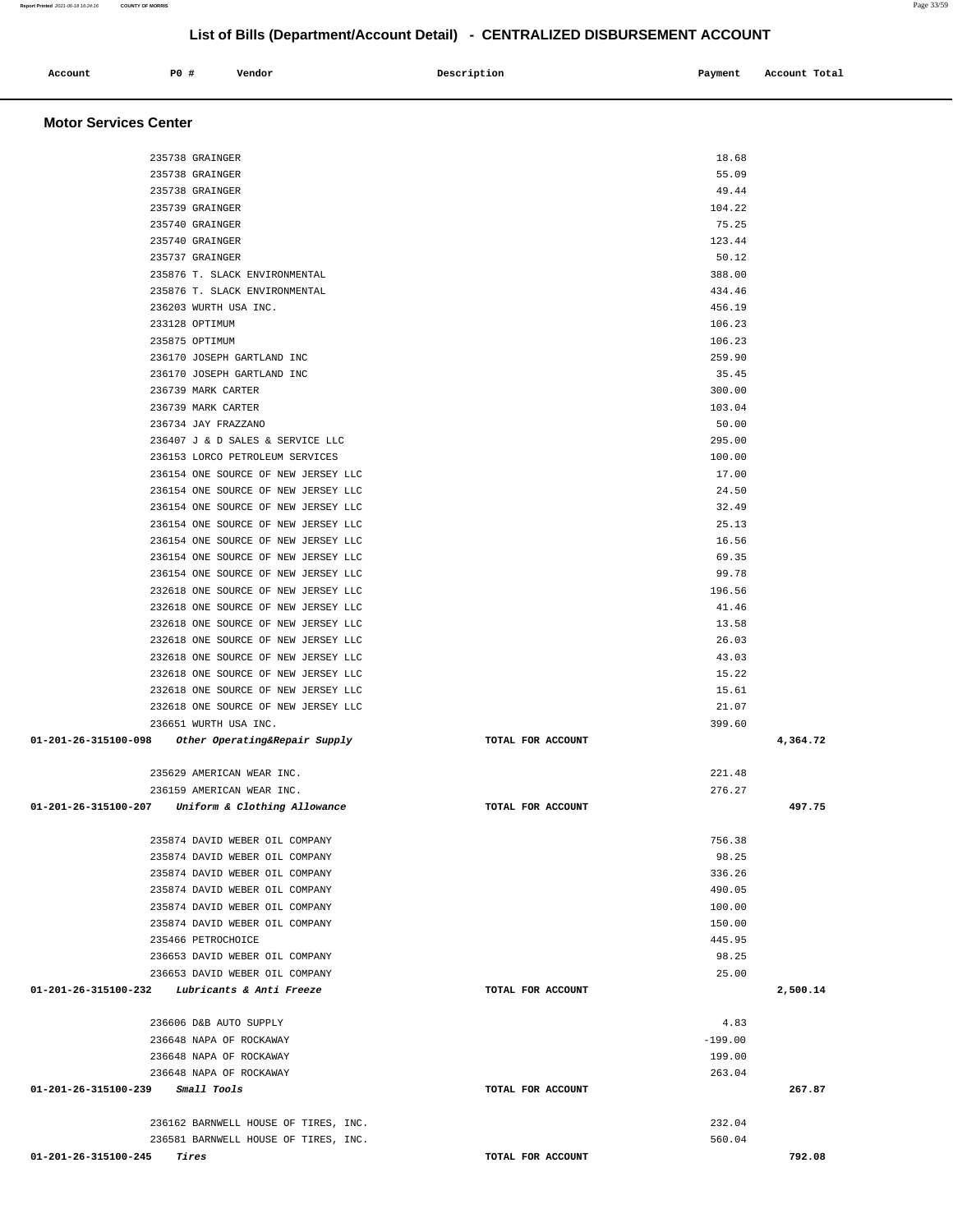## List of Bills (Department/Account Detail) - CENTRALIZED DISBURSEMENT ACCOUNT

| Account | PO # | Vendor | Description | Payment | Account Total |
|---|---|---|---|---|---|

### Motor Services Center

| Account | PO # | Vendor | Description | Payment | Account Total |
|---|---|---|---|---|---|
| | 235738 | GRAINGER | | 18.68 | |
| | 235738 | GRAINGER | | 55.09 | |
| | 235738 | GRAINGER | | 49.44 | |
| | 235739 | GRAINGER | | 104.22 | |
| | 235740 | GRAINGER | | 75.25 | |
| | 235740 | GRAINGER | | 123.44 | |
| | 235737 | GRAINGER | | 50.12 | |
| | 235876 | T. SLACK ENVIRONMENTAL | | 388.00 | |
| | 235876 | T. SLACK ENVIRONMENTAL | | 434.46 | |
| | 236203 | WURTH USA INC. | | 456.19 | |
| | 233128 | OPTIMUM | | 106.23 | |
| | 235875 | OPTIMUM | | 106.23 | |
| | 236170 | JOSEPH GARTLAND INC | | 259.90 | |
| | 236170 | JOSEPH GARTLAND INC | | 35.45 | |
| | 236739 | MARK CARTER | | 300.00 | |
| | 236739 | MARK CARTER | | 103.04 | |
| | 236734 | JAY FRAZZANO | | 50.00 | |
| | 236407 | J & D SALES & SERVICE LLC | | 295.00 | |
| | 236153 | LORCO PETROLEUM SERVICES | | 100.00 | |
| | 236154 | ONE SOURCE OF NEW JERSEY LLC | | 17.00 | |
| | 236154 | ONE SOURCE OF NEW JERSEY LLC | | 24.50 | |
| | 236154 | ONE SOURCE OF NEW JERSEY LLC | | 32.49 | |
| | 236154 | ONE SOURCE OF NEW JERSEY LLC | | 25.13 | |
| | 236154 | ONE SOURCE OF NEW JERSEY LLC | | 16.56 | |
| | 236154 | ONE SOURCE OF NEW JERSEY LLC | | 69.35 | |
| | 236154 | ONE SOURCE OF NEW JERSEY LLC | | 99.78 | |
| | 232618 | ONE SOURCE OF NEW JERSEY LLC | | 196.56 | |
| | 232618 | ONE SOURCE OF NEW JERSEY LLC | | 41.46 | |
| | 232618 | ONE SOURCE OF NEW JERSEY LLC | | 13.58 | |
| | 232618 | ONE SOURCE OF NEW JERSEY LLC | | 26.03 | |
| | 232618 | ONE SOURCE OF NEW JERSEY LLC | | 43.03 | |
| | 232618 | ONE SOURCE OF NEW JERSEY LLC | | 15.22 | |
| | 232618 | ONE SOURCE OF NEW JERSEY LLC | | 15.61 | |
| | 232618 | ONE SOURCE OF NEW JERSEY LLC | | 21.07 | |
| | 236651 | WURTH USA INC. | | 399.60 | |
| **01-201-26-315100-098** | | ***Other Operating&Repair Supply*** | **TOTAL FOR ACCOUNT** | | **4,364.72** |
| | 235629 | AMERICAN WEAR INC. | | 221.48 | |
| | 236159 | AMERICAN WEAR INC. | | 276.27 | |
| **01-201-26-315100-207** | | ***Uniform & Clothing Allowance*** | **TOTAL FOR ACCOUNT** | | **497.75** |
| | 235874 | DAVID WEBER OIL COMPANY | | 756.38 | |
| | 235874 | DAVID WEBER OIL COMPANY | | 98.25 | |
| | 235874 | DAVID WEBER OIL COMPANY | | 336.26 | |
| | 235874 | DAVID WEBER OIL COMPANY | | 490.05 | |
| | 235874 | DAVID WEBER OIL COMPANY | | 100.00 | |
| | 235874 | DAVID WEBER OIL COMPANY | | 150.00 | |
| | 235466 | PETROCHOICE | | 445.95 | |
| | 236653 | DAVID WEBER OIL COMPANY | | 98.25 | |
| | 236653 | DAVID WEBER OIL COMPANY | | 25.00 | |
| **01-201-26-315100-232** | | ***Lubricants & Anti Freeze*** | **TOTAL FOR ACCOUNT** | | **2,500.14** |
| | 236606 | D&B AUTO SUPPLY | | 4.83 | |
| | 236648 | NAPA OF ROCKAWAY | | -199.00 | |
| | 236648 | NAPA OF ROCKAWAY | | 199.00 | |
| | 236648 | NAPA OF ROCKAWAY | | 263.04 | |
| **01-201-26-315100-239** | | ***Small Tools*** | **TOTAL FOR ACCOUNT** | | **267.87** |
| | 236162 | BARNWELL HOUSE OF TIRES, INC. | | 232.04 | |
| | 236581 | BARNWELL HOUSE OF TIRES, INC. | | 560.04 | |
| **01-201-26-315100-245** | | ***Tires*** | **TOTAL FOR ACCOUNT** | | **792.08** |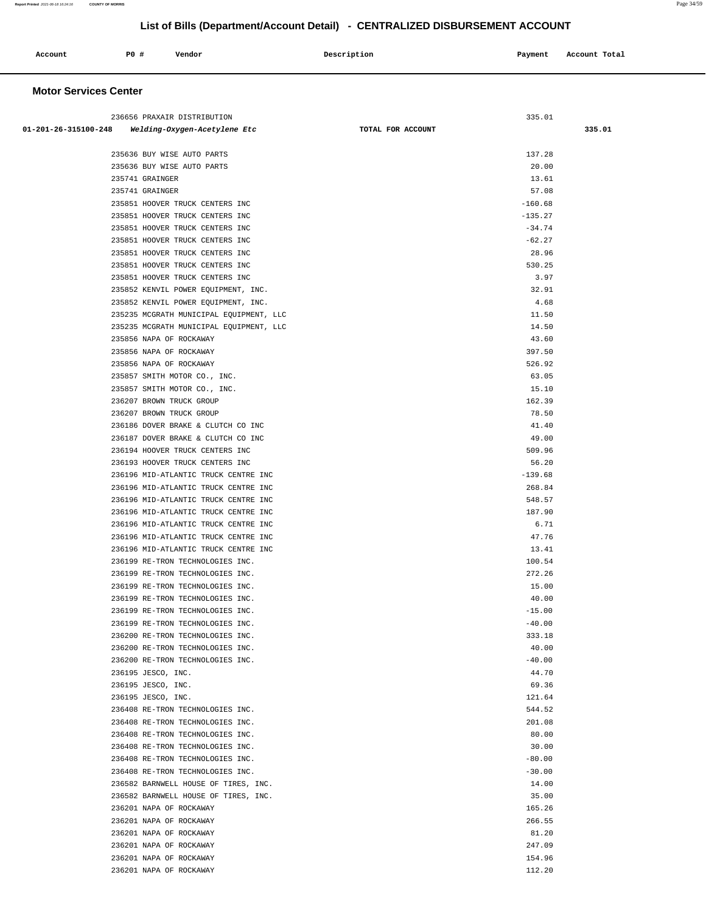# List of Bills (Department/Account Detail) - CENTRALIZED DISBURSEMENT ACCOUNT

| Account | PO # | Vendor | Description | Payment | Account Total |
|---|---|---|---|---|---|

## Motor Services Center

| Account | PO # | Vendor | Description | Payment | Account Total |
|---|---|---|---|---|---|
| | 236656 | PRAXAIR DISTRIBUTION | | 335.01 | |
| 01-201-26-315100-248 | | *Welding-Oxygen-Acetylene Etc* | TOTAL FOR ACCOUNT | | 335.01 |
| | 235636 | BUY WISE AUTO PARTS | | 137.28 | |
| | 235636 | BUY WISE AUTO PARTS | | 20.00 | |
| | 235741 | GRAINGER | | 13.61 | |
| | 235741 | GRAINGER | | 57.08 | |
| | 235851 | HOOVER TRUCK CENTERS INC | | -160.68 | |
| | 235851 | HOOVER TRUCK CENTERS INC | | -135.27 | |
| | 235851 | HOOVER TRUCK CENTERS INC | | -34.74 | |
| | 235851 | HOOVER TRUCK CENTERS INC | | -62.27 | |
| | 235851 | HOOVER TRUCK CENTERS INC | | 28.96 | |
| | 235851 | HOOVER TRUCK CENTERS INC | | 530.25 | |
| | 235851 | HOOVER TRUCK CENTERS INC | | 3.97 | |
| | 235852 | KENVIL POWER EQUIPMENT, INC. | | 32.91 | |
| | 235852 | KENVIL POWER EQUIPMENT, INC. | | 4.68 | |
| | 235235 | MCGRATH MUNICIPAL EQUIPMENT, LLC | | 11.50 | |
| | 235235 | MCGRATH MUNICIPAL EQUIPMENT, LLC | | 14.50 | |
| | 235856 | NAPA OF ROCKAWAY | | 43.60 | |
| | 235856 | NAPA OF ROCKAWAY | | 397.50 | |
| | 235856 | NAPA OF ROCKAWAY | | 526.92 | |
| | 235857 | SMITH MOTOR CO., INC. | | 63.05 | |
| | 235857 | SMITH MOTOR CO., INC. | | 15.10 | |
| | 236207 | BROWN TRUCK GROUP | | 162.39 | |
| | 236207 | BROWN TRUCK GROUP | | 78.50 | |
| | 236186 | DOVER BRAKE & CLUTCH CO INC | | 41.40 | |
| | 236187 | DOVER BRAKE & CLUTCH CO INC | | 49.00 | |
| | 236194 | HOOVER TRUCK CENTERS INC | | 509.96 | |
| | 236193 | HOOVER TRUCK CENTERS INC | | 56.20 | |
| | 236196 | MID-ATLANTIC TRUCK CENTRE INC | | -139.68 | |
| | 236196 | MID-ATLANTIC TRUCK CENTRE INC | | 268.84 | |
| | 236196 | MID-ATLANTIC TRUCK CENTRE INC | | 548.57 | |
| | 236196 | MID-ATLANTIC TRUCK CENTRE INC | | 187.90 | |
| | 236196 | MID-ATLANTIC TRUCK CENTRE INC | | 6.71 | |
| | 236196 | MID-ATLANTIC TRUCK CENTRE INC | | 47.76 | |
| | 236196 | MID-ATLANTIC TRUCK CENTRE INC | | 13.41 | |
| | 236199 | RE-TRON TECHNOLOGIES INC. | | 100.54 | |
| | 236199 | RE-TRON TECHNOLOGIES INC. | | 272.26 | |
| | 236199 | RE-TRON TECHNOLOGIES INC. | | 15.00 | |
| | 236199 | RE-TRON TECHNOLOGIES INC. | | 40.00 | |
| | 236199 | RE-TRON TECHNOLOGIES INC. | | -15.00 | |
| | 236199 | RE-TRON TECHNOLOGIES INC. | | -40.00 | |
| | 236200 | RE-TRON TECHNOLOGIES INC. | | 333.18 | |
| | 236200 | RE-TRON TECHNOLOGIES INC. | | 40.00 | |
| | 236200 | RE-TRON TECHNOLOGIES INC. | | -40.00 | |
| | 236195 | JESCO, INC. | | 44.70 | |
| | 236195 | JESCO, INC. | | 69.36 | |
| | 236195 | JESCO, INC. | | 121.64 | |
| | 236408 | RE-TRON TECHNOLOGIES INC. | | 544.52 | |
| | 236408 | RE-TRON TECHNOLOGIES INC. | | 201.08 | |
| | 236408 | RE-TRON TECHNOLOGIES INC. | | 80.00 | |
| | 236408 | RE-TRON TECHNOLOGIES INC. | | 30.00 | |
| | 236408 | RE-TRON TECHNOLOGIES INC. | | -80.00 | |
| | 236408 | RE-TRON TECHNOLOGIES INC. | | -30.00 | |
| | 236582 | BARNWELL HOUSE OF TIRES, INC. | | 14.00 | |
| | 236582 | BARNWELL HOUSE OF TIRES, INC. | | 35.00 | |
| | 236201 | NAPA OF ROCKAWAY | | 165.26 | |
| | 236201 | NAPA OF ROCKAWAY | | 266.55 | |
| | 236201 | NAPA OF ROCKAWAY | | 81.20 | |
| | 236201 | NAPA OF ROCKAWAY | | 247.09 | |
| | 236201 | NAPA OF ROCKAWAY | | 154.96 | |
| | 236201 | NAPA OF ROCKAWAY | | 112.20 | |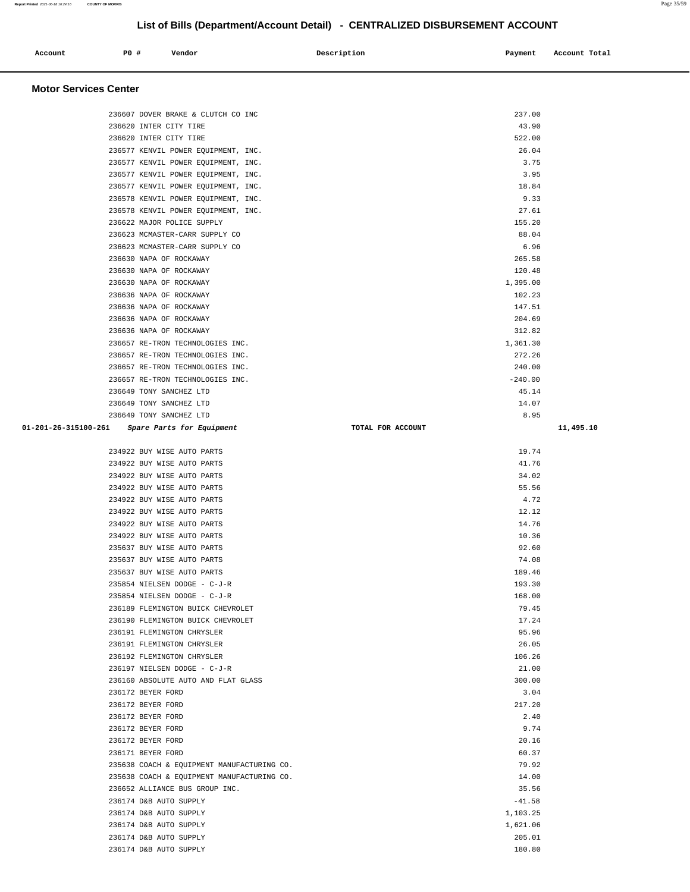# List of Bills (Department/Account Detail) - CENTRALIZED DISBURSEMENT ACCOUNT

| Account | PO # | Vendor | Description | Payment | Account Total |
|---|---|---|---|---|---|

## Motor Services Center

| Account | PO # | Vendor | Description | Payment | Account Total |
|---|---|---|---|---|---|
| | 236607 | DOVER BRAKE & CLUTCH CO INC | | 237.00 | |
| | 236620 | INTER CITY TIRE | | 43.90 | |
| | 236620 | INTER CITY TIRE | | 522.00 | |
| | 236577 | KENVIL POWER EQUIPMENT, INC. | | 26.04 | |
| | 236577 | KENVIL POWER EQUIPMENT, INC. | | 3.75 | |
| | 236577 | KENVIL POWER EQUIPMENT, INC. | | 3.95 | |
| | 236577 | KENVIL POWER EQUIPMENT, INC. | | 18.84 | |
| | 236578 | KENVIL POWER EQUIPMENT, INC. | | 9.33 | |
| | 236578 | KENVIL POWER EQUIPMENT, INC. | | 27.61 | |
| | 236622 | MAJOR POLICE SUPPLY | | 155.20 | |
| | 236623 | MCMASTER-CARR SUPPLY CO | | 88.04 | |
| | 236623 | MCMASTER-CARR SUPPLY CO | | 6.96 | |
| | 236630 | NAPA OF ROCKAWAY | | 265.58 | |
| | 236630 | NAPA OF ROCKAWAY | | 120.48 | |
| | 236630 | NAPA OF ROCKAWAY | | 1,395.00 | |
| | 236636 | NAPA OF ROCKAWAY | | 102.23 | |
| | 236636 | NAPA OF ROCKAWAY | | 147.51 | |
| | 236636 | NAPA OF ROCKAWAY | | 204.69 | |
| | 236636 | NAPA OF ROCKAWAY | | 312.82 | |
| | 236657 | RE-TRON TECHNOLOGIES INC. | | 1,361.30 | |
| | 236657 | RE-TRON TECHNOLOGIES INC. | | 272.26 | |
| | 236657 | RE-TRON TECHNOLOGIES INC. | | 240.00 | |
| | 236657 | RE-TRON TECHNOLOGIES INC. | | -240.00 | |
| | 236649 | TONY SANCHEZ LTD | | 45.14 | |
| | 236649 | TONY SANCHEZ LTD | | 14.07 | |
| | 236649 | TONY SANCHEZ LTD | | 8.95 | |
| **01-201-26-315100-261** | | ***Spare Parts for Equipment*** | **TOTAL FOR ACCOUNT** | | **11,495.10** |
| | 234922 | BUY WISE AUTO PARTS | | 19.74 | |
| | 234922 | BUY WISE AUTO PARTS | | 41.76 | |
| | 234922 | BUY WISE AUTO PARTS | | 34.02 | |
| | 234922 | BUY WISE AUTO PARTS | | 55.56 | |
| | 234922 | BUY WISE AUTO PARTS | | 4.72 | |
| | 234922 | BUY WISE AUTO PARTS | | 12.12 | |
| | 234922 | BUY WISE AUTO PARTS | | 14.76 | |
| | 234922 | BUY WISE AUTO PARTS | | 10.36 | |
| | 235637 | BUY WISE AUTO PARTS | | 92.60 | |
| | 235637 | BUY WISE AUTO PARTS | | 74.08 | |
| | 235637 | BUY WISE AUTO PARTS | | 189.46 | |
| | 235854 | NIELSEN DODGE - C-J-R | | 193.30 | |
| | 235854 | NIELSEN DODGE - C-J-R | | 168.00 | |
| | 236189 | FLEMINGTON BUICK CHEVROLET | | 79.45 | |
| | 236190 | FLEMINGTON BUICK CHEVROLET | | 17.24 | |
| | 236191 | FLEMINGTON CHRYSLER | | 95.96 | |
| | 236191 | FLEMINGTON CHRYSLER | | 26.05 | |
| | 236192 | FLEMINGTON CHRYSLER | | 106.26 | |
| | 236197 | NIELSEN DODGE - C-J-R | | 21.00 | |
| | 236160 | ABSOLUTE AUTO AND FLAT GLASS | | 300.00 | |
| | 236172 | BEYER FORD | | 3.04 | |
| | 236172 | BEYER FORD | | 217.20 | |
| | 236172 | BEYER FORD | | 2.40 | |
| | 236172 | BEYER FORD | | 9.74 | |
| | 236172 | BEYER FORD | | 20.16 | |
| | 236171 | BEYER FORD | | 60.37 | |
| | 235638 | COACH & EQUIPMENT MANUFACTURING CO. | | 79.92 | |
| | 235638 | COACH & EQUIPMENT MANUFACTURING CO. | | 14.00 | |
| | 236652 | ALLIANCE BUS GROUP INC. | | 35.56 | |
| | 236174 | D&B AUTO SUPPLY | | -41.58 | |
| | 236174 | D&B AUTO SUPPLY | | 1,103.25 | |
| | 236174 | D&B AUTO SUPPLY | | 1,621.06 | |
| | 236174 | D&B AUTO SUPPLY | | 205.01 | |
| | 236174 | D&B AUTO SUPPLY | | 180.80 | |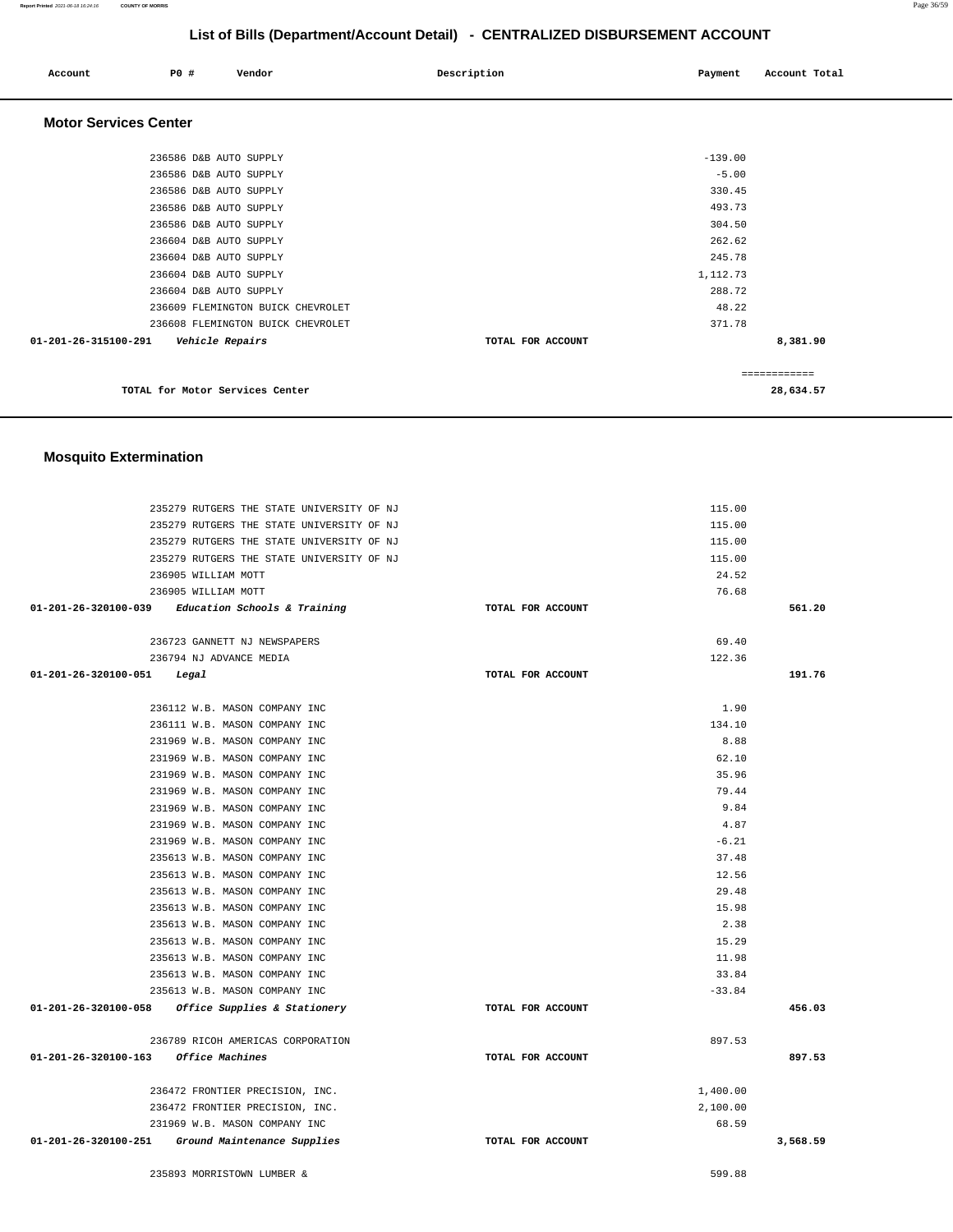## List of Bills (Department/Account Detail) - CENTRALIZED DISBURSEMENT ACCOUNT

| Account | PO # | Vendor | Description | Payment | Account Total |
|---|---|---|---|---|---|

### Motor Services Center

| Account | PO # | Vendor | Description | Payment | Account Total |
|---|---|---|---|---|---|
| | 236586 | D&B AUTO SUPPLY | | -139.00 | |
| | 236586 | D&B AUTO SUPPLY | | -5.00 | |
| | 236586 | D&B AUTO SUPPLY | | 330.45 | |
| | 236586 | D&B AUTO SUPPLY | | 493.73 | |
| | 236586 | D&B AUTO SUPPLY | | 304.50 | |
| | 236604 | D&B AUTO SUPPLY | | 262.62 | |
| | 236604 | D&B AUTO SUPPLY | | 245.78 | |
| | 236604 | D&B AUTO SUPPLY | | 1,112.73 | |
| | 236604 | D&B AUTO SUPPLY | | 288.72 | |
| | 236609 | FLEMINGTON BUICK CHEVROLET | | 48.22 | |
| | 236608 | FLEMINGTON BUICK CHEVROLET | | 371.78 | |
| 01-201-26-315100-291 | | *Vehicle Repairs* | TOTAL FOR ACCOUNT | | 8,381.90 |

TOTAL for Motor Services Center: 28,634.57

### Mosquito Extermination

| Account | PO # | Vendor | Description | Payment | Account Total |
|---|---|---|---|---|---|
| | 235279 | RUTGERS THE STATE UNIVERSITY OF NJ | | 115.00 | |
| | 235279 | RUTGERS THE STATE UNIVERSITY OF NJ | | 115.00 | |
| | 235279 | RUTGERS THE STATE UNIVERSITY OF NJ | | 115.00 | |
| | 235279 | RUTGERS THE STATE UNIVERSITY OF NJ | | 115.00 | |
| | 236905 | WILLIAM MOTT | | 24.52 | |
| | 236905 | WILLIAM MOTT | | 76.68 | |
| 01-201-26-320100-039 | | *Education Schools & Training* | TOTAL FOR ACCOUNT | | 561.20 |
| | 236723 | GANNETT NJ NEWSPAPERS | | 69.40 | |
| | 236794 | NJ ADVANCE MEDIA | | 122.36 | |
| 01-201-26-320100-051 | | *Legal* | TOTAL FOR ACCOUNT | | 191.76 |
| | 236112 | W.B. MASON COMPANY INC | | 1.90 | |
| | 236111 | W.B. MASON COMPANY INC | | 134.10 | |
| | 231969 | W.B. MASON COMPANY INC | | 8.88 | |
| | 231969 | W.B. MASON COMPANY INC | | 62.10 | |
| | 231969 | W.B. MASON COMPANY INC | | 35.96 | |
| | 231969 | W.B. MASON COMPANY INC | | 79.44 | |
| | 231969 | W.B. MASON COMPANY INC | | 9.84 | |
| | 231969 | W.B. MASON COMPANY INC | | 4.87 | |
| | 231969 | W.B. MASON COMPANY INC | | -6.21 | |
| | 235613 | W.B. MASON COMPANY INC | | 37.48 | |
| | 235613 | W.B. MASON COMPANY INC | | 12.56 | |
| | 235613 | W.B. MASON COMPANY INC | | 29.48 | |
| | 235613 | W.B. MASON COMPANY INC | | 15.98 | |
| | 235613 | W.B. MASON COMPANY INC | | 2.38 | |
| | 235613 | W.B. MASON COMPANY INC | | 15.29 | |
| | 235613 | W.B. MASON COMPANY INC | | 11.98 | |
| | 235613 | W.B. MASON COMPANY INC | | 33.84 | |
| | 235613 | W.B. MASON COMPANY INC | | -33.84 | |
| 01-201-26-320100-058 | | *Office Supplies & Stationery* | TOTAL FOR ACCOUNT | | 456.03 |
| | 236789 | RICOH AMERICAS CORPORATION | | 897.53 | |
| 01-201-26-320100-163 | | *Office Machines* | TOTAL FOR ACCOUNT | | 897.53 |
| | 236472 | FRONTIER PRECISION, INC. | | 1,400.00 | |
| | 236472 | FRONTIER PRECISION, INC. | | 2,100.00 | |
| | 231969 | W.B. MASON COMPANY INC | | 68.59 | |
| 01-201-26-320100-251 | | *Ground Maintenance Supplies* | TOTAL FOR ACCOUNT | | 3,568.59 |
| | 235893 | MORRISTOWN LUMBER & | | 599.88 | |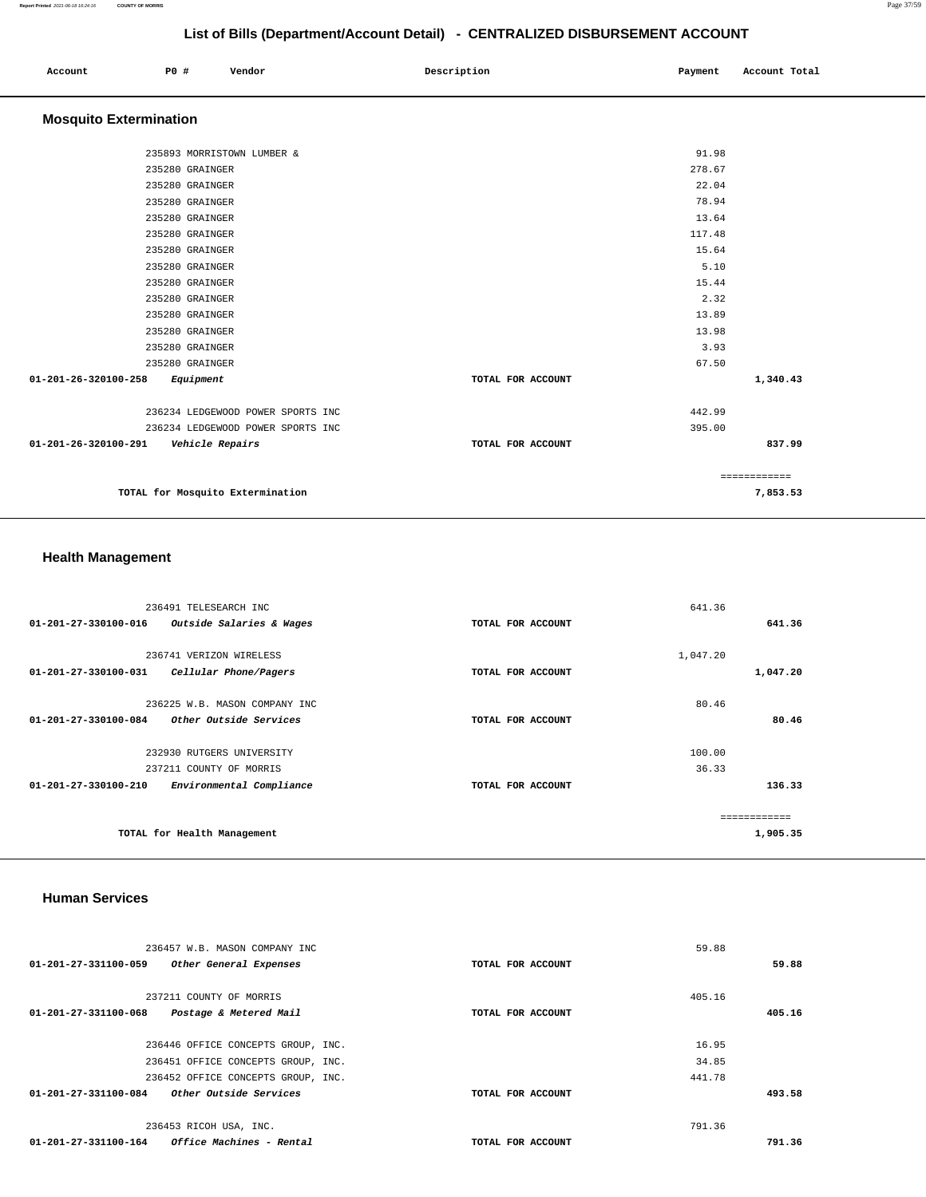## List of Bills (Department/Account Detail) - CENTRALIZED DISBURSEMENT ACCOUNT

| Account | PO # | Vendor | Description | Payment | Account Total |
|---|---|---|---|---|---|

### Mosquito Extermination

| Account | PO # | Vendor | Description | Payment | Account Total |
|---|---|---|---|---|---|
| | 235893 | MORRISTOWN LUMBER & | | 91.98 | |
| | 235280 | GRAINGER | | 278.67 | |
| | 235280 | GRAINGER | | 22.04 | |
| | 235280 | GRAINGER | | 78.94 | |
| | 235280 | GRAINGER | | 13.64 | |
| | 235280 | GRAINGER | | 117.48 | |
| | 235280 | GRAINGER | | 15.64 | |
| | 235280 | GRAINGER | | 5.10 | |
| | 235280 | GRAINGER | | 15.44 | |
| | 235280 | GRAINGER | | 2.32 | |
| | 235280 | GRAINGER | | 13.89 | |
| | 235280 | GRAINGER | | 13.98 | |
| | 235280 | GRAINGER | | 3.93 | |
| | 235280 | GRAINGER | | 67.50 | |
| 01-201-26-320100-258 | | *Equipment* | TOTAL FOR ACCOUNT | | 1,340.43 |
| | 236234 | LEDGEWOOD POWER SPORTS INC | | 442.99 | |
| | 236234 | LEDGEWOOD POWER SPORTS INC | | 395.00 | |
| 01-201-26-320100-291 | | *Vehicle Repairs* | TOTAL FOR ACCOUNT | | 837.99 |
| | | | | | ============ |
| | | TOTAL for Mosquito Extermination | | | 7,853.53 |

### Health Management

| Account | PO # | Vendor | Description | Payment | Account Total |
|---|---|---|---|---|---|
| | 236491 | TELESEARCH INC | | 641.36 | |
| 01-201-27-330100-016 | | *Outside Salaries & Wages* | TOTAL FOR ACCOUNT | | 641.36 |
| | 236741 | VERIZON WIRELESS | | 1,047.20 | |
| 01-201-27-330100-031 | | *Cellular Phone/Pagers* | TOTAL FOR ACCOUNT | | 1,047.20 |
| | 236225 | W.B. MASON COMPANY INC | | 80.46 | |
| 01-201-27-330100-084 | | *Other Outside Services* | TOTAL FOR ACCOUNT | | 80.46 |
| | 232930 | RUTGERS UNIVERSITY | | 100.00 | |
| | 237211 | COUNTY OF MORRIS | | 36.33 | |
| 01-201-27-330100-210 | | *Environmental Compliance* | TOTAL FOR ACCOUNT | | 136.33 |
| | | | | | ============ |
| | | TOTAL for Health Management | | | 1,905.35 |

### Human Services

| Account | PO # | Vendor | Description | Payment | Account Total |
|---|---|---|---|---|---|
| | 236457 | W.B. MASON COMPANY INC | | 59.88 | |
| 01-201-27-331100-059 | | *Other General Expenses* | TOTAL FOR ACCOUNT | | 59.88 |
| | 237211 | COUNTY OF MORRIS | | 405.16 | |
| 01-201-27-331100-068 | | *Postage & Metered Mail* | TOTAL FOR ACCOUNT | | 405.16 |
| | 236446 | OFFICE CONCEPTS GROUP, INC. | | 16.95 | |
| | 236451 | OFFICE CONCEPTS GROUP, INC. | | 34.85 | |
| | 236452 | OFFICE CONCEPTS GROUP, INC. | | 441.78 | |
| 01-201-27-331100-084 | | *Other Outside Services* | TOTAL FOR ACCOUNT | | 493.58 |
| | 236453 | RICOH USA, INC. | | 791.36 | |
| 01-201-27-331100-164 | | *Office Machines - Rental* | TOTAL FOR ACCOUNT | | 791.36 |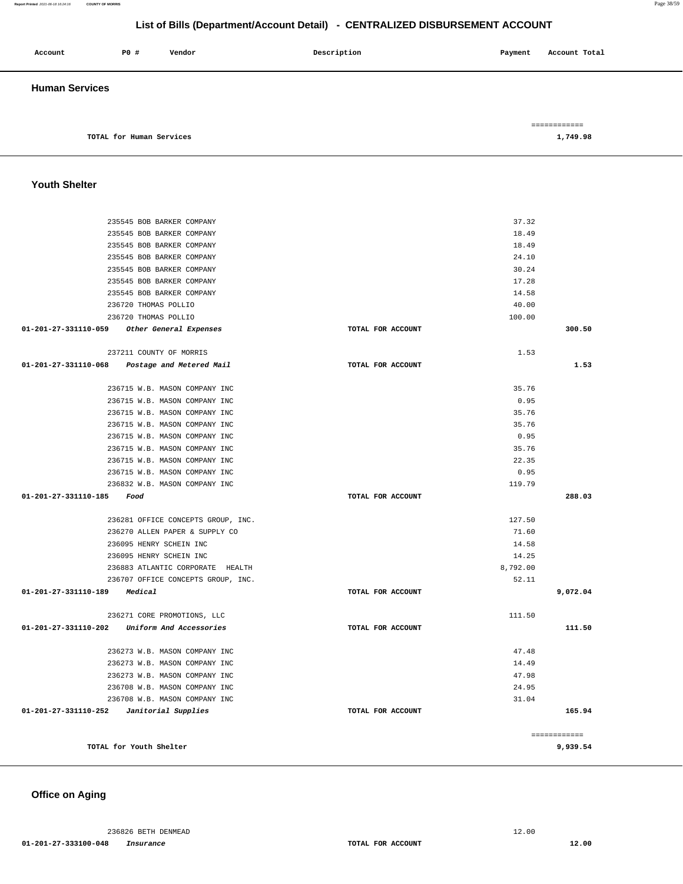## List of Bills (Department/Account Detail) - CENTRALIZED DISBURSEMENT ACCOUNT

| Account | PO # | Vendor | Description | Payment | Account Total |
|---|---|---|---|---|---|

### Human Services

| | | | | |
|---|---|---|---|---|
| | | | | ============ |
| TOTAL for Human Services | | | | 1,749.98 |

### Youth Shelter

| Account | PO # / Vendor | Description | Payment | Account Total |
|---|---|---|---|---|
| | 235545 BOB BARKER COMPANY | | 37.32 | |
| | 235545 BOB BARKER COMPANY | | 18.49 | |
| | 235545 BOB BARKER COMPANY | | 18.49 | |
| | 235545 BOB BARKER COMPANY | | 24.10 | |
| | 235545 BOB BARKER COMPANY | | 30.24 | |
| | 235545 BOB BARKER COMPANY | | 17.28 | |
| | 235545 BOB BARKER COMPANY | | 14.58 | |
| | 236720 THOMAS POLLIO | | 40.00 | |
| | 236720 THOMAS POLLIO | | 100.00 | |
| 01-201-27-331110-059 | *Other General Expenses* | TOTAL FOR ACCOUNT | | 300.50 |
| | 237211 COUNTY OF MORRIS | | 1.53 | |
| 01-201-27-331110-068 | *Postage and Metered Mail* | TOTAL FOR ACCOUNT | | 1.53 |
| | 236715 W.B. MASON COMPANY INC | | 35.76 | |
| | 236715 W.B. MASON COMPANY INC | | 0.95 | |
| | 236715 W.B. MASON COMPANY INC | | 35.76 | |
| | 236715 W.B. MASON COMPANY INC | | 35.76 | |
| | 236715 W.B. MASON COMPANY INC | | 0.95 | |
| | 236715 W.B. MASON COMPANY INC | | 35.76 | |
| | 236715 W.B. MASON COMPANY INC | | 22.35 | |
| | 236715 W.B. MASON COMPANY INC | | 0.95 | |
| | 236832 W.B. MASON COMPANY INC | | 119.79 | |
| 01-201-27-331110-185 | *Food* | TOTAL FOR ACCOUNT | | 288.03 |
| | 236281 OFFICE CONCEPTS GROUP, INC. | | 127.50 | |
| | 236270 ALLEN PAPER & SUPPLY CO | | 71.60 | |
| | 236095 HENRY SCHEIN INC | | 14.58 | |
| | 236095 HENRY SCHEIN INC | | 14.25 | |
| | 236883 ATLANTIC CORPORATE HEALTH | | 8,792.00 | |
| | 236707 OFFICE CONCEPTS GROUP, INC. | | 52.11 | |
| 01-201-27-331110-189 | *Medical* | TOTAL FOR ACCOUNT | | 9,072.04 |
| | 236271 CORE PROMOTIONS, LLC | | 111.50 | |
| 01-201-27-331110-202 | *Uniform And Accessories* | TOTAL FOR ACCOUNT | | 111.50 |
| | 236273 W.B. MASON COMPANY INC | | 47.48 | |
| | 236273 W.B. MASON COMPANY INC | | 14.49 | |
| | 236273 W.B. MASON COMPANY INC | | 47.98 | |
| | 236708 W.B. MASON COMPANY INC | | 24.95 | |
| | 236708 W.B. MASON COMPANY INC | | 31.04 | |
| 01-201-27-331110-252 | *Janitorial Supplies* | TOTAL FOR ACCOUNT | | 165.94 |
| | | | | ============ |
| TOTAL for Youth Shelter | | | | 9,939.54 |

### Office on Aging

| Account | PO # / Vendor | Description | Payment | Account Total |
|---|---|---|---|---|
| | 236826 BETH DENMEAD | | 12.00 | |
| 01-201-27-333100-048 | *Insurance* | TOTAL FOR ACCOUNT | | 12.00 |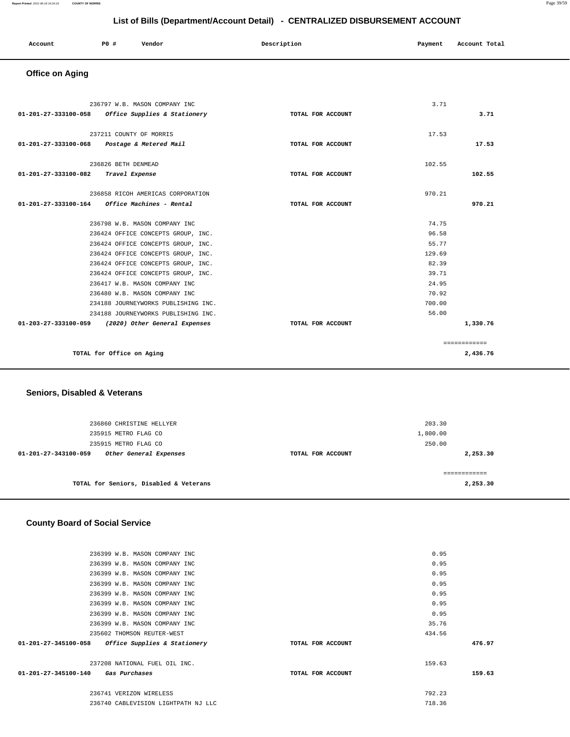## List of Bills (Department/Account Detail) - CENTRALIZED DISBURSEMENT ACCOUNT

| Account | PO # | Vendor | Description | Payment | Account Total |
|---|---|---|---|---|---|

### Office on Aging

| Account | PO # | Vendor | Description | Payment | Account Total |
|---|---|---|---|---|---|
| | 236797 | W.B. MASON COMPANY INC | | 3.71 | |
| 01-201-27-333100-058 | | *Office Supplies & Stationery* | TOTAL FOR ACCOUNT | | 3.71 |
| | 237211 | COUNTY OF MORRIS | | 17.53 | |
| 01-201-27-333100-068 | | *Postage & Metered Mail* | TOTAL FOR ACCOUNT | | 17.53 |
| | 236826 | BETH DENMEAD | | 102.55 | |
| 01-201-27-333100-082 | | *Travel Expense* | TOTAL FOR ACCOUNT | | 102.55 |
| | 236858 | RICOH AMERICAS CORPORATION | | 970.21 | |
| 01-201-27-333100-164 | | *Office Machines - Rental* | TOTAL FOR ACCOUNT | | 970.21 |
| | 236798 | W.B. MASON COMPANY INC | | 74.75 | |
| | 236424 | OFFICE CONCEPTS GROUP, INC. | | 96.58 | |
| | 236424 | OFFICE CONCEPTS GROUP, INC. | | 55.77 | |
| | 236424 | OFFICE CONCEPTS GROUP, INC. | | 129.69 | |
| | 236424 | OFFICE CONCEPTS GROUP, INC. | | 82.39 | |
| | 236424 | OFFICE CONCEPTS GROUP, INC. | | 39.71 | |
| | 236417 | W.B. MASON COMPANY INC | | 24.95 | |
| | 236480 | W.B. MASON COMPANY INC | | 70.92 | |
| | 234188 | JOURNEYWORKS PUBLISHING INC. | | 700.00 | |
| | 234188 | JOURNEYWORKS PUBLISHING INC. | | 56.00 | |
| 01-203-27-333100-059 | | *(2020) Other General Expenses* | TOTAL FOR ACCOUNT | | 1,330.76 |
| | | | | | ============ |
| | | TOTAL for Office on Aging | | | 2,436.76 |

### Seniors, Disabled & Veterans

| Account | PO # | Vendor | Description | Payment | Account Total |
|---|---|---|---|---|---|
| | 236860 | CHRISTINE HELLYER | | 203.30 | |
| | 235915 | METRO FLAG CO | | 1,800.00 | |
| | 235915 | METRO FLAG CO | | 250.00 | |
| 01-201-27-343100-059 | | *Other General Expenses* | TOTAL FOR ACCOUNT | | 2,253.30 |
| | | | | | ============ |
| | | TOTAL for Seniors, Disabled & Veterans | | | 2,253.30 |

### County Board of Social Service

| Account | PO # | Vendor | Description | Payment | Account Total |
|---|---|---|---|---|---|
| | 236399 | W.B. MASON COMPANY INC | | 0.95 | |
| | 236399 | W.B. MASON COMPANY INC | | 0.95 | |
| | 236399 | W.B. MASON COMPANY INC | | 0.95 | |
| | 236399 | W.B. MASON COMPANY INC | | 0.95 | |
| | 236399 | W.B. MASON COMPANY INC | | 0.95 | |
| | 236399 | W.B. MASON COMPANY INC | | 0.95 | |
| | 236399 | W.B. MASON COMPANY INC | | 0.95 | |
| | 236399 | W.B. MASON COMPANY INC | | 35.76 | |
| | 235602 | THOMSON REUTER-WEST | | 434.56 | |
| 01-201-27-345100-058 | | *Office Supplies & Stationery* | TOTAL FOR ACCOUNT | | 476.97 |
| | 237208 | NATIONAL FUEL OIL INC. | | 159.63 | |
| 01-201-27-345100-140 | | *Gas Purchases* | TOTAL FOR ACCOUNT | | 159.63 |
| | 236741 | VERIZON WIRELESS | | 792.23 | |
| | 236740 | CABLEVISION LIGHTPATH NJ LLC | | 718.36 | |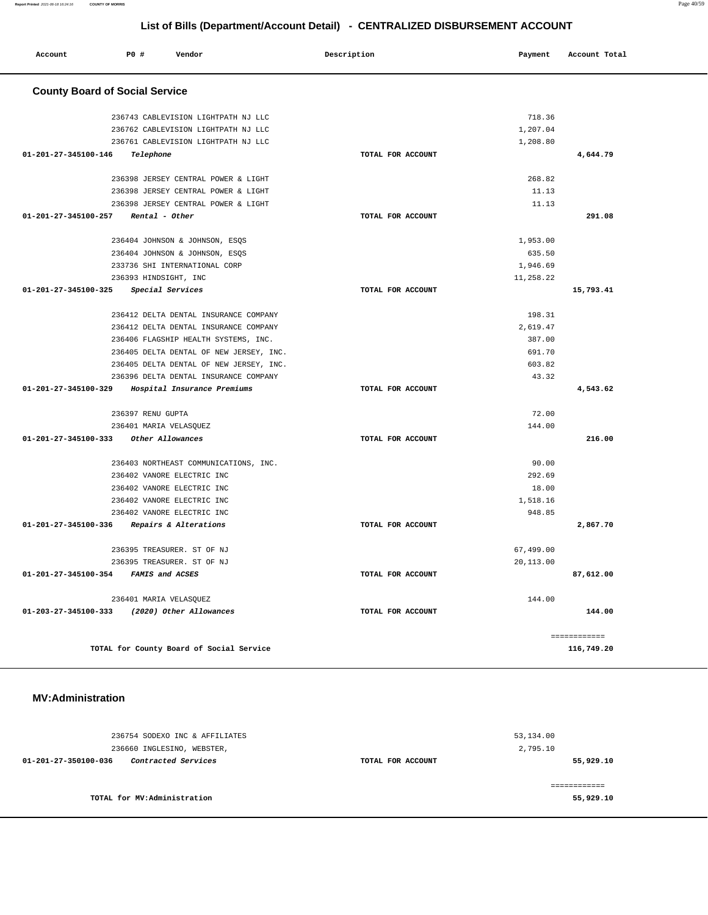## List of Bills (Department/Account Detail) - CENTRALIZED DISBURSEMENT ACCOUNT

| Account | PO # | Vendor | Description | Payment | Account Total |
|---|---|---|---|---|---|

### County Board of Social Service

| Account | PO # | Vendor | Description | Payment | Account Total |
|---|---|---|---|---|---|
| | 236743 | CABLEVISION LIGHTPATH NJ LLC | | 718.36 | |
| | 236762 | CABLEVISION LIGHTPATH NJ LLC | | 1,207.04 | |
| | 236761 | CABLEVISION LIGHTPATH NJ LLC | | 1,208.80 | |
| **01-201-27-345100-146** | *Telephone* | | TOTAL FOR ACCOUNT | | **4,644.79** |
| | 236398 | JERSEY CENTRAL POWER & LIGHT | | 268.82 | |
| | 236398 | JERSEY CENTRAL POWER & LIGHT | | 11.13 | |
| | 236398 | JERSEY CENTRAL POWER & LIGHT | | 11.13 | |
| **01-201-27-345100-257** | *Rental - Other* | | TOTAL FOR ACCOUNT | | **291.08** |
| | 236404 | JOHNSON & JOHNSON, ESQS | | 1,953.00 | |
| | 236404 | JOHNSON & JOHNSON, ESQS | | 635.50 | |
| | 233736 | SHI INTERNATIONAL CORP | | 1,946.69 | |
| | 236393 | HINDSIGHT, INC | | 11,258.22 | |
| **01-201-27-345100-325** | *Special Services* | | TOTAL FOR ACCOUNT | | **15,793.41** |
| | 236412 | DELTA DENTAL INSURANCE COMPANY | | 198.31 | |
| | 236412 | DELTA DENTAL INSURANCE COMPANY | | 2,619.47 | |
| | 236406 | FLAGSHIP HEALTH SYSTEMS, INC. | | 387.00 | |
| | 236405 | DELTA DENTAL OF NEW JERSEY, INC. | | 691.70 | |
| | 236405 | DELTA DENTAL OF NEW JERSEY, INC. | | 603.82 | |
| | 236396 | DELTA DENTAL INSURANCE COMPANY | | 43.32 | |
| **01-201-27-345100-329** | *Hospital Insurance Premiums* | | TOTAL FOR ACCOUNT | | **4,543.62** |
| | 236397 | RENU GUPTA | | 72.00 | |
| | 236401 | MARIA VELASQUEZ | | 144.00 | |
| **01-201-27-345100-333** | *Other Allowances* | | TOTAL FOR ACCOUNT | | **216.00** |
| | 236403 | NORTHEAST COMMUNICATIONS, INC. | | 90.00 | |
| | 236402 | VANORE ELECTRIC INC | | 292.69 | |
| | 236402 | VANORE ELECTRIC INC | | 18.00 | |
| | 236402 | VANORE ELECTRIC INC | | 1,518.16 | |
| | 236402 | VANORE ELECTRIC INC | | 948.85 | |
| **01-201-27-345100-336** | *Repairs & Alterations* | | TOTAL FOR ACCOUNT | | **2,867.70** |
| | 236395 | TREASURER. ST OF NJ | | 67,499.00 | |
| | 236395 | TREASURER. ST OF NJ | | 20,113.00 | |
| **01-201-27-345100-354** | *FAMIS and ACSES* | | TOTAL FOR ACCOUNT | | **87,612.00** |
| | 236401 | MARIA VELASQUEZ | | 144.00 | |
| **01-203-27-345100-333** | *(2020) Other Allowances* | | TOTAL FOR ACCOUNT | | **144.00** |
| | | | | | ============ |
| | | **TOTAL for County Board of Social Service** | | | **116,749.20** |

### MV:Administration

| Account | PO # | Vendor | Description | Payment | Account Total |
|---|---|---|---|---|---|
| | 236754 | SODEXO INC & AFFILIATES | | 53,134.00 | |
| | 236660 | INGLESINO, WEBSTER, | | 2,795.10 | |
| **01-201-27-350100-036** | *Contracted Services* | | TOTAL FOR ACCOUNT | | **55,929.10** |
| | | | | | ============ |
| | | **TOTAL for MV:Administration** | | | **55,929.10** |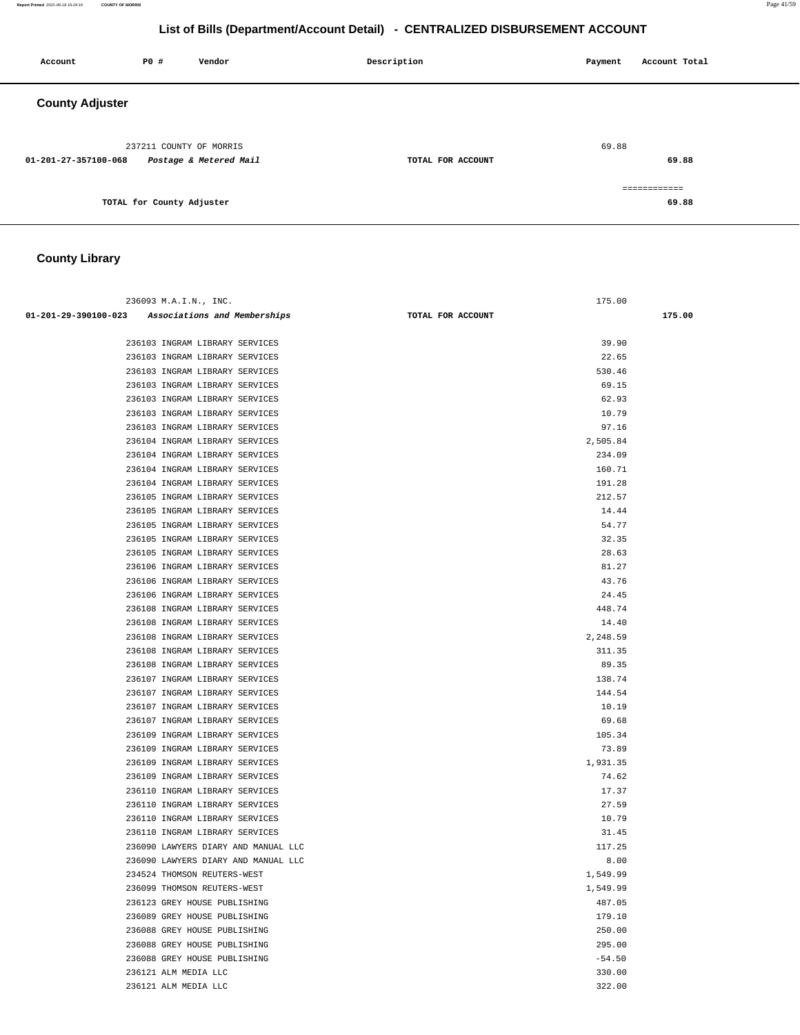## List of Bills (Department/Account Detail) - CENTRALIZED DISBURSEMENT ACCOUNT

| Account | PO # | Vendor | Description | Payment | Account Total |
|---|---|---|---|---|---|

### County Adjuster

| Account | PO # | Vendor | Description | Payment | Account Total |
|---|---|---|---|---|---|
| | 237211 | COUNTY OF MORRIS | | 69.88 | |
| 01-201-27-357100-068 | | *Postage & Metered Mail* | TOTAL FOR ACCOUNT | | 69.88 |
| | | | | | ============ |
| | | TOTAL for County Adjuster | | | 69.88 |

### County Library

| Account | PO # | Vendor | Description | Payment | Account Total |
|---|---|---|---|---|---|
| | 236093 | M.A.I.N., INC. | | 175.00 | |
| 01-201-29-390100-023 | | *Associations and Memberships* | TOTAL FOR ACCOUNT | | 175.00 |
| | 236103 | INGRAM LIBRARY SERVICES | | 39.90 | |
| | 236103 | INGRAM LIBRARY SERVICES | | 22.65 | |
| | 236103 | INGRAM LIBRARY SERVICES | | 530.46 | |
| | 236103 | INGRAM LIBRARY SERVICES | | 69.15 | |
| | 236103 | INGRAM LIBRARY SERVICES | | 62.93 | |
| | 236103 | INGRAM LIBRARY SERVICES | | 10.79 | |
| | 236103 | INGRAM LIBRARY SERVICES | | 97.16 | |
| | 236104 | INGRAM LIBRARY SERVICES | | 2,505.84 | |
| | 236104 | INGRAM LIBRARY SERVICES | | 234.09 | |
| | 236104 | INGRAM LIBRARY SERVICES | | 160.71 | |
| | 236104 | INGRAM LIBRARY SERVICES | | 191.28 | |
| | 236105 | INGRAM LIBRARY SERVICES | | 212.57 | |
| | 236105 | INGRAM LIBRARY SERVICES | | 14.44 | |
| | 236105 | INGRAM LIBRARY SERVICES | | 54.77 | |
| | 236105 | INGRAM LIBRARY SERVICES | | 32.35 | |
| | 236105 | INGRAM LIBRARY SERVICES | | 28.63 | |
| | 236106 | INGRAM LIBRARY SERVICES | | 81.27 | |
| | 236106 | INGRAM LIBRARY SERVICES | | 43.76 | |
| | 236106 | INGRAM LIBRARY SERVICES | | 24.45 | |
| | 236108 | INGRAM LIBRARY SERVICES | | 448.74 | |
| | 236108 | INGRAM LIBRARY SERVICES | | 14.40 | |
| | 236108 | INGRAM LIBRARY SERVICES | | 2,248.59 | |
| | 236108 | INGRAM LIBRARY SERVICES | | 311.35 | |
| | 236108 | INGRAM LIBRARY SERVICES | | 89.35 | |
| | 236107 | INGRAM LIBRARY SERVICES | | 138.74 | |
| | 236107 | INGRAM LIBRARY SERVICES | | 144.54 | |
| | 236107 | INGRAM LIBRARY SERVICES | | 10.19 | |
| | 236107 | INGRAM LIBRARY SERVICES | | 69.68 | |
| | 236109 | INGRAM LIBRARY SERVICES | | 105.34 | |
| | 236109 | INGRAM LIBRARY SERVICES | | 73.89 | |
| | 236109 | INGRAM LIBRARY SERVICES | | 1,931.35 | |
| | 236109 | INGRAM LIBRARY SERVICES | | 74.62 | |
| | 236110 | INGRAM LIBRARY SERVICES | | 17.37 | |
| | 236110 | INGRAM LIBRARY SERVICES | | 27.59 | |
| | 236110 | INGRAM LIBRARY SERVICES | | 10.79 | |
| | 236110 | INGRAM LIBRARY SERVICES | | 31.45 | |
| | 236090 | LAWYERS DIARY AND MANUAL LLC | | 117.25 | |
| | 236090 | LAWYERS DIARY AND MANUAL LLC | | 8.00 | |
| | 234524 | THOMSON REUTERS-WEST | | 1,549.99 | |
| | 236099 | THOMSON REUTERS-WEST | | 1,549.99 | |
| | 236123 | GREY HOUSE PUBLISHING | | 487.05 | |
| | 236089 | GREY HOUSE PUBLISHING | | 179.10 | |
| | 236088 | GREY HOUSE PUBLISHING | | 250.00 | |
| | 236088 | GREY HOUSE PUBLISHING | | 295.00 | |
| | 236088 | GREY HOUSE PUBLISHING | | -54.50 | |
| | 236121 | ALM MEDIA LLC | | 330.00 | |
| | 236121 | ALM MEDIA LLC | | 322.00 | |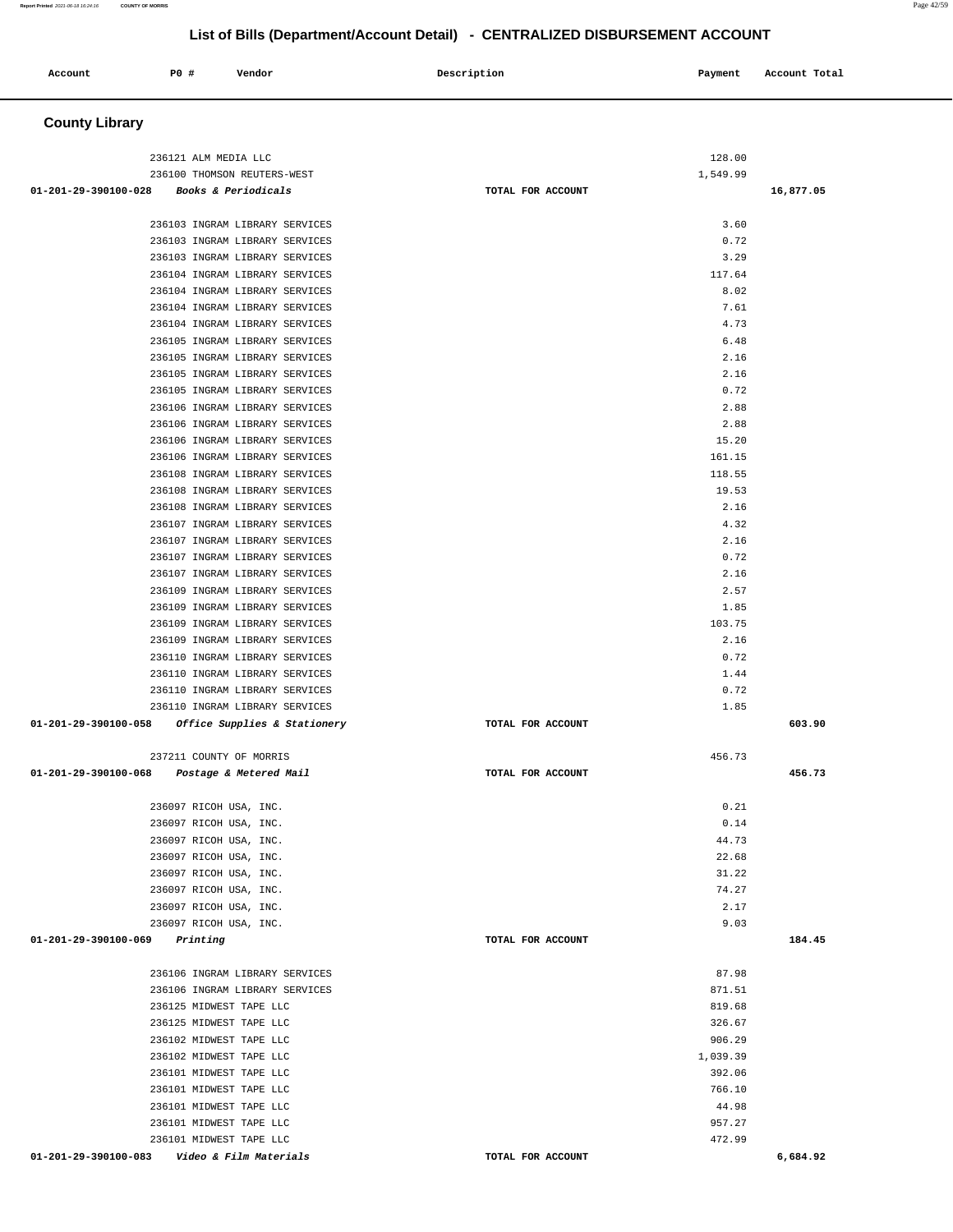## List of Bills (Department/Account Detail) - CENTRALIZED DISBURSEMENT ACCOUNT

| Account | PO # | Vendor | Description | Payment | Account Total |
|---|---|---|---|---|---|

### County Library

| Account | PO # | Vendor | Description | Payment | Account Total |
|---|---|---|---|---|---|
| | 236121 | ALM MEDIA LLC | | 128.00 | |
| | 236100 | THOMSON REUTERS-WEST | | 1,549.99 | |
| 01-201-29-390100-028 | | *Books & Periodicals* | TOTAL FOR ACCOUNT | | 16,877.05 |
| | 236103 | INGRAM LIBRARY SERVICES | | 3.60 | |
| | 236103 | INGRAM LIBRARY SERVICES | | 0.72 | |
| | 236103 | INGRAM LIBRARY SERVICES | | 3.29 | |
| | 236104 | INGRAM LIBRARY SERVICES | | 117.64 | |
| | 236104 | INGRAM LIBRARY SERVICES | | 8.02 | |
| | 236104 | INGRAM LIBRARY SERVICES | | 7.61 | |
| | 236104 | INGRAM LIBRARY SERVICES | | 4.73 | |
| | 236105 | INGRAM LIBRARY SERVICES | | 6.48 | |
| | 236105 | INGRAM LIBRARY SERVICES | | 2.16 | |
| | 236105 | INGRAM LIBRARY SERVICES | | 2.16 | |
| | 236105 | INGRAM LIBRARY SERVICES | | 0.72 | |
| | 236106 | INGRAM LIBRARY SERVICES | | 2.88 | |
| | 236106 | INGRAM LIBRARY SERVICES | | 2.88 | |
| | 236106 | INGRAM LIBRARY SERVICES | | 15.20 | |
| | 236106 | INGRAM LIBRARY SERVICES | | 161.15 | |
| | 236108 | INGRAM LIBRARY SERVICES | | 118.55 | |
| | 236108 | INGRAM LIBRARY SERVICES | | 19.53 | |
| | 236108 | INGRAM LIBRARY SERVICES | | 2.16 | |
| | 236107 | INGRAM LIBRARY SERVICES | | 4.32 | |
| | 236107 | INGRAM LIBRARY SERVICES | | 2.16 | |
| | 236107 | INGRAM LIBRARY SERVICES | | 0.72 | |
| | 236107 | INGRAM LIBRARY SERVICES | | 2.16 | |
| | 236109 | INGRAM LIBRARY SERVICES | | 2.57 | |
| | 236109 | INGRAM LIBRARY SERVICES | | 1.85 | |
| | 236109 | INGRAM LIBRARY SERVICES | | 103.75 | |
| | 236109 | INGRAM LIBRARY SERVICES | | 2.16 | |
| | 236110 | INGRAM LIBRARY SERVICES | | 0.72 | |
| | 236110 | INGRAM LIBRARY SERVICES | | 1.44 | |
| | 236110 | INGRAM LIBRARY SERVICES | | 0.72 | |
| | 236110 | INGRAM LIBRARY SERVICES | | 1.85 | |
| 01-201-29-390100-058 | | *Office Supplies & Stationery* | TOTAL FOR ACCOUNT | | 603.90 |
| | 237211 | COUNTY OF MORRIS | | 456.73 | |
| 01-201-29-390100-068 | | *Postage & Metered Mail* | TOTAL FOR ACCOUNT | | 456.73 |
| | 236097 | RICOH USA, INC. | | 0.21 | |
| | 236097 | RICOH USA, INC. | | 0.14 | |
| | 236097 | RICOH USA, INC. | | 44.73 | |
| | 236097 | RICOH USA, INC. | | 22.68 | |
| | 236097 | RICOH USA, INC. | | 31.22 | |
| | 236097 | RICOH USA, INC. | | 74.27 | |
| | 236097 | RICOH USA, INC. | | 2.17 | |
| | 236097 | RICOH USA, INC. | | 9.03 | |
| 01-201-29-390100-069 | | *Printing* | TOTAL FOR ACCOUNT | | 184.45 |
| | 236106 | INGRAM LIBRARY SERVICES | | 87.98 | |
| | 236106 | INGRAM LIBRARY SERVICES | | 871.51 | |
| | 236125 | MIDWEST TAPE LLC | | 819.68 | |
| | 236125 | MIDWEST TAPE LLC | | 326.67 | |
| | 236102 | MIDWEST TAPE LLC | | 906.29 | |
| | 236102 | MIDWEST TAPE LLC | | 1,039.39 | |
| | 236101 | MIDWEST TAPE LLC | | 392.06 | |
| | 236101 | MIDWEST TAPE LLC | | 766.10 | |
| | 236101 | MIDWEST TAPE LLC | | 44.98 | |
| | 236101 | MIDWEST TAPE LLC | | 957.27 | |
| | 236101 | MIDWEST TAPE LLC | | 472.99 | |
| 01-201-29-390100-083 | | *Video & Film Materials* | TOTAL FOR ACCOUNT | | 6,684.92 |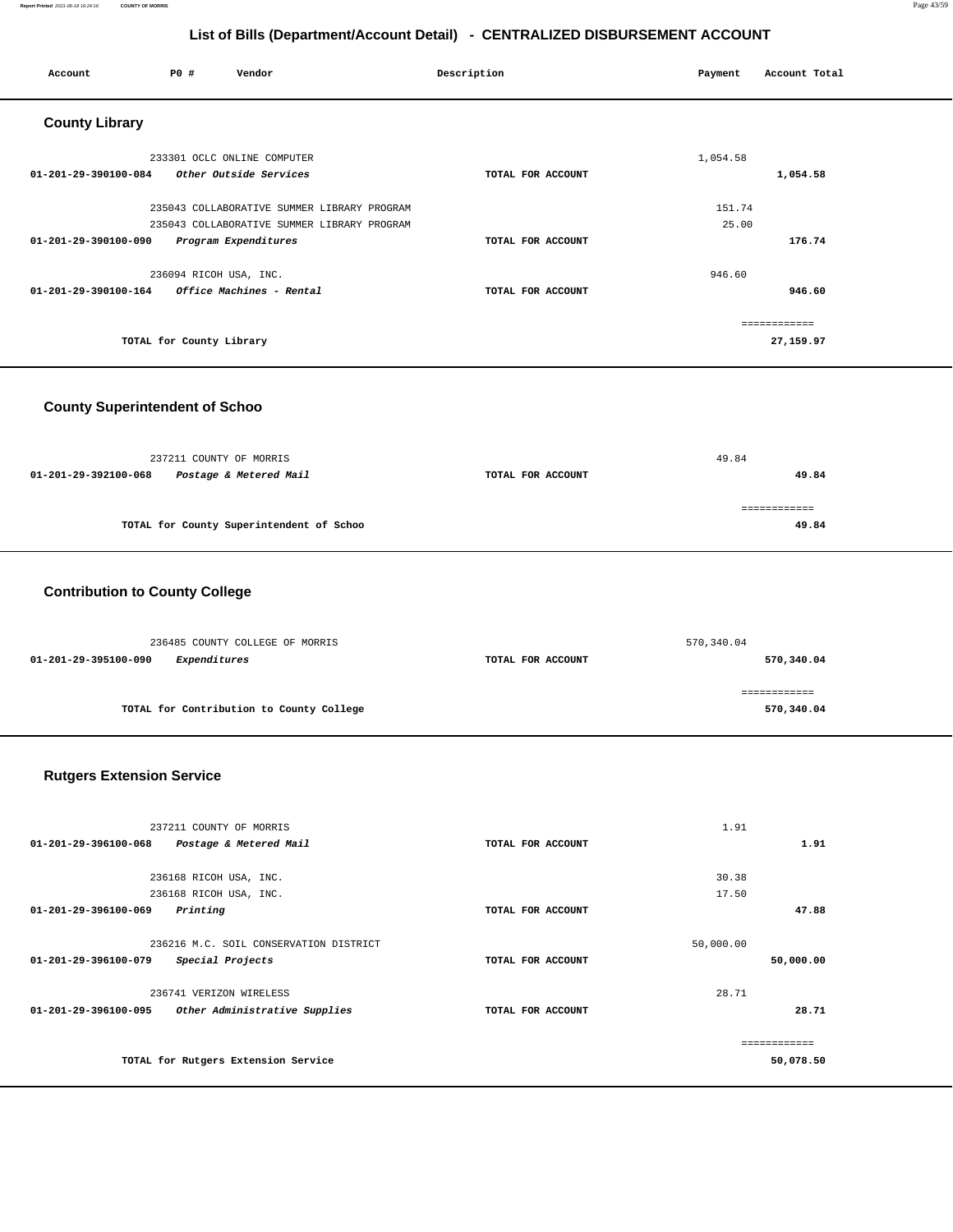## List of Bills (Department/Account Detail) - CENTRALIZED DISBURSEMENT ACCOUNT

| Account | PO # | Vendor | Description | Payment | Account Total |
|---|---|---|---|---|---|

### County Library

| Account | PO # | Vendor | Description | Payment | Account Total |
|---|---|---|---|---|---|
| | 233301 | OCLC ONLINE COMPUTER | | 1,054.58 | |
| **01-201-29-390100-084** | | *Other Outside Services* | **TOTAL FOR ACCOUNT** | | **1,054.58** |
| | 235043 | COLLABORATIVE SUMMER LIBRARY PROGRAM | | 151.74 | |
| | 235043 | COLLABORATIVE SUMMER LIBRARY PROGRAM | | 25.00 | |
| **01-201-29-390100-090** | | *Program Expenditures* | **TOTAL FOR ACCOUNT** | | **176.74** |
| | 236094 | RICOH USA, INC. | | 946.60 | |
| **01-201-29-390100-164** | | *Office Machines - Rental* | **TOTAL FOR ACCOUNT** | | **946.60** |
| | | | | | ============ |
| | | **TOTAL for County Library** | | | **27,159.97** |

### County Superintendent of Schoo

| Account | PO # | Vendor | Description | Payment | Account Total |
|---|---|---|---|---|---|
| | 237211 | COUNTY OF MORRIS | | 49.84 | |
| **01-201-29-392100-068** | | *Postage & Metered Mail* | **TOTAL FOR ACCOUNT** | | **49.84** |
| | | | | | ============ |
| | | **TOTAL for County Superintendent of Schoo** | | | **49.84** |

### Contribution to County College

| Account | PO # | Vendor | Description | Payment | Account Total |
|---|---|---|---|---|---|
| | 236485 | COUNTY COLLEGE OF MORRIS | | 570,340.04 | |
| **01-201-29-395100-090** | | *Expenditures* | **TOTAL FOR ACCOUNT** | | **570,340.04** |
| | | | | | ============ |
| | | **TOTAL for Contribution to County College** | | | **570,340.04** |

### Rutgers Extension Service

| Account | PO # | Vendor | Description | Payment | Account Total |
|---|---|---|---|---|---|
| | 237211 | COUNTY OF MORRIS | | 1.91 | |
| **01-201-29-396100-068** | | *Postage & Metered Mail* | **TOTAL FOR ACCOUNT** | | **1.91** |
| | 236168 | RICOH USA, INC. | | 30.38 | |
| | 236168 | RICOH USA, INC. | | 17.50 | |
| **01-201-29-396100-069** | | *Printing* | **TOTAL FOR ACCOUNT** | | **47.88** |
| | 236216 | M.C. SOIL CONSERVATION DISTRICT | | 50,000.00 | |
| **01-201-29-396100-079** | | *Special Projects* | **TOTAL FOR ACCOUNT** | | **50,000.00** |
| | 236741 | VERIZON WIRELESS | | 28.71 | |
| **01-201-29-396100-095** | | *Other Administrative Supplies* | **TOTAL FOR ACCOUNT** | | **28.71** |
| | | | | | ============ |
| | | **TOTAL for Rutgers Extension Service** | | | **50,078.50** |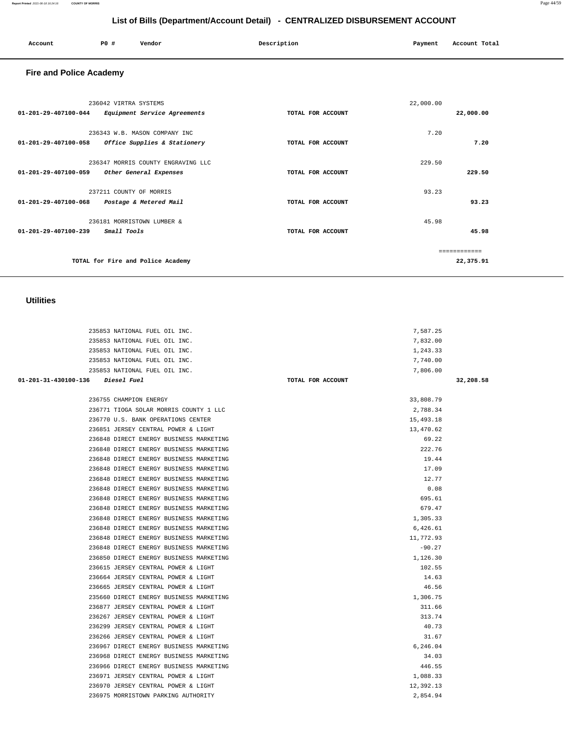## List of Bills (Department/Account Detail) - CENTRALIZED DISBURSEMENT ACCOUNT

| Account | PO # | Vendor | Description | Payment | Account Total |
|---|---|---|---|---|---|

### Fire and Police Academy

| Account | PO # | Vendor | Description | Payment | Account Total |
|---|---|---|---|---|---|
| | 236042 | VIRTRA SYSTEMS | | 22,000.00 | |
| **01-201-29-407100-044** | | *Equipment Service Agreements* | TOTAL FOR ACCOUNT | | **22,000.00** |
| | 236343 | W.B. MASON COMPANY INC | | 7.20 | |
| **01-201-29-407100-058** | | *Office Supplies & Stationery* | TOTAL FOR ACCOUNT | | **7.20** |
| | 236347 | MORRIS COUNTY ENGRAVING LLC | | 229.50 | |
| **01-201-29-407100-059** | | *Other General Expenses* | TOTAL FOR ACCOUNT | | **229.50** |
| | 237211 | COUNTY OF MORRIS | | 93.23 | |
| **01-201-29-407100-068** | | *Postage & Metered Mail* | TOTAL FOR ACCOUNT | | **93.23** |
| | 236181 | MORRISTOWN LUMBER & | | 45.98 | |
| **01-201-29-407100-239** | | *Small Tools* | TOTAL FOR ACCOUNT | | **45.98** |
| | | | | | ============ |
| | | **TOTAL for Fire and Police Academy** | | | **22,375.91** |

### Utilities

| Account | PO # | Vendor | Description | Payment | Account Total |
|---|---|---|---|---|---|
| | 235853 | NATIONAL FUEL OIL INC. | | 7,587.25 | |
| | 235853 | NATIONAL FUEL OIL INC. | | 7,832.00 | |
| | 235853 | NATIONAL FUEL OIL INC. | | 1,243.33 | |
| | 235853 | NATIONAL FUEL OIL INC. | | 7,740.00 | |
| | 235853 | NATIONAL FUEL OIL INC. | | 7,806.00 | |
| **01-201-31-430100-136** | | *Diesel Fuel* | TOTAL FOR ACCOUNT | | **32,208.58** |
| | 236755 | CHAMPION ENERGY | | 33,808.79 | |
| | 236771 | TIOGA SOLAR MORRIS COUNTY 1 LLC | | 2,788.34 | |
| | 236770 | U.S. BANK OPERATIONS CENTER | | 15,493.18 | |
| | 236851 | JERSEY CENTRAL POWER & LIGHT | | 13,470.62 | |
| | 236848 | DIRECT ENERGY BUSINESS MARKETING | | 69.22 | |
| | 236848 | DIRECT ENERGY BUSINESS MARKETING | | 222.76 | |
| | 236848 | DIRECT ENERGY BUSINESS MARKETING | | 19.44 | |
| | 236848 | DIRECT ENERGY BUSINESS MARKETING | | 17.09 | |
| | 236848 | DIRECT ENERGY BUSINESS MARKETING | | 12.77 | |
| | 236848 | DIRECT ENERGY BUSINESS MARKETING | | 0.08 | |
| | 236848 | DIRECT ENERGY BUSINESS MARKETING | | 695.61 | |
| | 236848 | DIRECT ENERGY BUSINESS MARKETING | | 679.47 | |
| | 236848 | DIRECT ENERGY BUSINESS MARKETING | | 1,305.33 | |
| | 236848 | DIRECT ENERGY BUSINESS MARKETING | | 6,426.61 | |
| | 236848 | DIRECT ENERGY BUSINESS MARKETING | | 11,772.93 | |
| | 236848 | DIRECT ENERGY BUSINESS MARKETING | | -90.27 | |
| | 236850 | DIRECT ENERGY BUSINESS MARKETING | | 1,126.30 | |
| | 236615 | JERSEY CENTRAL POWER & LIGHT | | 102.55 | |
| | 236664 | JERSEY CENTRAL POWER & LIGHT | | 14.63 | |
| | 236665 | JERSEY CENTRAL POWER & LIGHT | | 46.56 | |
| | 235660 | DIRECT ENERGY BUSINESS MARKETING | | 1,306.75 | |
| | 236877 | JERSEY CENTRAL POWER & LIGHT | | 311.66 | |
| | 236267 | JERSEY CENTRAL POWER & LIGHT | | 313.74 | |
| | 236299 | JERSEY CENTRAL POWER & LIGHT | | 40.73 | |
| | 236266 | JERSEY CENTRAL POWER & LIGHT | | 31.67 | |
| | 236967 | DIRECT ENERGY BUSINESS MARKETING | | 6,246.04 | |
| | 236968 | DIRECT ENERGY BUSINESS MARKETING | | 34.03 | |
| | 236966 | DIRECT ENERGY BUSINESS MARKETING | | 446.55 | |
| | 236971 | JERSEY CENTRAL POWER & LIGHT | | 1,088.33 | |
| | 236970 | JERSEY CENTRAL POWER & LIGHT | | 12,392.13 | |
| | 236975 | MORRISTOWN PARKING AUTHORITY | | 2,854.94 | |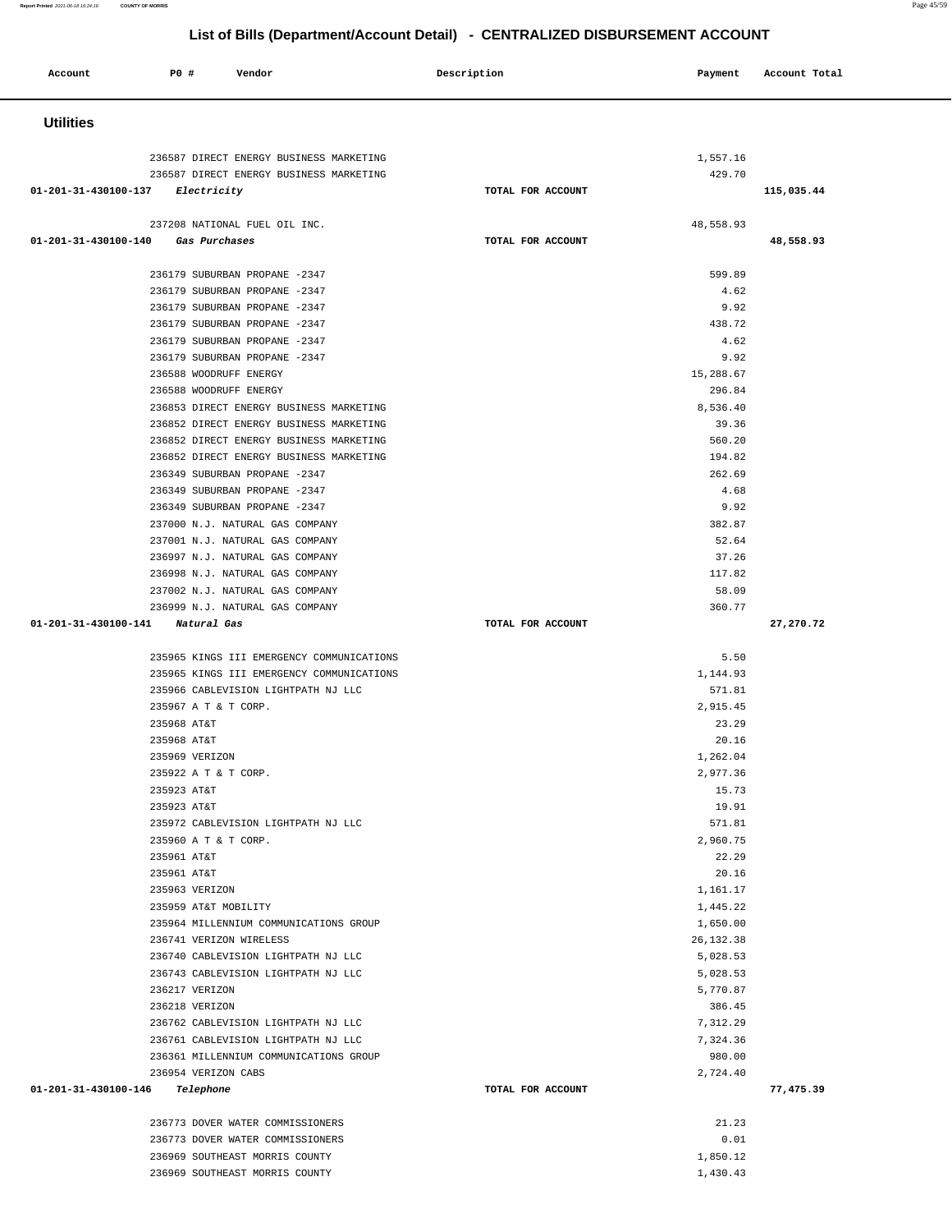# List of Bills (Department/Account Detail) - CENTRALIZED DISBURSEMENT ACCOUNT

| Account | PO # | Vendor | Description | Payment | Account Total |
|---|---|---|---|---|---|

## Utilities

| Account | PO # | Vendor | Description | Payment | Account Total |
|---|---|---|---|---|---|
| | 236587 | DIRECT ENERGY BUSINESS MARKETING | | 1,557.16 | |
| | 236587 | DIRECT ENERGY BUSINESS MARKETING | | 429.70 | |
| 01-201-31-430100-137 | | *Electricity* | TOTAL FOR ACCOUNT | | 115,035.44 |
| | 237208 | NATIONAL FUEL OIL INC. | | 48,558.93 | |
| 01-201-31-430100-140 | | *Gas Purchases* | TOTAL FOR ACCOUNT | | 48,558.93 |
| | 236179 | SUBURBAN PROPANE -2347 | | 599.89 | |
| | 236179 | SUBURBAN PROPANE -2347 | | 4.62 | |
| | 236179 | SUBURBAN PROPANE -2347 | | 9.92 | |
| | 236179 | SUBURBAN PROPANE -2347 | | 438.72 | |
| | 236179 | SUBURBAN PROPANE -2347 | | 4.62 | |
| | 236179 | SUBURBAN PROPANE -2347 | | 9.92 | |
| | 236588 | WOODRUFF ENERGY | | 15,288.67 | |
| | 236588 | WOODRUFF ENERGY | | 296.84 | |
| | 236853 | DIRECT ENERGY BUSINESS MARKETING | | 8,536.40 | |
| | 236852 | DIRECT ENERGY BUSINESS MARKETING | | 39.36 | |
| | 236852 | DIRECT ENERGY BUSINESS MARKETING | | 560.20 | |
| | 236852 | DIRECT ENERGY BUSINESS MARKETING | | 194.82 | |
| | 236349 | SUBURBAN PROPANE -2347 | | 262.69 | |
| | 236349 | SUBURBAN PROPANE -2347 | | 4.68 | |
| | 236349 | SUBURBAN PROPANE -2347 | | 9.92 | |
| | 237000 | N.J. NATURAL GAS COMPANY | | 382.87 | |
| | 237001 | N.J. NATURAL GAS COMPANY | | 52.64 | |
| | 236997 | N.J. NATURAL GAS COMPANY | | 37.26 | |
| | 236998 | N.J. NATURAL GAS COMPANY | | 117.82 | |
| | 237002 | N.J. NATURAL GAS COMPANY | | 58.09 | |
| | 236999 | N.J. NATURAL GAS COMPANY | | 360.77 | |
| 01-201-31-430100-141 | | *Natural Gas* | TOTAL FOR ACCOUNT | | 27,270.72 |
| | 235965 | KINGS III EMERGENCY COMMUNICATIONS | | 5.50 | |
| | 235965 | KINGS III EMERGENCY COMMUNICATIONS | | 1,144.93 | |
| | 235966 | CABLEVISION LIGHTPATH NJ LLC | | 571.81 | |
| | 235967 | A T & T CORP. | | 2,915.45 | |
| | 235968 | AT&T | | 23.29 | |
| | 235968 | AT&T | | 20.16 | |
| | 235969 | VERIZON | | 1,262.04 | |
| | 235922 | A T & T CORP. | | 2,977.36 | |
| | 235923 | AT&T | | 15.73 | |
| | 235923 | AT&T | | 19.91 | |
| | 235972 | CABLEVISION LIGHTPATH NJ LLC | | 571.81 | |
| | 235960 | A T & T CORP. | | 2,960.75 | |
| | 235961 | AT&T | | 22.29 | |
| | 235961 | AT&T | | 20.16 | |
| | 235963 | VERIZON | | 1,161.17 | |
| | 235959 | AT&T MOBILITY | | 1,445.22 | |
| | 235964 | MILLENNIUM COMMUNICATIONS GROUP | | 1,650.00 | |
| | 236741 | VERIZON WIRELESS | | 26,132.38 | |
| | 236740 | CABLEVISION LIGHTPATH NJ LLC | | 5,028.53 | |
| | 236743 | CABLEVISION LIGHTPATH NJ LLC | | 5,028.53 | |
| | 236217 | VERIZON | | 5,770.87 | |
| | 236218 | VERIZON | | 386.45 | |
| | 236762 | CABLEVISION LIGHTPATH NJ LLC | | 7,312.29 | |
| | 236761 | CABLEVISION LIGHTPATH NJ LLC | | 7,324.36 | |
| | 236361 | MILLENNIUM COMMUNICATIONS GROUP | | 980.00 | |
| | 236954 | VERIZON CABS | | 2,724.40 | |
| 01-201-31-430100-146 | | *Telephone* | TOTAL FOR ACCOUNT | | 77,475.39 |
| | 236773 | DOVER WATER COMMISSIONERS | | 21.23 | |
| | 236773 | DOVER WATER COMMISSIONERS | | 0.01 | |
| | 236969 | SOUTHEAST MORRIS COUNTY | | 1,850.12 | |
| | 236969 | SOUTHEAST MORRIS COUNTY | | 1,430.43 | |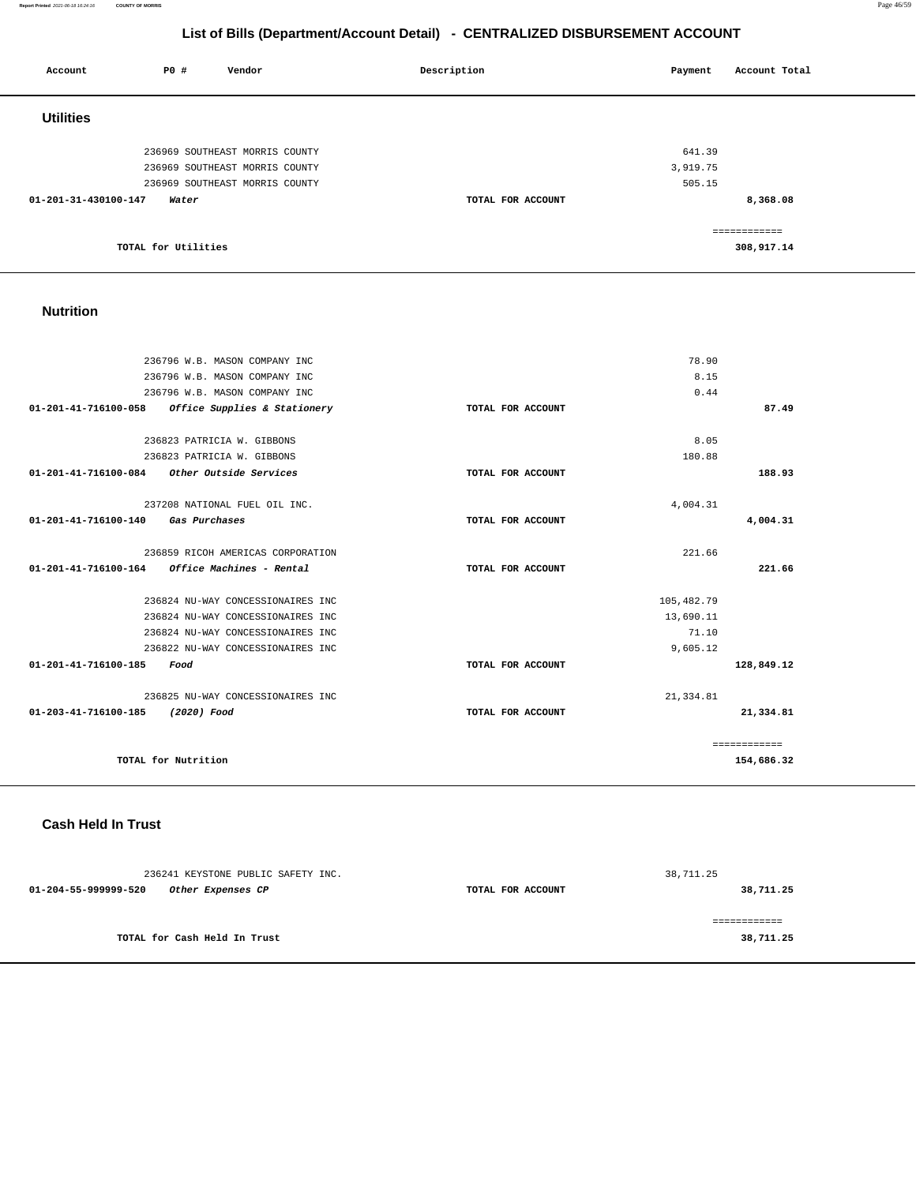## List of Bills (Department/Account Detail) - CENTRALIZED DISBURSEMENT ACCOUNT

| Account | PO # | Vendor | Description | Payment | Account Total |
|---|---|---|---|---|---|

### Utilities

| Account | PO # | Vendor | Description | Payment | Account Total |
|---|---|---|---|---|---|
| | 236969 | SOUTHEAST MORRIS COUNTY | | 641.39 | |
| | 236969 | SOUTHEAST MORRIS COUNTY | | 3,919.75 | |
| | 236969 | SOUTHEAST MORRIS COUNTY | | 505.15 | |
| **01-201-31-430100-147** | | ***Water*** | **TOTAL FOR ACCOUNT** | | **8,368.08** |
| | | | | | ============ |
| | **TOTAL for Utilities** | | | | **308,917.14** |

### Nutrition

| Account | PO # | Vendor | Description | Payment | Account Total |
|---|---|---|---|---|---|
| | 236796 | W.B. MASON COMPANY INC | | 78.90 | |
| | 236796 | W.B. MASON COMPANY INC | | 8.15 | |
| | 236796 | W.B. MASON COMPANY INC | | 0.44 | |
| **01-201-41-716100-058** | | ***Office Supplies & Stationery*** | **TOTAL FOR ACCOUNT** | | **87.49** |
| | 236823 | PATRICIA W. GIBBONS | | 8.05 | |
| | 236823 | PATRICIA W. GIBBONS | | 180.88 | |
| **01-201-41-716100-084** | | ***Other Outside Services*** | **TOTAL FOR ACCOUNT** | | **188.93** |
| | 237208 | NATIONAL FUEL OIL INC. | | 4,004.31 | |
| **01-201-41-716100-140** | | ***Gas Purchases*** | **TOTAL FOR ACCOUNT** | | **4,004.31** |
| | 236859 | RICOH AMERICAS CORPORATION | | 221.66 | |
| **01-201-41-716100-164** | | ***Office Machines - Rental*** | **TOTAL FOR ACCOUNT** | | **221.66** |
| | 236824 | NU-WAY CONCESSIONAIRES INC | | 105,482.79 | |
| | 236824 | NU-WAY CONCESSIONAIRES INC | | 13,690.11 | |
| | 236824 | NU-WAY CONCESSIONAIRES INC | | 71.10 | |
| | 236822 | NU-WAY CONCESSIONAIRES INC | | 9,605.12 | |
| **01-201-41-716100-185** | | ***Food*** | **TOTAL FOR ACCOUNT** | | **128,849.12** |
| | 236825 | NU-WAY CONCESSIONAIRES INC | | 21,334.81 | |
| **01-203-41-716100-185** | | ***(2020) Food*** | **TOTAL FOR ACCOUNT** | | **21,334.81** |
| | | | | | ============ |
| | **TOTAL for Nutrition** | | | | **154,686.32** |

### Cash Held In Trust

| Account | PO # | Vendor | Description | Payment | Account Total |
|---|---|---|---|---|---|
| | 236241 | KEYSTONE PUBLIC SAFETY INC. | | 38,711.25 | |
| **01-204-55-999999-520** | | ***Other Expenses CP*** | **TOTAL FOR ACCOUNT** | | **38,711.25** |
| | | | | | ============ |
| | **TOTAL for Cash Held In Trust** | | | | **38,711.25** |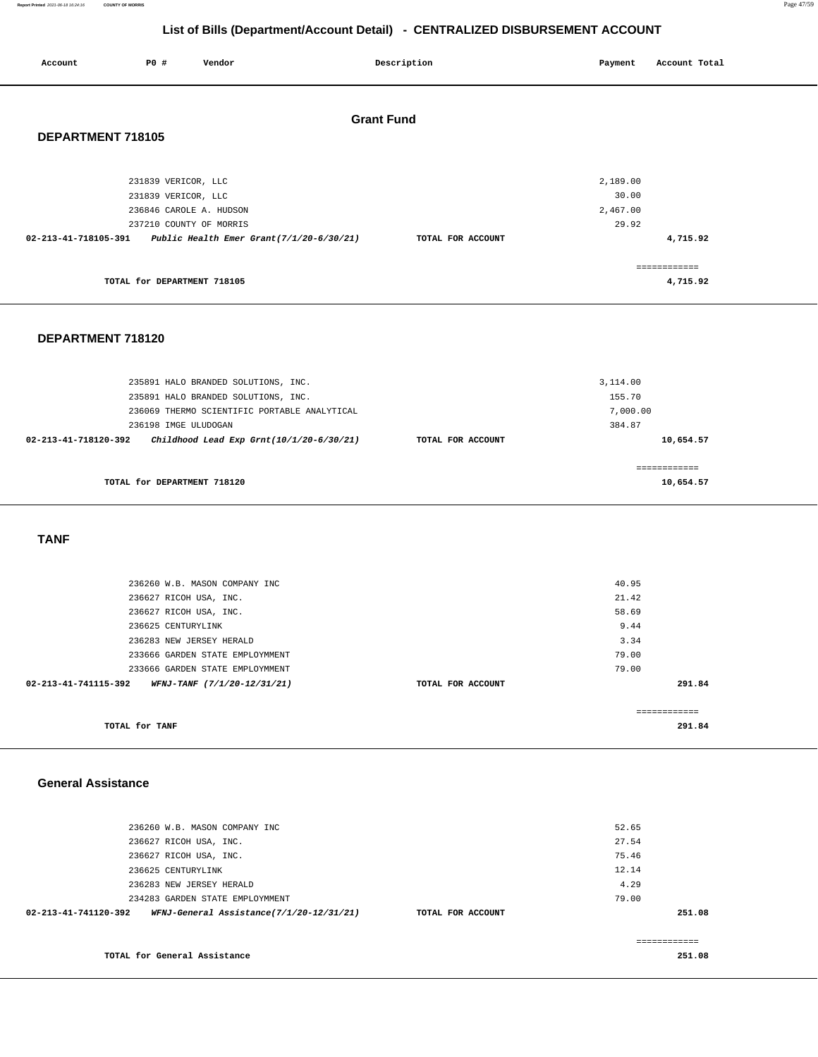# List of Bills (Department/Account Detail) - CENTRALIZED DISBURSEMENT ACCOUNT

| Account | PO # | Vendor | Description | Payment | Account Total |
|---|---|---|---|---|---|

## Grant Fund

### DEPARTMENT 718105

| Account | PO # | Vendor | Description | Payment | Account Total |
|---|---|---|---|---|---|
| | 231839 | VERICOR, LLC | | 2,189.00 | |
| | 231839 | VERICOR, LLC | | 30.00 | |
| | 236846 | CAROLE A. HUDSON | | 2,467.00 | |
| | 237210 | COUNTY OF MORRIS | | 29.92 | |
| 02-213-41-718105-391 | | *Public Health Emer Grant(7/1/20-6/30/21)* | TOTAL FOR ACCOUNT | | 4,715.92 |
| | | TOTAL for DEPARTMENT 718105 | | | 4,715.92 |

### DEPARTMENT 718120

| Account | PO # | Vendor | Description | Payment | Account Total |
|---|---|---|---|---|---|
| | 235891 | HALO BRANDED SOLUTIONS, INC. | | 3,114.00 | |
| | 235891 | HALO BRANDED SOLUTIONS, INC. | | 155.70 | |
| | 236069 | THERMO SCIENTIFIC PORTABLE ANALYTICAL | | 7,000.00 | |
| | 236198 | IMGE ULUDOGAN | | 384.87 | |
| 02-213-41-718120-392 | | *Childhood Lead Exp Grnt(10/1/20-6/30/21)* | TOTAL FOR ACCOUNT | | 10,654.57 |
| | | TOTAL for DEPARTMENT 718120 | | | 10,654.57 |

### TANF

| Account | PO # | Vendor | Description | Payment | Account Total |
|---|---|---|---|---|---|
| | 236260 | W.B. MASON COMPANY INC | | 40.95 | |
| | 236627 | RICOH USA, INC. | | 21.42 | |
| | 236627 | RICOH USA, INC. | | 58.69 | |
| | 236625 | CENTURYLINK | | 9.44 | |
| | 236283 | NEW JERSEY HERALD | | 3.34 | |
| | 233666 | GARDEN STATE EMPLOYMENT | | 79.00 | |
| | 233666 | GARDEN STATE EMPLOYMENT | | 79.00 | |
| 02-213-41-741115-392 | | *WFNJ-TANF (7/1/20-12/31/21)* | TOTAL FOR ACCOUNT | | 291.84 |
| | | TOTAL for TANF | | | 291.84 |

### General Assistance

| Account | PO # | Vendor | Description | Payment | Account Total |
|---|---|---|---|---|---|
| | 236260 | W.B. MASON COMPANY INC | | 52.65 | |
| | 236627 | RICOH USA, INC. | | 27.54 | |
| | 236627 | RICOH USA, INC. | | 75.46 | |
| | 236625 | CENTURYLINK | | 12.14 | |
| | 236283 | NEW JERSEY HERALD | | 4.29 | |
| | 234283 | GARDEN STATE EMPLOYMENT | | 79.00 | |
| 02-213-41-741120-392 | | *WFNJ-General Assistance(7/1/20-12/31/21)* | TOTAL FOR ACCOUNT | | 251.08 |
| | | TOTAL for General Assistance | | | 251.08 |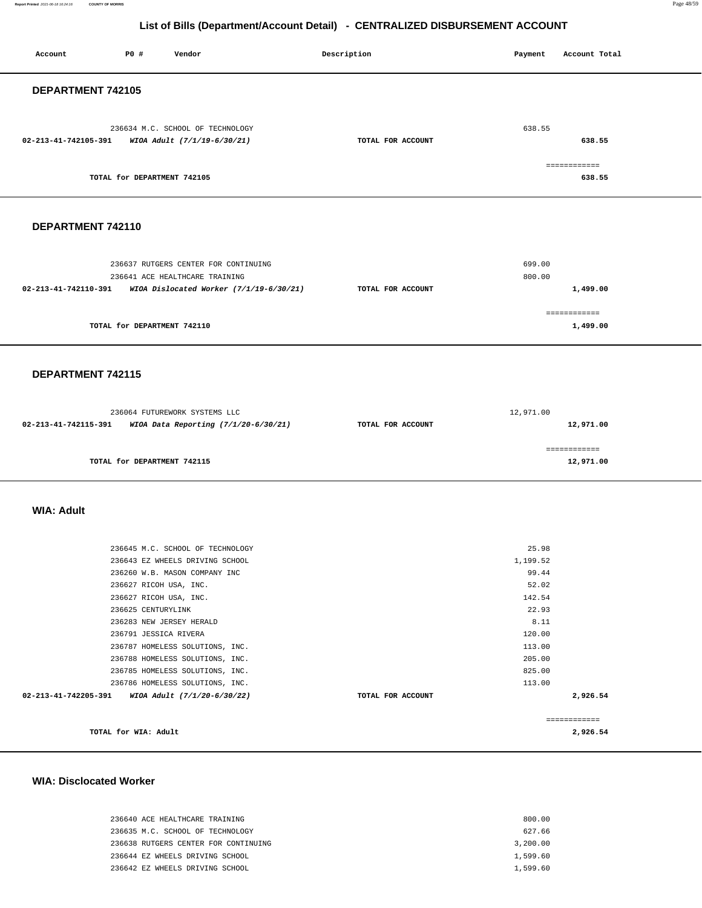## List of Bills (Department/Account Detail) - CENTRALIZED DISBURSEMENT ACCOUNT

| Account | PO # | Vendor | Description | Payment | Account Total |
|---|---|---|---|---|---|

### DEPARTMENT 742105

| Account | PO # | Vendor | Description | Payment | Account Total |
|---|---|---|---|---|---|
| | 236634 | M.C. SCHOOL OF TECHNOLOGY | | 638.55 | |
| 02-213-41-742105-391 | | *WIOA Adult (7/1/19-6/30/21)* | TOTAL FOR ACCOUNT | | 638.55 |
| | | | | | ============ |
| | | TOTAL for DEPARTMENT 742105 | | | 638.55 |

### DEPARTMENT 742110

| Account | PO # | Vendor | Description | Payment | Account Total |
|---|---|---|---|---|---|
| | 236637 | RUTGERS CENTER FOR CONTINUING | | 699.00 | |
| | 236641 | ACE HEALTHCARE TRAINING | | 800.00 | |
| 02-213-41-742110-391 | | *WIOA Dislocated Worker (7/1/19-6/30/21)* | TOTAL FOR ACCOUNT | | 1,499.00 |
| | | | | | ============ |
| | | TOTAL for DEPARTMENT 742110 | | | 1,499.00 |

### DEPARTMENT 742115

| Account | PO # | Vendor | Description | Payment | Account Total |
|---|---|---|---|---|---|
| | 236064 | FUTUREWORK SYSTEMS LLC | | 12,971.00 | |
| 02-213-41-742115-391 | | *WIOA Data Reporting (7/1/20-6/30/21)* | TOTAL FOR ACCOUNT | | 12,971.00 |
| | | | | | ============ |
| | | TOTAL for DEPARTMENT 742115 | | | 12,971.00 |

### WIA: Adult

| Account | PO # | Vendor | Description | Payment | Account Total |
|---|---|---|---|---|---|
| | 236645 | M.C. SCHOOL OF TECHNOLOGY | | 25.98 | |
| | 236643 | EZ WHEELS DRIVING SCHOOL | | 1,199.52 | |
| | 236260 | W.B. MASON COMPANY INC | | 99.44 | |
| | 236627 | RICOH USA, INC. | | 52.02 | |
| | 236627 | RICOH USA, INC. | | 142.54 | |
| | 236625 | CENTURYLINK | | 22.93 | |
| | 236283 | NEW JERSEY HERALD | | 8.11 | |
| | 236791 | JESSICA RIVERA | | 120.00 | |
| | 236787 | HOMELESS SOLUTIONS, INC. | | 113.00 | |
| | 236788 | HOMELESS SOLUTIONS, INC. | | 205.00 | |
| | 236785 | HOMELESS SOLUTIONS, INC. | | 825.00 | |
| | 236786 | HOMELESS SOLUTIONS, INC. | | 113.00 | |
| 02-213-41-742205-391 | | *WIOA Adult (7/1/20-6/30/22)* | TOTAL FOR ACCOUNT | | 2,926.54 |
| | | | | | ============ |
| | | TOTAL for WIA: Adult | | | 2,926.54 |

### WIA: Disclocated Worker

| Account | PO # | Vendor | Description | Payment | Account Total |
|---|---|---|---|---|---|
| | 236640 | ACE HEALTHCARE TRAINING | | 800.00 | |
| | 236635 | M.C. SCHOOL OF TECHNOLOGY | | 627.66 | |
| | 236638 | RUTGERS CENTER FOR CONTINUING | | 3,200.00 | |
| | 236644 | EZ WHEELS DRIVING SCHOOL | | 1,599.60 | |
| | 236642 | EZ WHEELS DRIVING SCHOOL | | 1,599.60 | |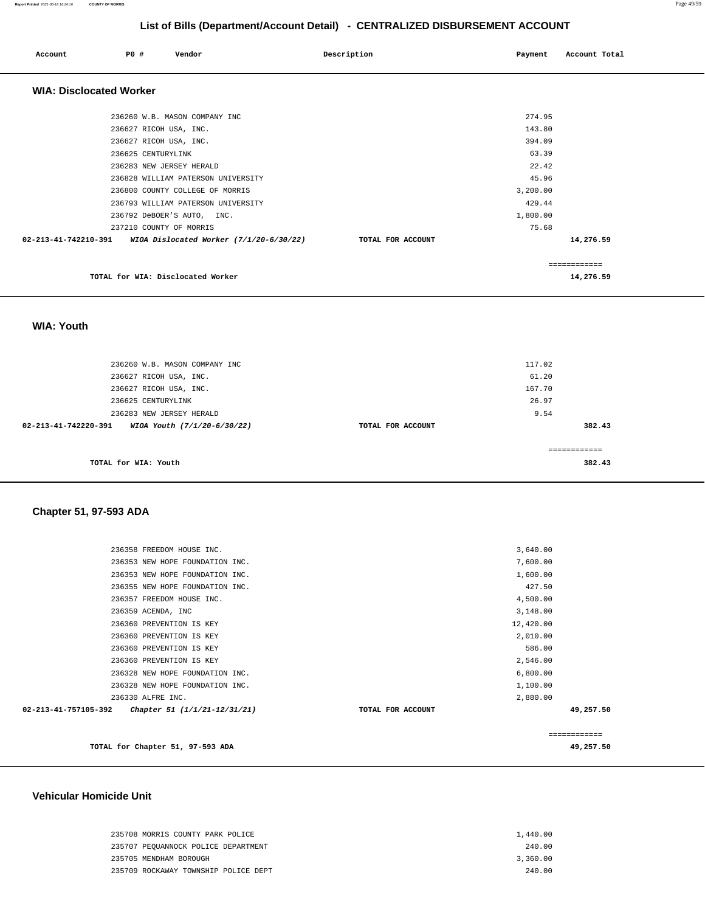## List of Bills (Department/Account Detail) - CENTRALIZED DISBURSEMENT ACCOUNT

| Account | PO # | Vendor | Description | Payment | Account Total |
|---|---|---|---|---|---|

### WIA: Disclocated Worker

| Account | PO # | Vendor | Description | Payment | Account Total |
|---|---|---|---|---|---|
| | 236260 | W.B. MASON COMPANY INC | | 274.95 | |
| | 236627 | RICOH USA, INC. | | 143.80 | |
| | 236627 | RICOH USA, INC. | | 394.09 | |
| | 236625 | CENTURYLINK | | 63.39 | |
| | 236283 | NEW JERSEY HERALD | | 22.42 | |
| | 236828 | WILLIAM PATERSON UNIVERSITY | | 45.96 | |
| | 236800 | COUNTY COLLEGE OF MORRIS | | 3,200.00 | |
| | 236793 | WILLIAM PATERSON UNIVERSITY | | 429.44 | |
| | 236792 | DeBOER'S AUTO, INC. | | 1,800.00 | |
| | 237210 | COUNTY OF MORRIS | | 75.68 | |
| **02-213-41-742210-391** | | ***WIOA Dislocated Worker (7/1/20-6/30/22)*** | **TOTAL FOR ACCOUNT** | | **14,276.59** |

**TOTAL for WIA: Disclocated Worker** ============ **14,276.59**

### WIA: Youth

| Account | PO # | Vendor | Description | Payment | Account Total |
|---|---|---|---|---|---|
| | 236260 | W.B. MASON COMPANY INC | | 117.02 | |
| | 236627 | RICOH USA, INC. | | 61.20 | |
| | 236627 | RICOH USA, INC. | | 167.70 | |
| | 236625 | CENTURYLINK | | 26.97 | |
| | 236283 | NEW JERSEY HERALD | | 9.54 | |
| **02-213-41-742220-391** | | ***WIOA Youth (7/1/20-6/30/22)*** | **TOTAL FOR ACCOUNT** | | **382.43** |

**TOTAL for WIA: Youth** ============ **382.43**

### Chapter 51, 97-593 ADA

| Account | PO # | Vendor | Description | Payment | Account Total |
|---|---|---|---|---|---|
| | 236358 | FREEDOM HOUSE INC. | | 3,640.00 | |
| | 236353 | NEW HOPE FOUNDATION INC. | | 7,600.00 | |
| | 236353 | NEW HOPE FOUNDATION INC. | | 1,600.00 | |
| | 236355 | NEW HOPE FOUNDATION INC. | | 427.50 | |
| | 236357 | FREEDOM HOUSE INC. | | 4,500.00 | |
| | 236359 | ACENDA, INC | | 3,148.00 | |
| | 236360 | PREVENTION IS KEY | | 12,420.00 | |
| | 236360 | PREVENTION IS KEY | | 2,010.00 | |
| | 236360 | PREVENTION IS KEY | | 586.00 | |
| | 236360 | PREVENTION IS KEY | | 2,546.00 | |
| | 236328 | NEW HOPE FOUNDATION INC. | | 6,800.00 | |
| | 236328 | NEW HOPE FOUNDATION INC. | | 1,100.00 | |
| | 236330 | ALFRE INC. | | 2,880.00 | |
| **02-213-41-757105-392** | | ***Chapter 51 (1/1/21-12/31/21)*** | **TOTAL FOR ACCOUNT** | | **49,257.50** |

**TOTAL for Chapter 51, 97-593 ADA** ============ **49,257.50**

### Vehicular Homicide Unit

| Account | PO # | Vendor | Description | Payment | Account Total |
|---|---|---|---|---|---|
| | 235708 | MORRIS COUNTY PARK POLICE | | 1,440.00 | |
| | 235707 | PEQUANNOCK POLICE DEPARTMENT | | 240.00 | |
| | 235705 | MENDHAM BOROUGH | | 3,360.00 | |
| | 235709 | ROCKAWAY TOWNSHIP POLICE DEPT | | 240.00 | |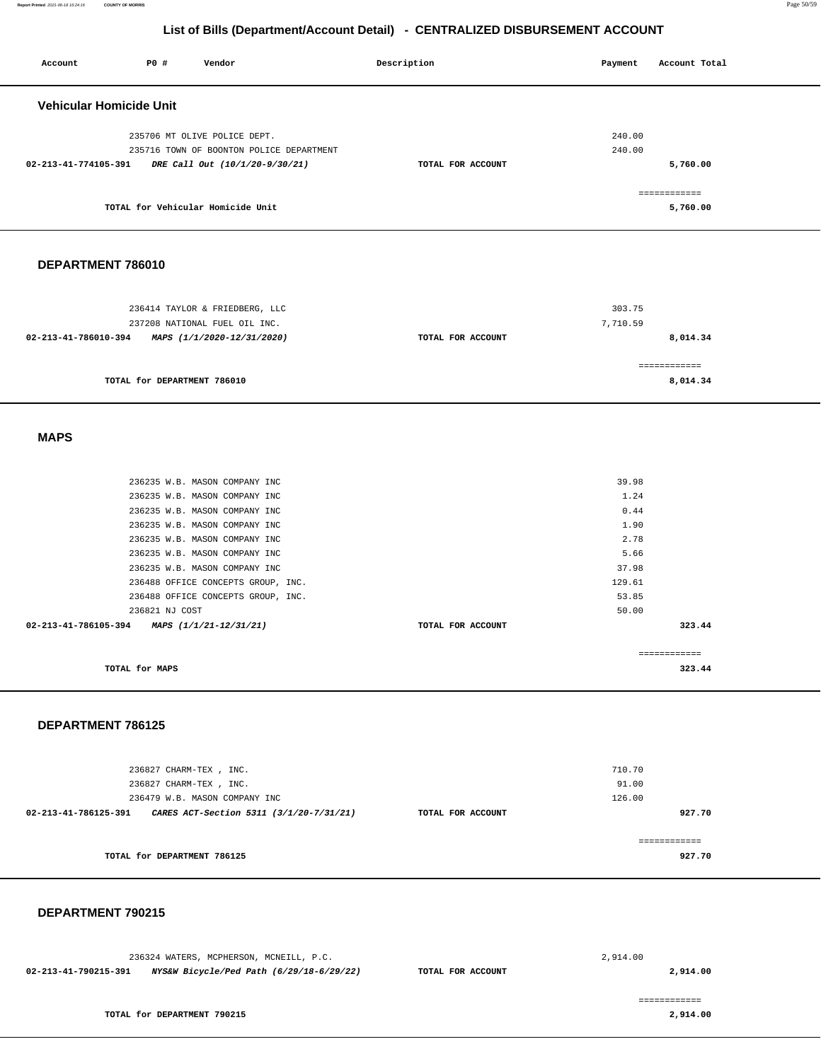# List of Bills (Department/Account Detail) - CENTRALIZED DISBURSEMENT ACCOUNT

| Account | PO # | Vendor | Description | Payment | Account Total |
|---|---|---|---|---|---|

## Vehicular Homicide Unit

| Account | PO # | Vendor | Description | Payment | Account Total |
|---|---|---|---|---|---|
| | 235706 | MT OLIVE POLICE DEPT. | | 240.00 | |
| | 235716 | TOWN OF BOONTON POLICE DEPARTMENT | | 240.00 | |
| 02-213-41-774105-391 | | *DRE Call Out (10/1/20-9/30/21)* | TOTAL FOR ACCOUNT | | 5,760.00 |
| | | TOTAL for Vehicular Homicide Unit | | | 5,760.00 |

## DEPARTMENT 786010

| Account | PO # | Vendor | Description | Payment | Account Total |
|---|---|---|---|---|---|
| | 236414 | TAYLOR & FRIEDBERG, LLC | | 303.75 | |
| | 237208 | NATIONAL FUEL OIL INC. | | 7,710.59 | |
| 02-213-41-786010-394 | | *MAPS (1/1/2020-12/31/2020)* | TOTAL FOR ACCOUNT | | 8,014.34 |
| | | TOTAL for DEPARTMENT 786010 | | | 8,014.34 |

## MAPS

| Account | PO # | Vendor | Description | Payment | Account Total |
|---|---|---|---|---|---|
| | 236235 | W.B. MASON COMPANY INC | | 39.98 | |
| | 236235 | W.B. MASON COMPANY INC | | 1.24 | |
| | 236235 | W.B. MASON COMPANY INC | | 0.44 | |
| | 236235 | W.B. MASON COMPANY INC | | 1.90 | |
| | 236235 | W.B. MASON COMPANY INC | | 2.78 | |
| | 236235 | W.B. MASON COMPANY INC | | 5.66 | |
| | 236235 | W.B. MASON COMPANY INC | | 37.98 | |
| | 236488 | OFFICE CONCEPTS GROUP, INC. | | 129.61 | |
| | 236488 | OFFICE CONCEPTS GROUP, INC. | | 53.85 | |
| | 236821 | NJ COST | | 50.00 | |
| 02-213-41-786105-394 | | *MAPS (1/1/21-12/31/21)* | TOTAL FOR ACCOUNT | | 323.44 |
| | | TOTAL for MAPS | | | 323.44 |

## DEPARTMENT 786125

| Account | PO # | Vendor | Description | Payment | Account Total |
|---|---|---|---|---|---|
| | 236827 | CHARM-TEX , INC. | | 710.70 | |
| | 236827 | CHARM-TEX , INC. | | 91.00 | |
| | 236479 | W.B. MASON COMPANY INC | | 126.00 | |
| 02-213-41-786125-391 | | *CARES ACT-Section 5311 (3/1/20-7/31/21)* | TOTAL FOR ACCOUNT | | 927.70 |
| | | TOTAL for DEPARTMENT 786125 | | | 927.70 |

## DEPARTMENT 790215

| Account | PO # | Vendor | Description | Payment | Account Total |
|---|---|---|---|---|---|
| | 236324 | WATERS, MCPHERSON, MCNEILL, P.C. | | 2,914.00 | |
| 02-213-41-790215-391 | | *NYS&W Bicycle/Ped Path (6/29/18-6/29/22)* | TOTAL FOR ACCOUNT | | 2,914.00 |
| | | TOTAL for DEPARTMENT 790215 | | | 2,914.00 |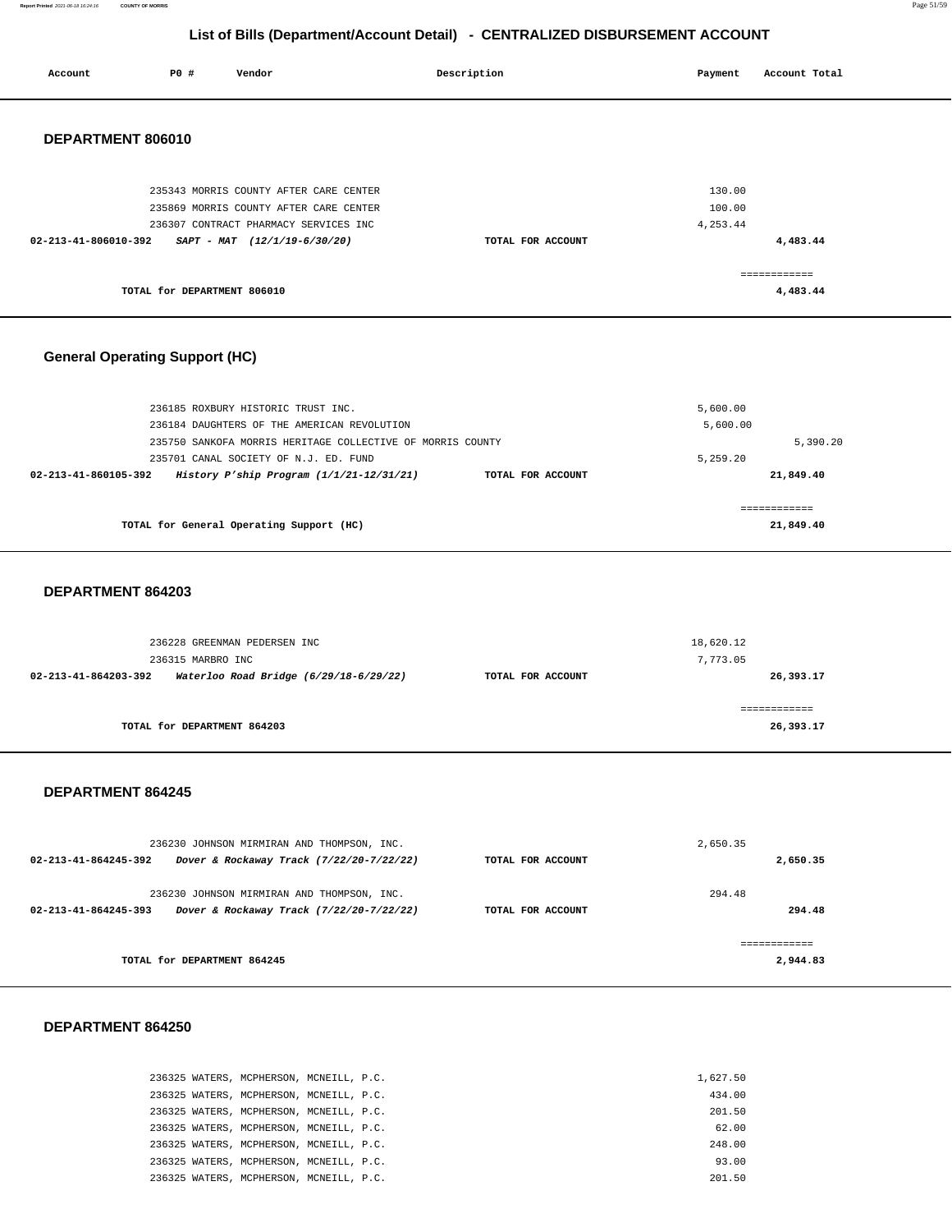# List of Bills (Department/Account Detail) - CENTRALIZED DISBURSEMENT ACCOUNT

| Account | PO # | Vendor | Description | Payment | Account Total |
|---|---|---|---|---|---|

## DEPARTMENT 806010

| Account | PO # | Vendor | Description | Payment | Account Total |
|---|---|---|---|---|---|
| | 235343 | MORRIS COUNTY AFTER CARE CENTER | | 130.00 | |
| | 235869 | MORRIS COUNTY AFTER CARE CENTER | | 100.00 | |
| | 236307 | CONTRACT PHARMACY SERVICES INC | | 4,253.44 | |
| **02-213-41-806010-392** | | ***SAPT - MAT (12/1/19-6/30/20)*** | **TOTAL FOR ACCOUNT** | | **4,483.44** |
| | | | | | ============ |
| | | **TOTAL for DEPARTMENT 806010** | | | **4,483.44** |

## General Operating Support (HC)

| Account | PO # | Vendor | Description | Payment | Account Total |
|---|---|---|---|---|---|
| | 236185 | ROXBURY HISTORIC TRUST INC. | | 5,600.00 | |
| | 236184 | DAUGHTERS OF THE AMERICAN REVOLUTION | | 5,600.00 | |
| | 235750 | SANKOFA MORRIS HERITAGE COLLECTIVE OF MORRIS COUNTY | | | 5,390.20 |
| | 235701 | CANAL SOCIETY OF N.J. ED. FUND | | 5,259.20 | |
| **02-213-41-860105-392** | | ***History P'ship Program (1/1/21-12/31/21)*** | **TOTAL FOR ACCOUNT** | | **21,849.40** |
| | | | | | ============ |
| | | **TOTAL for General Operating Support (HC)** | | | **21,849.40** |

## DEPARTMENT 864203

| Account | PO # | Vendor | Description | Payment | Account Total |
|---|---|---|---|---|---|
| | 236228 | GREENMAN PEDERSEN INC | | 18,620.12 | |
| | 236315 | MARBRO INC | | 7,773.05 | |
| **02-213-41-864203-392** | | ***Waterloo Road Bridge (6/29/18-6/29/22)*** | **TOTAL FOR ACCOUNT** | | **26,393.17** |
| | | | | | ============ |
| | | **TOTAL for DEPARTMENT 864203** | | | **26,393.17** |

## DEPARTMENT 864245

| Account | PO # | Vendor | Description | Payment | Account Total |
|---|---|---|---|---|---|
| | 236230 | JOHNSON MIRMIRAN AND THOMPSON, INC. | | 2,650.35 | |
| **02-213-41-864245-392** | | ***Dover & Rockaway Track (7/22/20-7/22/22)*** | **TOTAL FOR ACCOUNT** | | **2,650.35** |
| | 236230 | JOHNSON MIRMIRAN AND THOMPSON, INC. | | 294.48 | |
| **02-213-41-864245-393** | | ***Dover & Rockaway Track (7/22/20-7/22/22)*** | **TOTAL FOR ACCOUNT** | | **294.48** |
| | | | | | ============ |
| | | **TOTAL for DEPARTMENT 864245** | | | **2,944.83** |

## DEPARTMENT 864250

| Account | PO # | Vendor | Description | Payment | Account Total |
|---|---|---|---|---|---|
| | 236325 | WATERS, MCPHERSON, MCNEILL, P.C. | | 1,627.50 | |
| | 236325 | WATERS, MCPHERSON, MCNEILL, P.C. | | 434.00 | |
| | 236325 | WATERS, MCPHERSON, MCNEILL, P.C. | | 201.50 | |
| | 236325 | WATERS, MCPHERSON, MCNEILL, P.C. | | 62.00 | |
| | 236325 | WATERS, MCPHERSON, MCNEILL, P.C. | | 248.00 | |
| | 236325 | WATERS, MCPHERSON, MCNEILL, P.C. | | 93.00 | |
| | 236325 | WATERS, MCPHERSON, MCNEILL, P.C. | | 201.50 | |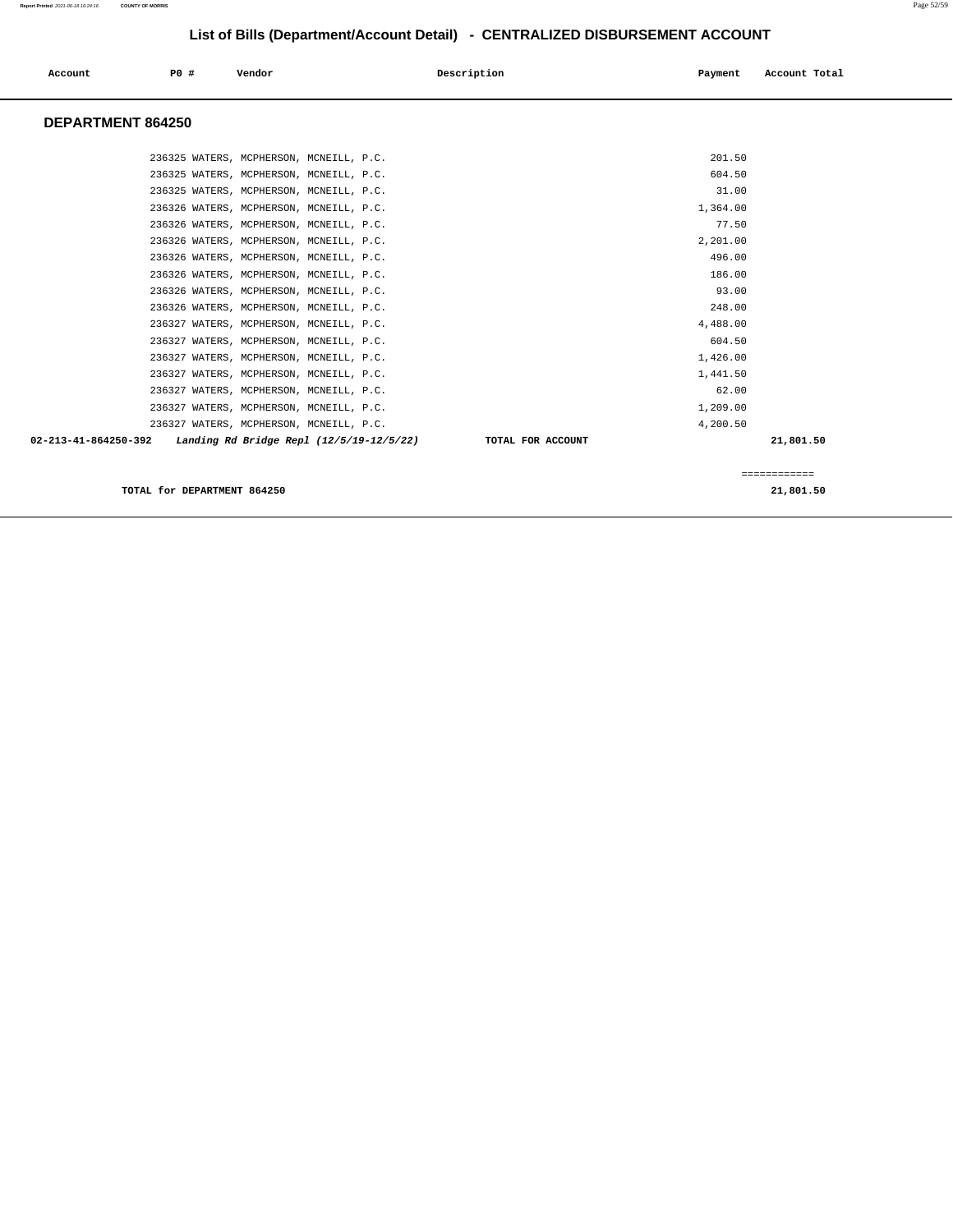## List of Bills (Department/Account Detail) - CENTRALIZED DISBURSEMENT ACCOUNT

| Account | PO # | Vendor | Description | Payment | Account Total |
|---|---|---|---|---|---|

### DEPARTMENT 864250

| Account | PO # | Vendor | Description | Payment | Account Total |
|---|---|---|---|---|---|
| | 236325 | WATERS, MCPHERSON, MCNEILL, P.C. | | 201.50 | |
| | 236325 | WATERS, MCPHERSON, MCNEILL, P.C. | | 604.50 | |
| | 236325 | WATERS, MCPHERSON, MCNEILL, P.C. | | 31.00 | |
| | 236326 | WATERS, MCPHERSON, MCNEILL, P.C. | | 1,364.00 | |
| | 236326 | WATERS, MCPHERSON, MCNEILL, P.C. | | 77.50 | |
| | 236326 | WATERS, MCPHERSON, MCNEILL, P.C. | | 2,201.00 | |
| | 236326 | WATERS, MCPHERSON, MCNEILL, P.C. | | 496.00 | |
| | 236326 | WATERS, MCPHERSON, MCNEILL, P.C. | | 186.00 | |
| | 236326 | WATERS, MCPHERSON, MCNEILL, P.C. | | 93.00 | |
| | 236326 | WATERS, MCPHERSON, MCNEILL, P.C. | | 248.00 | |
| | 236327 | WATERS, MCPHERSON, MCNEILL, P.C. | | 4,488.00 | |
| | 236327 | WATERS, MCPHERSON, MCNEILL, P.C. | | 604.50 | |
| | 236327 | WATERS, MCPHERSON, MCNEILL, P.C. | | 1,426.00 | |
| | 236327 | WATERS, MCPHERSON, MCNEILL, P.C. | | 1,441.50 | |
| | 236327 | WATERS, MCPHERSON, MCNEILL, P.C. | | 62.00 | |
| | 236327 | WATERS, MCPHERSON, MCNEILL, P.C. | | 1,209.00 | |
| | 236327 | WATERS, MCPHERSON, MCNEILL, P.C. | | 4,200.50 | |
| **02-213-41-864250-392** | | ***Landing Rd Bridge Repl (12/5/19-12/5/22)*** | **TOTAL FOR ACCOUNT** | | **21,801.50** |

============

**TOTAL for DEPARTMENT 864250** **21,801.50**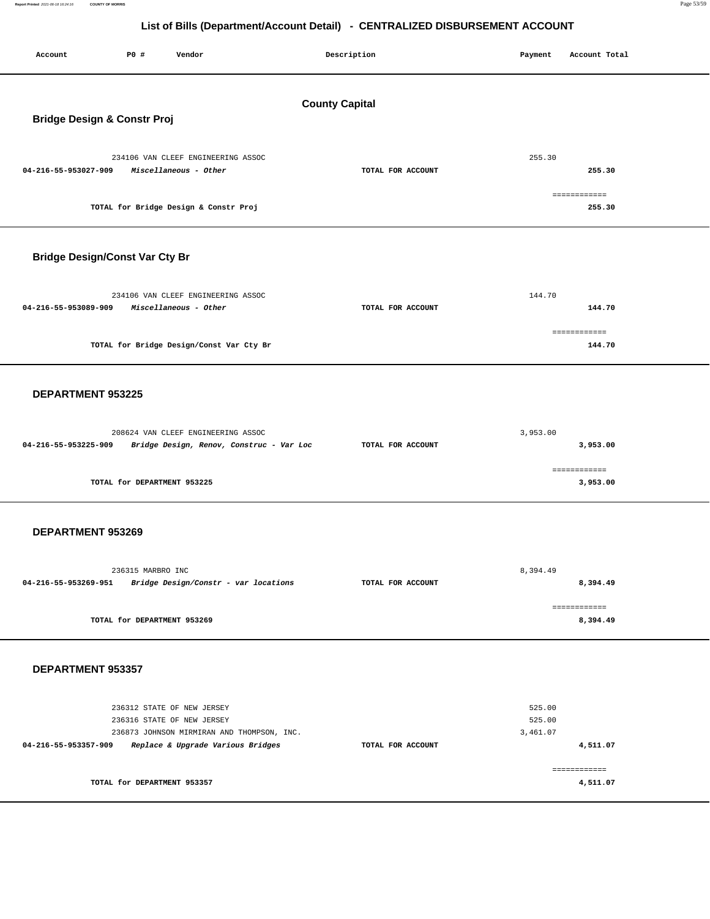# List of Bills (Department/Account Detail) - CENTRALIZED DISBURSEMENT ACCOUNT

| Account | PO # | Vendor | Description | Payment | Account Total |
|---|---|---|---|---|---|

## County Capital

### Bridge Design & Constr Proj

| Account | PO # | Vendor | Description | Payment | Account Total |
|---|---|---|---|---|---|
| | 234106 | VAN CLEEF ENGINEERING ASSOC | | 255.30 | |
| **04-216-55-953027-909** | | ***Miscellaneous - Other*** | **TOTAL FOR ACCOUNT** | | **255.30** |
| | | **TOTAL for Bridge Design & Constr Proj** | | | **255.30** |

### Bridge Design/Const Var Cty Br

| Account | PO # | Vendor | Description | Payment | Account Total |
|---|---|---|---|---|---|
| | 234106 | VAN CLEEF ENGINEERING ASSOC | | 144.70 | |
| **04-216-55-953089-909** | | ***Miscellaneous - Other*** | **TOTAL FOR ACCOUNT** | | **144.70** |
| | | **TOTAL for Bridge Design/Const Var Cty Br** | | | **144.70** |

### DEPARTMENT 953225

| Account | PO # | Vendor | Description | Payment | Account Total |
|---|---|---|---|---|---|
| | 208624 | VAN CLEEF ENGINEERING ASSOC | | 3,953.00 | |
| **04-216-55-953225-909** | | ***Bridge Design, Renov, Construc - Var Loc*** | **TOTAL FOR ACCOUNT** | | **3,953.00** |
| | | **TOTAL for DEPARTMENT 953225** | | | **3,953.00** |

### DEPARTMENT 953269

| Account | PO # | Vendor | Description | Payment | Account Total |
|---|---|---|---|---|---|
| | 236315 | MARBRO INC | | 8,394.49 | |
| **04-216-55-953269-951** | | ***Bridge Design/Constr - var locations*** | **TOTAL FOR ACCOUNT** | | **8,394.49** |
| | | **TOTAL for DEPARTMENT 953269** | | | **8,394.49** |

### DEPARTMENT 953357

| Account | PO # | Vendor | Description | Payment | Account Total |
|---|---|---|---|---|---|
| | 236312 | STATE OF NEW JERSEY | | 525.00 | |
| | 236316 | STATE OF NEW JERSEY | | 525.00 | |
| | 236873 | JOHNSON MIRMIRAN AND THOMPSON, INC. | | 3,461.07 | |
| **04-216-55-953357-909** | | ***Replace & Upgrade Various Bridges*** | **TOTAL FOR ACCOUNT** | | **4,511.07** |
| | | **TOTAL for DEPARTMENT 953357** | | | **4,511.07** |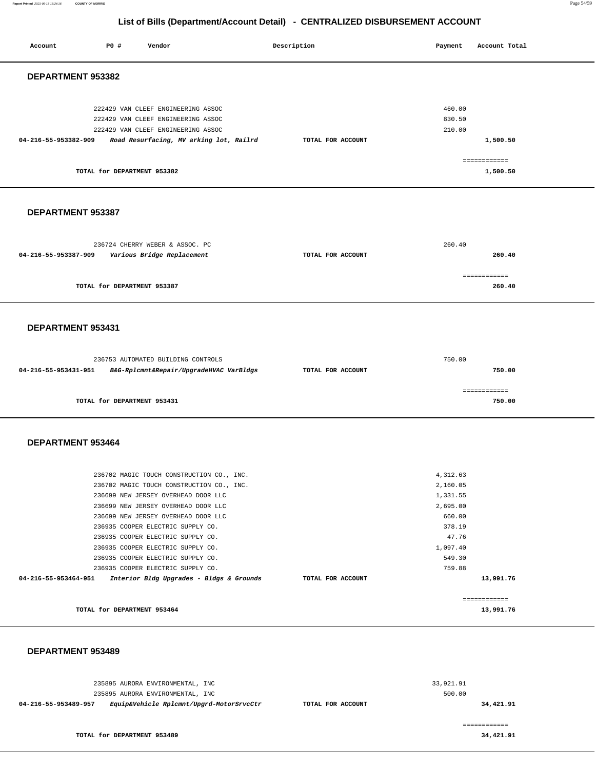# List of Bills (Department/Account Detail) - CENTRALIZED DISBURSEMENT ACCOUNT

| Account | PO # | Vendor | Description | Payment | Account Total |
|---|---|---|---|---|---|

## DEPARTMENT 953382

| Account | PO # | Vendor | Description | Payment | Account Total |
|---|---|---|---|---|---|
| | 222429 | VAN CLEEF ENGINEERING ASSOC | | 460.00 | |
| | 222429 | VAN CLEEF ENGINEERING ASSOC | | 830.50 | |
| | 222429 | VAN CLEEF ENGINEERING ASSOC | | 210.00 | |
| 04-216-55-953382-909 | | *Road Resurfacing, MV arking lot, Railrd* | TOTAL FOR ACCOUNT | | 1,500.50 |
| | | | | | ============ |
| | | TOTAL for DEPARTMENT 953382 | | | 1,500.50 |

## DEPARTMENT 953387

| Account | PO # | Vendor | Description | Payment | Account Total |
|---|---|---|---|---|---|
| | 236724 | CHERRY WEBER & ASSOC. PC | | 260.40 | |
| 04-216-55-953387-909 | | *Various Bridge Replacement* | TOTAL FOR ACCOUNT | | 260.40 |
| | | | | | ============ |
| | | TOTAL for DEPARTMENT 953387 | | | 260.40 |

## DEPARTMENT 953431

| Account | PO # | Vendor | Description | Payment | Account Total |
|---|---|---|---|---|---|
| | 236753 | AUTOMATED BUILDING CONTROLS | | 750.00 | |
| 04-216-55-953431-951 | | *B&G-Rplcmnt&Repair/UpgradeHVAC VarBldgs* | TOTAL FOR ACCOUNT | | 750.00 |
| | | | | | ============ |
| | | TOTAL for DEPARTMENT 953431 | | | 750.00 |

## DEPARTMENT 953464

| Account | PO # | Vendor | Description | Payment | Account Total |
|---|---|---|---|---|---|
| | 236702 | MAGIC TOUCH CONSTRUCTION CO., INC. | | 4,312.63 | |
| | 236702 | MAGIC TOUCH CONSTRUCTION CO., INC. | | 2,160.05 | |
| | 236699 | NEW JERSEY OVERHEAD DOOR LLC | | 1,331.55 | |
| | 236699 | NEW JERSEY OVERHEAD DOOR LLC | | 2,695.00 | |
| | 236699 | NEW JERSEY OVERHEAD DOOR LLC | | 660.00 | |
| | 236935 | COOPER ELECTRIC SUPPLY CO. | | 378.19 | |
| | 236935 | COOPER ELECTRIC SUPPLY CO. | | 47.76 | |
| | 236935 | COOPER ELECTRIC SUPPLY CO. | | 1,097.40 | |
| | 236935 | COOPER ELECTRIC SUPPLY CO. | | 549.30 | |
| | 236935 | COOPER ELECTRIC SUPPLY CO. | | 759.88 | |
| 04-216-55-953464-951 | | *Interior Bldg Upgrades - Bldgs & Grounds* | TOTAL FOR ACCOUNT | | 13,991.76 |
| | | | | | ============ |
| | | TOTAL for DEPARTMENT 953464 | | | 13,991.76 |

## DEPARTMENT 953489

| Account | PO # | Vendor | Description | Payment | Account Total |
|---|---|---|---|---|---|
| | 235895 | AURORA ENVIRONMENTAL, INC | | 33,921.91 | |
| | 235895 | AURORA ENVIRONMENTAL, INC | | 500.00 | |
| 04-216-55-953489-957 | | *Equip&Vehicle Rplcmnt/Upgrd-MotorSrvcCtr* | TOTAL FOR ACCOUNT | | 34,421.91 |
| | | | | | ============ |
| | | TOTAL for DEPARTMENT 953489 | | | 34,421.91 |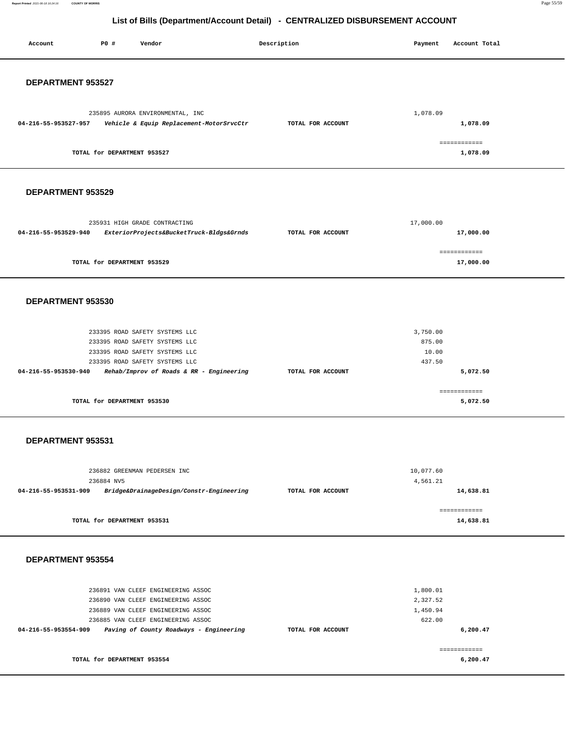## List of Bills (Department/Account Detail) - CENTRALIZED DISBURSEMENT ACCOUNT

| Account | PO # | Vendor | Description | Payment | Account Total |
|---|---|---|---|---|---|

### DEPARTMENT 953527

| Account | PO # | Vendor | Description | Payment | Account Total |
|---|---|---|---|---|---|
| | 235895 | AURORA ENVIRONMENTAL, INC | | 1,078.09 | |
| 04-216-55-953527-957 | | *Vehicle & Equip Replacement-MotorSrvcCtr* | TOTAL FOR ACCOUNT | | 1,078.09 |
| | | | | | ============ |
| | TOTAL for DEPARTMENT 953527 | | | | 1,078.09 |

### DEPARTMENT 953529

| Account | PO # | Vendor | Description | Payment | Account Total |
|---|---|---|---|---|---|
| | 235931 | HIGH GRADE CONTRACTING | | 17,000.00 | |
| 04-216-55-953529-940 | | *ExteriorProjects&BucketTruck-Bldgs&Grnds* | TOTAL FOR ACCOUNT | | 17,000.00 |
| | | | | | ============ |
| | TOTAL for DEPARTMENT 953529 | | | | 17,000.00 |

### DEPARTMENT 953530

| Account | PO # | Vendor | Description | Payment | Account Total |
|---|---|---|---|---|---|
| | 233395 | ROAD SAFETY SYSTEMS LLC | | 3,750.00 | |
| | 233395 | ROAD SAFETY SYSTEMS LLC | | 875.00 | |
| | 233395 | ROAD SAFETY SYSTEMS LLC | | 10.00 | |
| | 233395 | ROAD SAFETY SYSTEMS LLC | | 437.50 | |
| 04-216-55-953530-940 | | *Rehab/Improv of Roads & RR - Engineering* | TOTAL FOR ACCOUNT | | 5,072.50 |
| | | | | | ============ |
| | TOTAL for DEPARTMENT 953530 | | | | 5,072.50 |

### DEPARTMENT 953531

| Account | PO # | Vendor | Description | Payment | Account Total |
|---|---|---|---|---|---|
| | 236882 | GREENMAN PEDERSEN INC | | 10,077.60 | |
| | 236884 | NV5 | | 4,561.21 | |
| 04-216-55-953531-909 | | *Bridge&DrainageDesign/Constr-Engineering* | TOTAL FOR ACCOUNT | | 14,638.81 |
| | | | | | ============ |
| | TOTAL for DEPARTMENT 953531 | | | | 14,638.81 |

### DEPARTMENT 953554

| Account | PO # | Vendor | Description | Payment | Account Total |
|---|---|---|---|---|---|
| | 236891 | VAN CLEEF ENGINEERING ASSOC | | 1,800.01 | |
| | 236890 | VAN CLEEF ENGINEERING ASSOC | | 2,327.52 | |
| | 236889 | VAN CLEEF ENGINEERING ASSOC | | 1,450.94 | |
| | 236885 | VAN CLEEF ENGINEERING ASSOC | | 622.00 | |
| 04-216-55-953554-909 | | *Paving of County Roadways - Engineering* | TOTAL FOR ACCOUNT | | 6,200.47 |
| | | | | | ============ |
| | TOTAL for DEPARTMENT 953554 | | | | 6,200.47 |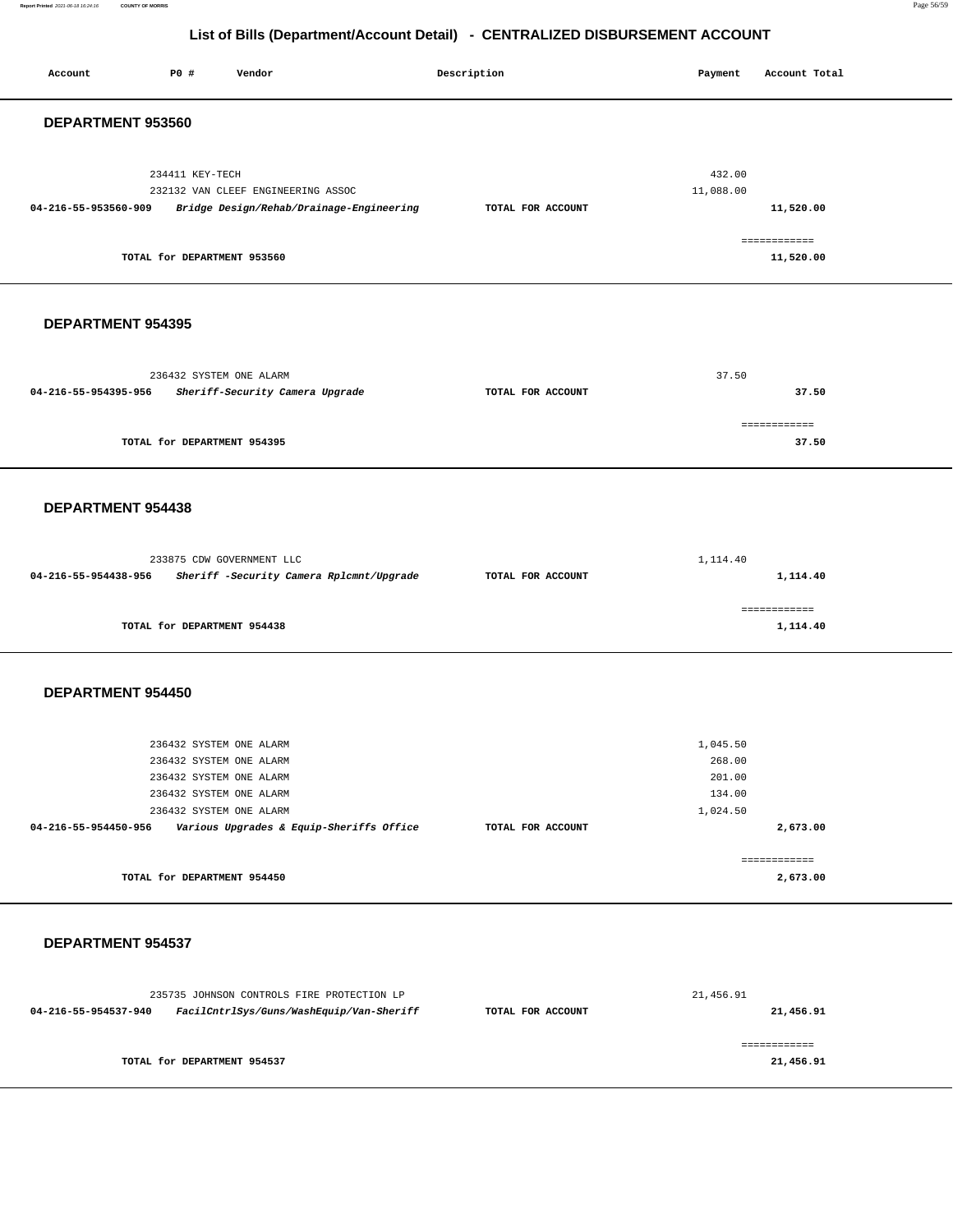## List of Bills (Department/Account Detail) - CENTRALIZED DISBURSEMENT ACCOUNT

| Account | PO # | Vendor | Description | Payment | Account Total |
|---|---|---|---|---|---|

### DEPARTMENT 953560

| Account | PO # | Vendor | Description | Payment | Account Total |
|---|---|---|---|---|---|
| | 234411 | KEY-TECH | | 432.00 | |
| | 232132 | VAN CLEEF ENGINEERING ASSOC | | 11,088.00 | |
| 04-216-55-953560-909 | | *Bridge Design/Rehab/Drainage-Engineering* | TOTAL FOR ACCOUNT | | 11,520.00 |

TOTAL for DEPARTMENT 953560 — 11,520.00

### DEPARTMENT 954395

| Account | PO # | Vendor | Description | Payment | Account Total |
|---|---|---|---|---|---|
| | 236432 | SYSTEM ONE ALARM | | 37.50 | |
| 04-216-55-954395-956 | | *Sheriff-Security Camera Upgrade* | TOTAL FOR ACCOUNT | | 37.50 |

TOTAL for DEPARTMENT 954395 — 37.50

### DEPARTMENT 954438

| Account | PO # | Vendor | Description | Payment | Account Total |
|---|---|---|---|---|---|
| | 233875 | CDW GOVERNMENT LLC | | 1,114.40 | |
| 04-216-55-954438-956 | | *Sheriff -Security Camera Rplcmnt/Upgrade* | TOTAL FOR ACCOUNT | | 1,114.40 |

TOTAL for DEPARTMENT 954438 — 1,114.40

### DEPARTMENT 954450

| Account | PO # | Vendor | Description | Payment | Account Total |
|---|---|---|---|---|---|
| | 236432 | SYSTEM ONE ALARM | | 1,045.50 | |
| | 236432 | SYSTEM ONE ALARM | | 268.00 | |
| | 236432 | SYSTEM ONE ALARM | | 201.00 | |
| | 236432 | SYSTEM ONE ALARM | | 134.00 | |
| | 236432 | SYSTEM ONE ALARM | | 1,024.50 | |
| 04-216-55-954450-956 | | *Various Upgrades & Equip-Sheriffs Office* | TOTAL FOR ACCOUNT | | 2,673.00 |

TOTAL for DEPARTMENT 954450 — 2,673.00

### DEPARTMENT 954537

| Account | PO # | Vendor | Description | Payment | Account Total |
|---|---|---|---|---|---|
| | 235735 | JOHNSON CONTROLS FIRE PROTECTION LP | | 21,456.91 | |
| 04-216-55-954537-940 | | *FacilCntrlSys/Guns/WashEquip/Van-Sheriff* | TOTAL FOR ACCOUNT | | 21,456.91 |

TOTAL for DEPARTMENT 954537 — 21,456.91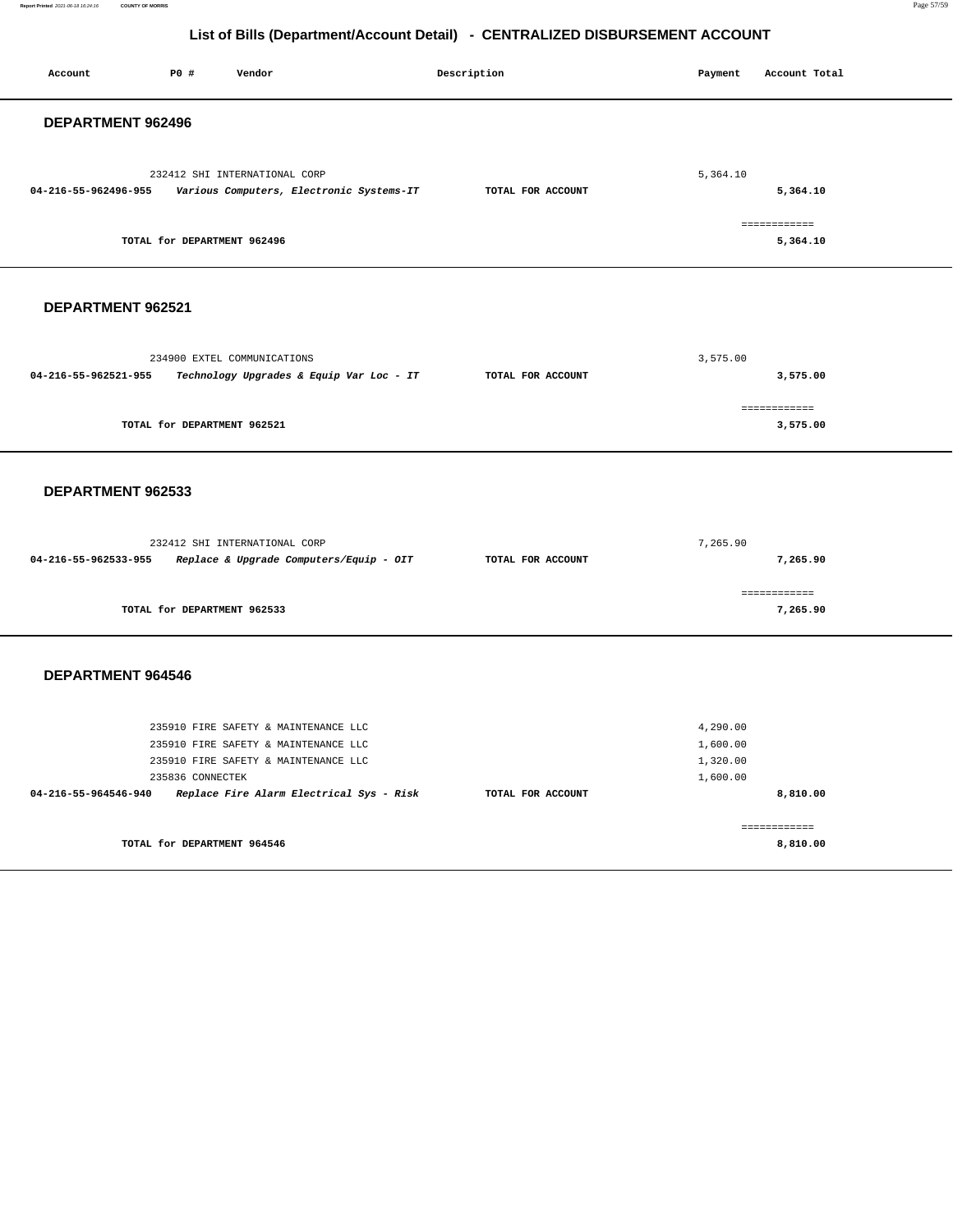## List of Bills (Department/Account Detail) - CENTRALIZED DISBURSEMENT ACCOUNT

| Account | PO # | Vendor | Description | Payment | Account Total |
|---|---|---|---|---|---|

### DEPARTMENT 962496

| Account | PO # | Vendor | Description | Payment | Account Total |
|---|---|---|---|---|---|
| | 232412 | SHI INTERNATIONAL CORP | | 5,364.10 | |
| **04-216-55-962496-955** | | ***Various Computers, Electronic Systems-IT*** | **TOTAL FOR ACCOUNT** | | **5,364.10** |
| | | **TOTAL for DEPARTMENT 962496** | | | **5,364.10** |

### DEPARTMENT 962521

| Account | PO # | Vendor | Description | Payment | Account Total |
|---|---|---|---|---|---|
| | 234900 | EXTEL COMMUNICATIONS | | 3,575.00 | |
| **04-216-55-962521-955** | | ***Technology Upgrades & Equip Var Loc - IT*** | **TOTAL FOR ACCOUNT** | | **3,575.00** |
| | | **TOTAL for DEPARTMENT 962521** | | | **3,575.00** |

### DEPARTMENT 962533

| Account | PO # | Vendor | Description | Payment | Account Total |
|---|---|---|---|---|---|
| | 232412 | SHI INTERNATIONAL CORP | | 7,265.90 | |
| **04-216-55-962533-955** | | ***Replace & Upgrade Computers/Equip - OIT*** | **TOTAL FOR ACCOUNT** | | **7,265.90** |
| | | **TOTAL for DEPARTMENT 962533** | | | **7,265.90** |

### DEPARTMENT 964546

| Account | PO # | Vendor | Description | Payment | Account Total |
|---|---|---|---|---|---|
| | 235910 | FIRE SAFETY & MAINTENANCE LLC | | 4,290.00 | |
| | 235910 | FIRE SAFETY & MAINTENANCE LLC | | 1,600.00 | |
| | 235910 | FIRE SAFETY & MAINTENANCE LLC | | 1,320.00 | |
| | 235836 | CONNECTEK | | 1,600.00 | |
| **04-216-55-964546-940** | | ***Replace Fire Alarm Electrical Sys - Risk*** | **TOTAL FOR ACCOUNT** | | **8,810.00** |
| | | **TOTAL for DEPARTMENT 964546** | | | **8,810.00** |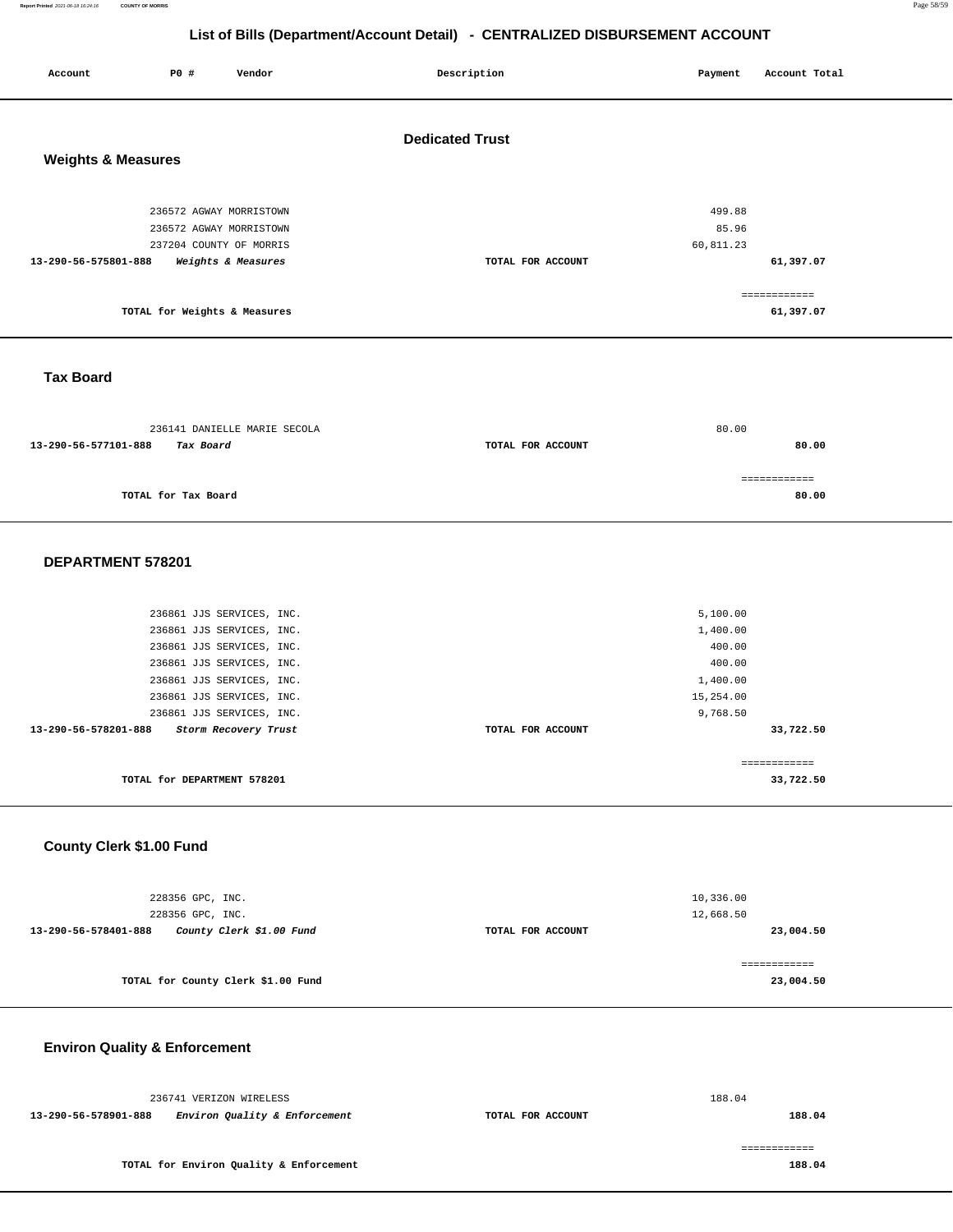# List of Bills (Department/Account Detail) - CENTRALIZED DISBURSEMENT ACCOUNT

| Account | PO # | Vendor | Description | Payment | Account Total |
|---|---|---|---|---|---|

## Dedicated Trust

### Weights & Measures

| Account | PO # | Vendor | Description | Payment | Account Total |
|---|---|---|---|---|---|
| | 236572 | AGWAY MORRISTOWN | | 499.88 | |
| | 236572 | AGWAY MORRISTOWN | | 85.96 | |
| | 237204 | COUNTY OF MORRIS | | 60,811.23 | |
| **13-290-56-575801-888** | | ***Weights & Measures*** | **TOTAL FOR ACCOUNT** | | **61,397.07** |
| | | | | | ============ |
| | | **TOTAL for Weights & Measures** | | | **61,397.07** |

### Tax Board

| Account | PO # | Vendor | Description | Payment | Account Total |
|---|---|---|---|---|---|
| | 236141 | DANIELLE MARIE SECOLA | | 80.00 | |
| **13-290-56-577101-888** | | ***Tax Board*** | **TOTAL FOR ACCOUNT** | | **80.00** |
| | | | | | ============ |
| | | **TOTAL for Tax Board** | | | **80.00** |

### DEPARTMENT 578201

| Account | PO # | Vendor | Description | Payment | Account Total |
|---|---|---|---|---|---|
| | 236861 | JJS SERVICES, INC. | | 5,100.00 | |
| | 236861 | JJS SERVICES, INC. | | 1,400.00 | |
| | 236861 | JJS SERVICES, INC. | | 400.00 | |
| | 236861 | JJS SERVICES, INC. | | 400.00 | |
| | 236861 | JJS SERVICES, INC. | | 1,400.00 | |
| | 236861 | JJS SERVICES, INC. | | 15,254.00 | |
| | 236861 | JJS SERVICES, INC. | | 9,768.50 | |
| **13-290-56-578201-888** | | ***Storm Recovery Trust*** | **TOTAL FOR ACCOUNT** | | **33,722.50** |
| | | | | | ============ |
| | | **TOTAL for DEPARTMENT 578201** | | | **33,722.50** |

### County Clerk $1.00 Fund

| Account | PO # | Vendor | Description | Payment | Account Total |
|---|---|---|---|---|---|
| | 228356 | GPC, INC. | | 10,336.00 | |
| | 228356 | GPC, INC. | | 12,668.50 | |
| **13-290-56-578401-888** | | ***County Clerk $1.00 Fund*** | **TOTAL FOR ACCOUNT** | | **23,004.50** |
| | | | | | ============ |
| | | **TOTAL for County Clerk $1.00 Fund** | | | **23,004.50** |

### Environ Quality & Enforcement

| Account | PO # | Vendor | Description | Payment | Account Total |
|---|---|---|---|---|---|
| | 236741 | VERIZON WIRELESS | | 188.04 | |
| **13-290-56-578901-888** | | ***Environ Quality & Enforcement*** | **TOTAL FOR ACCOUNT** | | **188.04** |
| | | | | | ============ |
| | | **TOTAL for Environ Quality & Enforcement** | | | **188.04** |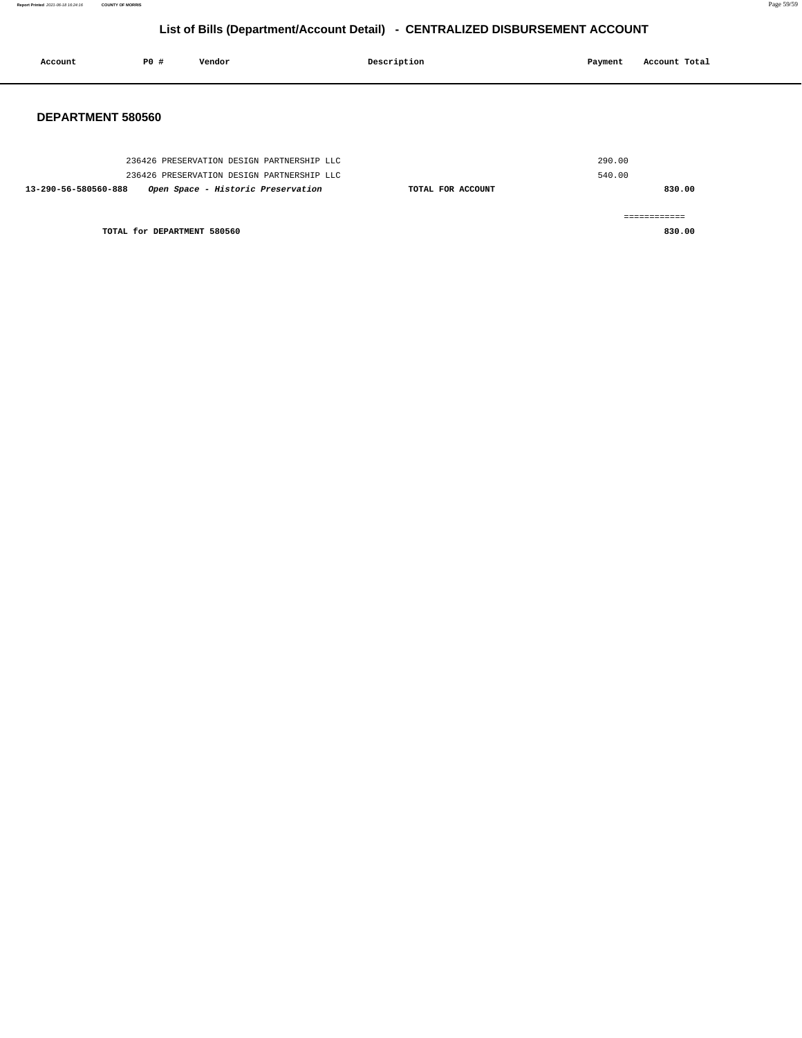# List of Bills (Department/Account Detail) - CENTRALIZED DISBURSEMENT ACCOUNT

| Account | PO # | Vendor | Description | Payment | Account Total |
|---|---|---|---|---|---|

## DEPARTMENT 580560

| Account | PO # | Vendor | Description | Payment | Account Total |
|---|---|---|---|---|---|
| | 236426 | PRESERVATION DESIGN PARTNERSHIP LLC | | 290.00 | |
| | 236426 | PRESERVATION DESIGN PARTNERSHIP LLC | | 540.00 | |
| **13-290-56-580560-888** | | ***Open Space - Historic Preservation*** | **TOTAL FOR ACCOUNT** | | **830.00** |

============

**TOTAL for DEPARTMENT 580560** **830.00**